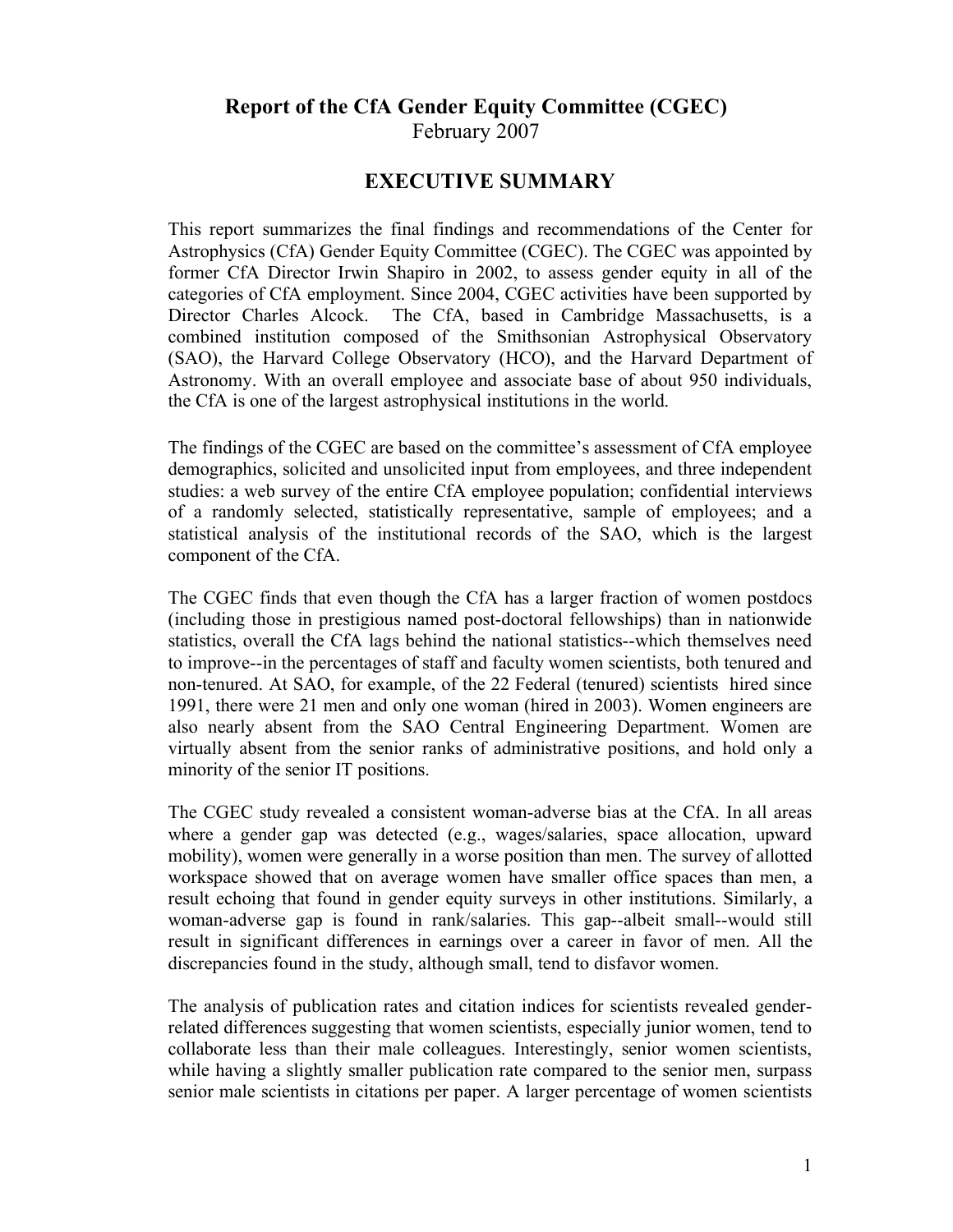# Report of the CfA Gender Equity Committee (CGEC)

February 2007

## EXECUTIVE SUMMARY

This report summarizes the final findings and recommendations of the Center for Astrophysics (CfA) Gender Equity Committee (CGEC). The CGEC was appointed by former CfA Director Irwin Shapiro in 2002, to assess gender equity in all of the categories of CfA employment. Since 2004, CGEC activities have been supported by Director Charles Alcock. The CfA, based in Cambridge Massachusetts, is a combined institution composed of the Smithsonian Astrophysical Observatory (SAO), the Harvard College Observatory (HCO), and the Harvard Department of Astronomy. With an overall employee and associate base of about 950 individuals, the CfA is one of the largest astrophysical institutions in the world.

The findings of the CGEC are based on the committee's assessment of CfA employee demographics, solicited and unsolicited input from employees, and three independent studies: a web survey of the entire CfA employee population; confidential interviews of a randomly selected, statistically representative, sample of employees; and a statistical analysis of the institutional records of the SAO, which is the largest component of the CfA.

The CGEC finds that even though the CfA has a larger fraction of women postdocs (including those in prestigious named post-doctoral fellowships) than in nationwide statistics, overall the CfA lags behind the national statistics--which themselves need to improve--in the percentages of staff and faculty women scientists, both tenured and non-tenured. At SAO, for example, of the 22 Federal (tenured) scientists hired since 1991, there were 21 men and only one woman (hired in 2003). Women engineers are also nearly absent from the SAO Central Engineering Department. Women are virtually absent from the senior ranks of administrative positions, and hold only a minority of the senior IT positions.

The CGEC study revealed a consistent woman-adverse bias at the CfA. In all areas where a gender gap was detected (e.g., wages/salaries, space allocation, upward mobility), women were generally in a worse position than men. The survey of allotted workspace showed that on average women have smaller office spaces than men, a result echoing that found in gender equity surveys in other institutions. Similarly, a woman-adverse gap is found in rank/salaries. This gap--albeit small--would still result in significant differences in earnings over a career in favor of men. All the discrepancies found in the study, although small, tend to disfavor women.

The analysis of publication rates and citation indices for scientists revealed gender-related differences suggesting that women scientists, especially junior women, tend to collaborate less than their male colleagues. Interestingly, senior women scientists, while having a slightly smaller publication rate compared to the senior men, surpass senior male scientists in citations per paper. A larger percentage of women scientists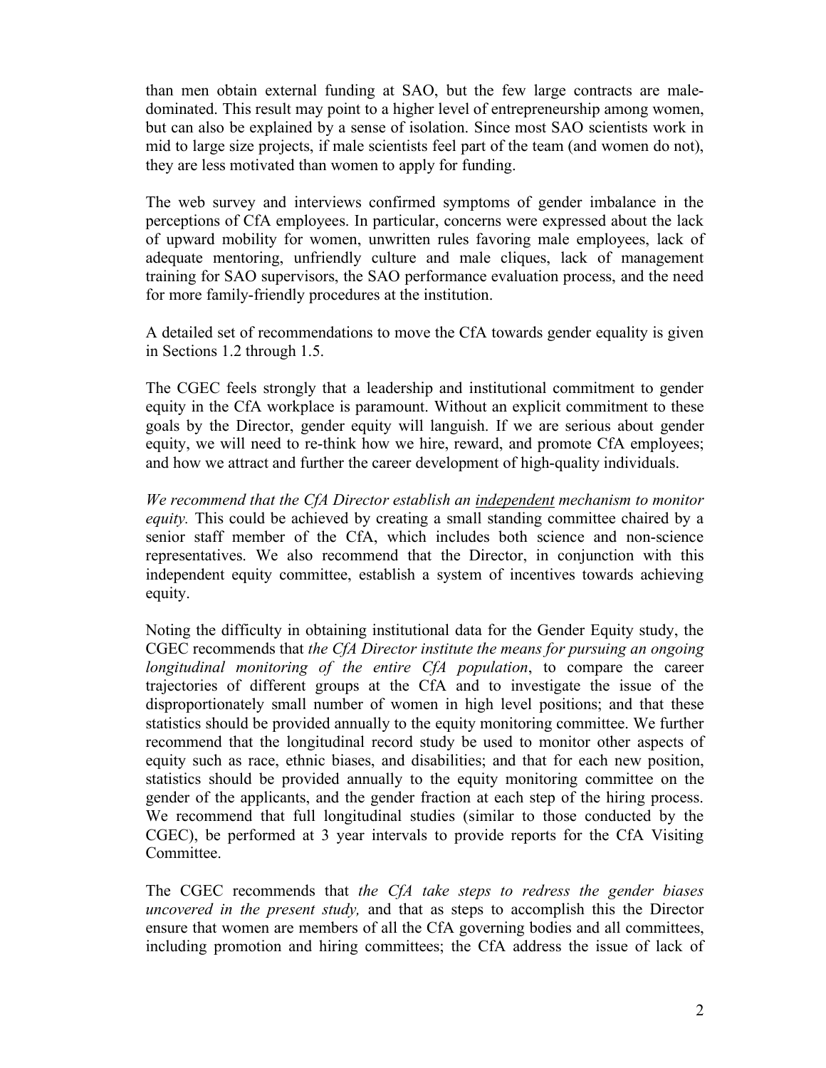than men obtain external funding at SAO, but the few large contracts are male-dominated. This result may point to a higher level of entrepreneurship among women, but can also be explained by a sense of isolation. Since most SAO scientists work in mid to large size projects, if male scientists feel part of the team (and women do not), they are less motivated than women to apply for funding.

The web survey and interviews confirmed symptoms of gender imbalance in the perceptions of CfA employees. In particular, concerns were expressed about the lack of upward mobility for women, unwritten rules favoring male employees, lack of adequate mentoring, unfriendly culture and male cliques, lack of management training for SAO supervisors, the SAO performance evaluation process, and the need for more family-friendly procedures at the institution.

A detailed set of recommendations to move the CfA towards gender equality is given in Sections 1.2 through 1.5.

The CGEC feels strongly that a leadership and institutional commitment to gender equity in the CfA workplace is paramount. Without an explicit commitment to these goals by the Director, gender equity will languish. If we are serious about gender equity, we will need to re-think how we hire, reward, and promote CfA employees; and how we attract and further the career development of high-quality individuals.

*We recommend that the CfA Director establish an independent mechanism to monitor equity.* This could be achieved by creating a small standing committee chaired by a senior staff member of the CfA, which includes both science and non-science representatives. We also recommend that the Director, in conjunction with this independent equity committee, establish a system of incentives towards achieving equity.

Noting the difficulty in obtaining institutional data for the Gender Equity study, the CGEC recommends that *the CfA Director institute the means for pursuing an ongoing longitudinal monitoring of the entire CfA population*, to compare the career trajectories of different groups at the CfA and to investigate the issue of the disproportionately small number of women in high level positions; and that these statistics should be provided annually to the equity monitoring committee. We further recommend that the longitudinal record study be used to monitor other aspects of equity such as race, ethnic biases, and disabilities; and that for each new position, statistics should be provided annually to the equity monitoring committee on the gender of the applicants, and the gender fraction at each step of the hiring process. We recommend that full longitudinal studies (similar to those conducted by the CGEC), be performed at 3 year intervals to provide reports for the CfA Visiting Committee.

The CGEC recommends that *the CfA take steps to redress the gender biases uncovered in the present study,* and that as steps to accomplish this the Director ensure that women are members of all the CfA governing bodies and all committees, including promotion and hiring committees; the CfA address the issue of lack of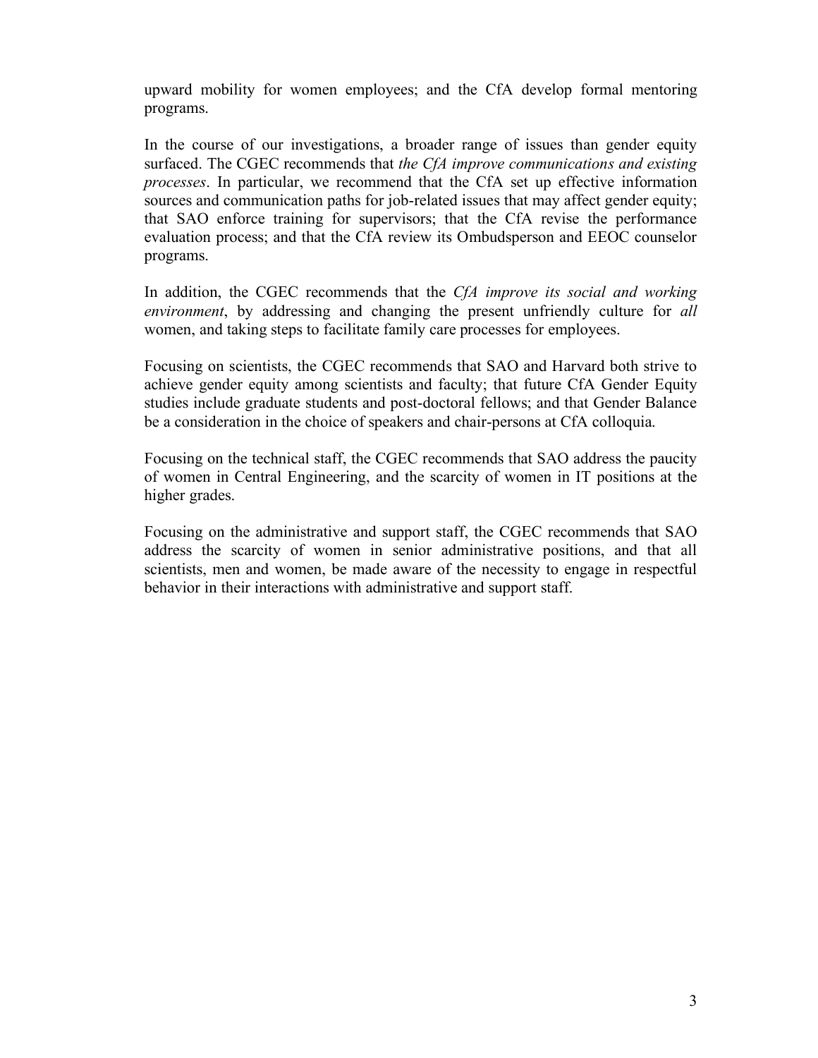upward mobility for women employees; and the CfA develop formal mentoring programs.

In the course of our investigations, a broader range of issues than gender equity surfaced. The CGEC recommends that *the CfA improve communications and existing processes*. In particular, we recommend that the CfA set up effective information sources and communication paths for job-related issues that may affect gender equity; that SAO enforce training for supervisors; that the CfA revise the performance evaluation process; and that the CfA review its Ombudsperson and EEOC counselor programs.

In addition, the CGEC recommends that the *CfA improve its social and working environment*, by addressing and changing the present unfriendly culture for *all* women, and taking steps to facilitate family care processes for employees.

Focusing on scientists, the CGEC recommends that SAO and Harvard both strive to achieve gender equity among scientists and faculty; that future CfA Gender Equity studies include graduate students and post-doctoral fellows; and that Gender Balance be a consideration in the choice of speakers and chair-persons at CfA colloquia.

Focusing on the technical staff, the CGEC recommends that SAO address the paucity of women in Central Engineering, and the scarcity of women in IT positions at the higher grades.

Focusing on the administrative and support staff, the CGEC recommends that SAO address the scarcity of women in senior administrative positions, and that all scientists, men and women, be made aware of the necessity to engage in respectful behavior in their interactions with administrative and support staff.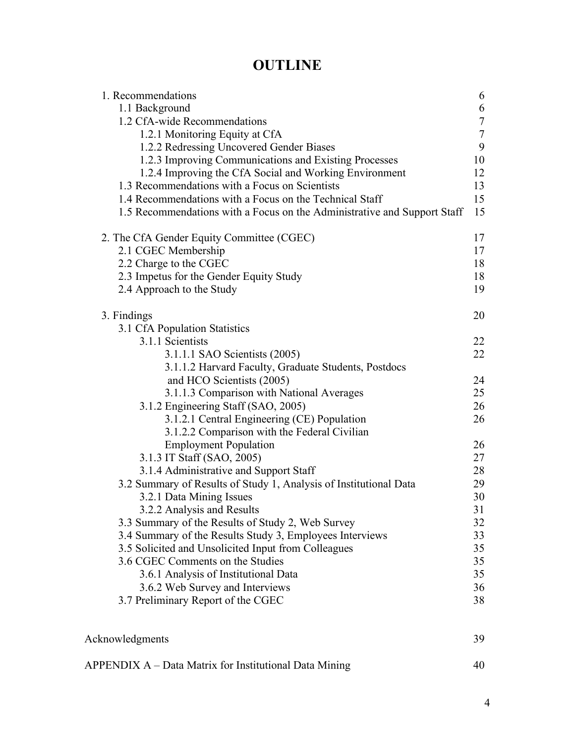# OUTLINE

| | |
|---|---|
| 1. Recommendations | 6 |
| 1.1 Background | 6 |
| 1.2 CfA-wide Recommendations | 7 |
| 1.2.1 Monitoring Equity at CfA | 7 |
| 1.2.2 Redressing Uncovered Gender Biases | 9 |
| 1.2.3 Improving Communications and Existing Processes | 10 |
| 1.2.4 Improving the CfA Social and Working Environment | 12 |
| 1.3 Recommendations with a Focus on Scientists | 13 |
| 1.4 Recommendations with a Focus on the Technical Staff | 15 |
| 1.5 Recommendations with a Focus on the Administrative and Support Staff | 15 |
| 2. The CfA Gender Equity Committee (CGEC) | 17 |
| 2.1 CGEC Membership | 17 |
| 2.2 Charge to the CGEC | 18 |
| 2.3 Impetus for the Gender Equity Study | 18 |
| 2.4 Approach to the Study | 19 |
| 3. Findings | 20 |
| 3.1 CfA Population Statistics | |
| 3.1.1 Scientists | 22 |
| 3.1.1.1 SAO Scientists (2005) | 22 |
| 3.1.1.2 Harvard Faculty, Graduate Students, Postdocs and HCO Scientists (2005) | 24 |
| 3.1.1.3 Comparison with National Averages | 25 |
| 3.1.2 Engineering Staff (SAO, 2005) | 26 |
| 3.1.2.1 Central Engineering (CE) Population | 26 |
| 3.1.2.2 Comparison with the Federal Civilian Employment Population | 26 |
| 3.1.3 IT Staff (SAO, 2005) | 27 |
| 3.1.4 Administrative and Support Staff | 28 |
| 3.2 Summary of Results of Study 1, Analysis of Institutional Data | 29 |
| 3.2.1 Data Mining Issues | 30 |
| 3.2.2 Analysis and Results | 31 |
| 3.3 Summary of the Results of Study 2, Web Survey | 32 |
| 3.4 Summary of the Results Study 3, Employees Interviews | 33 |
| 3.5 Solicited and Unsolicited Input from Colleagues | 35 |
| 3.6 CGEC Comments on the Studies | 35 |
| 3.6.1 Analysis of Institutional Data | 35 |
| 3.6.2 Web Survey and Interviews | 36 |
| 3.7 Preliminary Report of the CGEC | 38 |
| Acknowledgments | 39 |
| APPENDIX A – Data Matrix for Institutional Data Mining | 40 |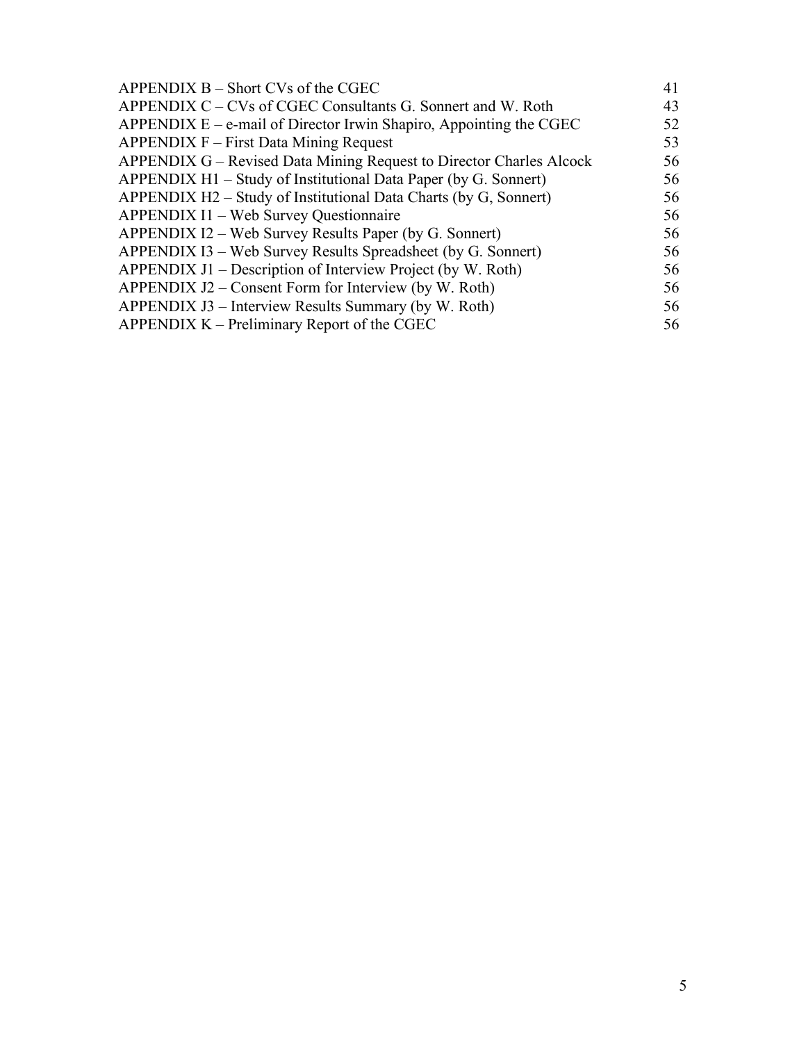| | |
|---|---|
| APPENDIX B – Short CVs of the CGEC | 41 |
| APPENDIX C – CVs of CGEC Consultants G. Sonnert and W. Roth | 43 |
| APPENDIX E – e-mail of Director Irwin Shapiro, Appointing the CGEC | 52 |
| APPENDIX F – First Data Mining Request | 53 |
| APPENDIX G – Revised Data Mining Request to Director Charles Alcock | 56 |
| APPENDIX H1 – Study of Institutional Data Paper (by G. Sonnert) | 56 |
| APPENDIX H2 – Study of Institutional Data Charts (by G, Sonnert) | 56 |
| APPENDIX I1 – Web Survey Questionnaire | 56 |
| APPENDIX I2 – Web Survey Results Paper (by G. Sonnert) | 56 |
| APPENDIX I3 – Web Survey Results Spreadsheet (by G. Sonnert) | 56 |
| APPENDIX J1 – Description of Interview Project (by W. Roth) | 56 |
| APPENDIX J2 – Consent Form for Interview (by W. Roth) | 56 |
| APPENDIX J3 – Interview Results Summary (by W. Roth) | 56 |
| APPENDIX K – Preliminary Report of the CGEC | 56 |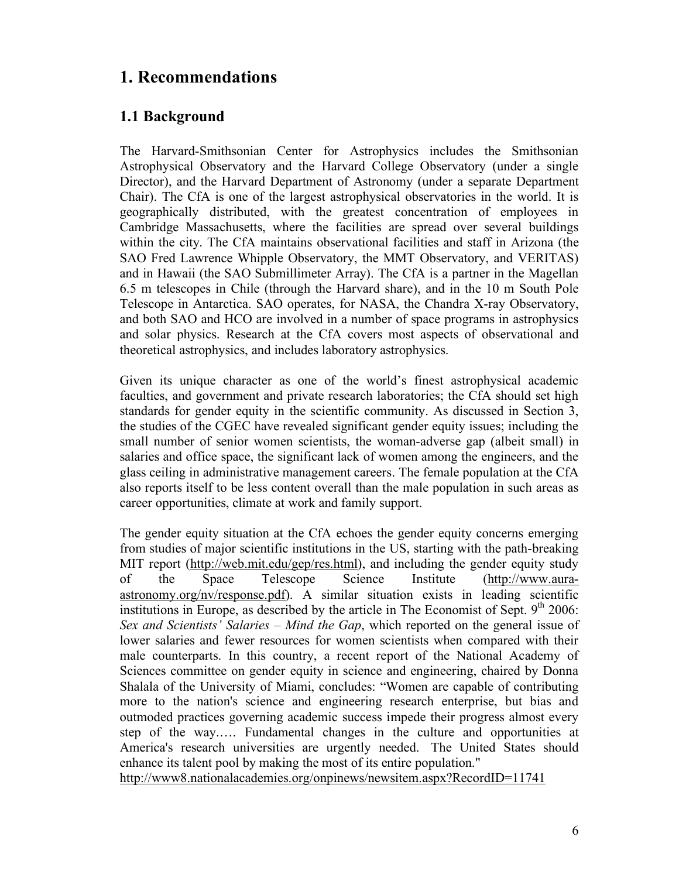# 1. Recommendations

## 1.1 Background

The Harvard-Smithsonian Center for Astrophysics includes the Smithsonian Astrophysical Observatory and the Harvard College Observatory (under a single Director), and the Harvard Department of Astronomy (under a separate Department Chair). The CfA is one of the largest astrophysical observatories in the world. It is geographically distributed, with the greatest concentration of employees in Cambridge Massachusetts, where the facilities are spread over several buildings within the city. The CfA maintains observational facilities and staff in Arizona (the SAO Fred Lawrence Whipple Observatory, the MMT Observatory, and VERITAS) and in Hawaii (the SAO Submillimeter Array). The CfA is a partner in the Magellan 6.5 m telescopes in Chile (through the Harvard share), and in the 10 m South Pole Telescope in Antarctica. SAO operates, for NASA, the Chandra X-ray Observatory, and both SAO and HCO are involved in a number of space programs in astrophysics and solar physics. Research at the CfA covers most aspects of observational and theoretical astrophysics, and includes laboratory astrophysics.

Given its unique character as one of the world's finest astrophysical academic faculties, and government and private research laboratories; the CfA should set high standards for gender equity in the scientific community. As discussed in Section 3, the studies of the CGEC have revealed significant gender equity issues; including the small number of senior women scientists, the woman-adverse gap (albeit small) in salaries and office space, the significant lack of women among the engineers, and the glass ceiling in administrative management careers. The female population at the CfA also reports itself to be less content overall than the male population in such areas as career opportunities, climate at work and family support.

The gender equity situation at the CfA echoes the gender equity concerns emerging from studies of major scientific institutions in the US, starting with the path-breaking MIT report (http://web.mit.edu/gep/res.html), and including the gender equity study of the Space Telescope Science Institute (http://www.aura-astronomy.org/nv/response.pdf). A similar situation exists in leading scientific institutions in Europe, as described by the article in The Economist of Sept. 9th 2006: *Sex and Scientists' Salaries – Mind the Gap*, which reported on the general issue of lower salaries and fewer resources for women scientists when compared with their male counterparts. In this country, a recent report of the National Academy of Sciences committee on gender equity in science and engineering, chaired by Donna Shalala of the University of Miami, concludes: "Women are capable of contributing more to the nation's science and engineering research enterprise, but bias and outmoded practices governing academic success impede their progress almost every step of the way….. Fundamental changes in the culture and opportunities at America's research universities are urgently needed. The United States should enhance its talent pool by making the most of its entire population."
http://www8.nationalacademies.org/onpinews/newsitem.aspx?RecordID=11741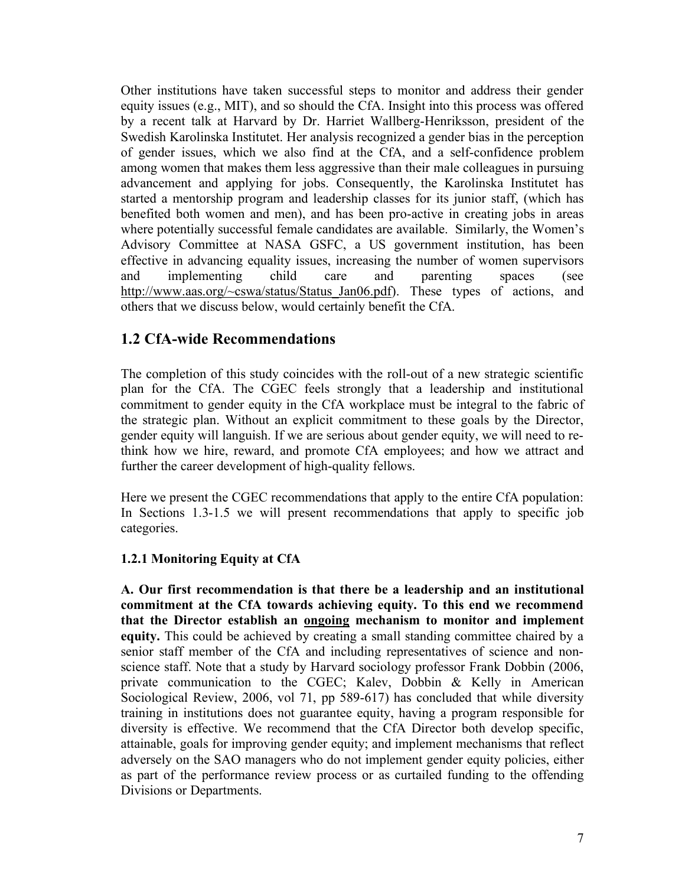Other institutions have taken successful steps to monitor and address their gender equity issues (e.g., MIT), and so should the CfA. Insight into this process was offered by a recent talk at Harvard by Dr. Harriet Wallberg-Henriksson, president of the Swedish Karolinska Institutet. Her analysis recognized a gender bias in the perception of gender issues, which we also find at the CfA, and a self-confidence problem among women that makes them less aggressive than their male colleagues in pursuing advancement and applying for jobs. Consequently, the Karolinska Institutet has started a mentorship program and leadership classes for its junior staff, (which has benefited both women and men), and has been pro-active in creating jobs in areas where potentially successful female candidates are available. Similarly, the Women's Advisory Committee at NASA GSFC, a US government institution, has been effective in advancing equality issues, increasing the number of women supervisors and implementing child care and parenting spaces (see http://www.aas.org/~cswa/status/Status_Jan06.pdf). These types of actions, and others that we discuss below, would certainly benefit the CfA.

## 1.2 CfA-wide Recommendations

The completion of this study coincides with the roll-out of a new strategic scientific plan for the CfA. The CGEC feels strongly that a leadership and institutional commitment to gender equity in the CfA workplace must be integral to the fabric of the strategic plan. Without an explicit commitment to these goals by the Director, gender equity will languish. If we are serious about gender equity, we will need to re-think how we hire, reward, and promote CfA employees; and how we attract and further the career development of high-quality fellows.

Here we present the CGEC recommendations that apply to the entire CfA population: In Sections 1.3-1.5 we will present recommendations that apply to specific job categories.

### 1.2.1 Monitoring Equity at CfA

**A. Our first recommendation is that there be a leadership and an institutional commitment at the CfA towards achieving equity. To this end we recommend that the Director establish an <u>ongoing</u> mechanism to monitor and implement equity.** This could be achieved by creating a small standing committee chaired by a senior staff member of the CfA and including representatives of science and non-science staff. Note that a study by Harvard sociology professor Frank Dobbin (2006, private communication to the CGEC; Kalev, Dobbin & Kelly in American Sociological Review, 2006, vol 71, pp 589-617) has concluded that while diversity training in institutions does not guarantee equity, having a program responsible for diversity is effective. We recommend that the CfA Director both develop specific, attainable, goals for improving gender equity; and implement mechanisms that reflect adversely on the SAO managers who do not implement gender equity policies, either as part of the performance review process or as curtailed funding to the offending Divisions or Departments.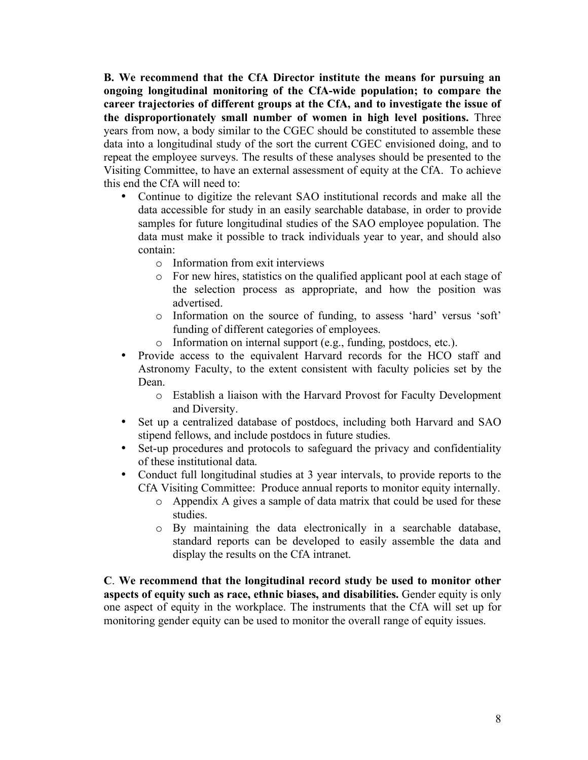**B. We recommend that the CfA Director institute the means for pursuing an ongoing longitudinal monitoring of the CfA-wide population; to compare the career trajectories of different groups at the CfA, and to investigate the issue of the disproportionately small number of women in high level positions.** Three years from now, a body similar to the CGEC should be constituted to assemble these data into a longitudinal study of the sort the current CGEC envisioned doing, and to repeat the employee surveys. The results of these analyses should be presented to the Visiting Committee, to have an external assessment of equity at the CfA. To achieve this end the CfA will need to:

- Continue to digitize the relevant SAO institutional records and make all the data accessible for study in an easily searchable database, in order to provide samples for future longitudinal studies of the SAO employee population. The data must make it possible to track individuals year to year, and should also contain:
    - Information from exit interviews
    - For new hires, statistics on the qualified applicant pool at each stage of the selection process as appropriate, and how the position was advertised.
    - Information on the source of funding, to assess 'hard' versus 'soft' funding of different categories of employees.
    - Information on internal support (e.g., funding, postdocs, etc.).
- Provide access to the equivalent Harvard records for the HCO staff and Astronomy Faculty, to the extent consistent with faculty policies set by the Dean.
    - Establish a liaison with the Harvard Provost for Faculty Development and Diversity.
- Set up a centralized database of postdocs, including both Harvard and SAO stipend fellows, and include postdocs in future studies.
- Set-up procedures and protocols to safeguard the privacy and confidentiality of these institutional data.
- Conduct full longitudinal studies at 3 year intervals, to provide reports to the CfA Visiting Committee: Produce annual reports to monitor equity internally.
    - Appendix A gives a sample of data matrix that could be used for these studies.
    - By maintaining the data electronically in a searchable database, standard reports can be developed to easily assemble the data and display the results on the CfA intranet.

**C**. **We recommend that the longitudinal record study be used to monitor other aspects of equity such as race, ethnic biases, and disabilities.** Gender equity is only one aspect of equity in the workplace. The instruments that the CfA will set up for monitoring gender equity can be used to monitor the overall range of equity issues.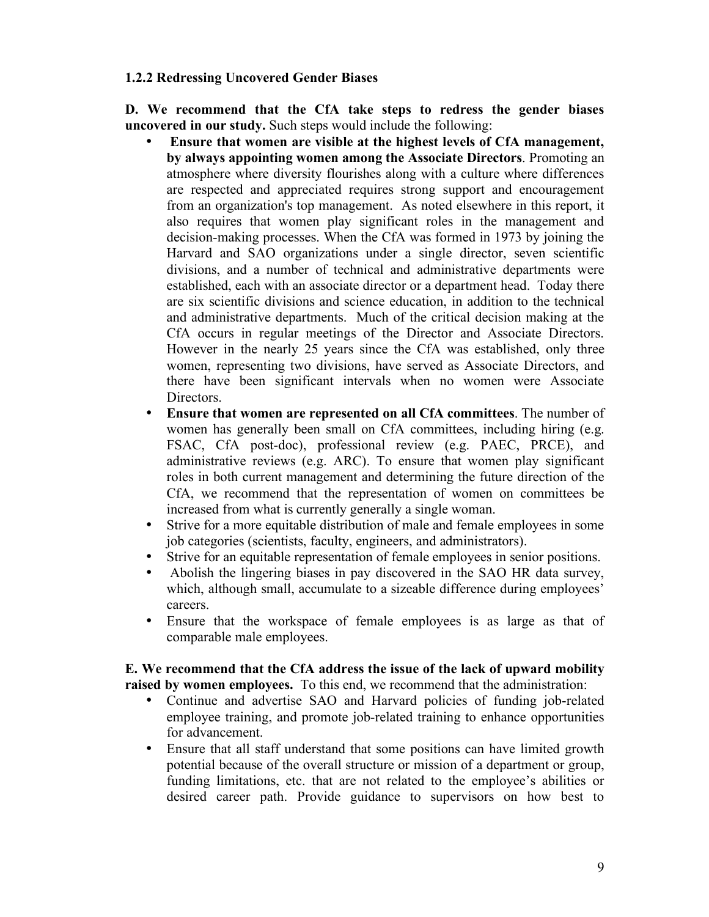### 1.2.2 Redressing Uncovered Gender Biases

**D. We recommend that the CfA take steps to redress the gender biases uncovered in our study.** Such steps would include the following:

- **Ensure that women are visible at the highest levels of CfA management, by always appointing women among the Associate Directors**. Promoting an atmosphere where diversity flourishes along with a culture where differences are respected and appreciated requires strong support and encouragement from an organization's top management. As noted elsewhere in this report, it also requires that women play significant roles in the management and decision-making processes. When the CfA was formed in 1973 by joining the Harvard and SAO organizations under a single director, seven scientific divisions, and a number of technical and administrative departments were established, each with an associate director or a department head. Today there are six scientific divisions and science education, in addition to the technical and administrative departments. Much of the critical decision making at the CfA occurs in regular meetings of the Director and Associate Directors. However in the nearly 25 years since the CfA was established, only three women, representing two divisions, have served as Associate Directors, and there have been significant intervals when no women were Associate Directors.
- **Ensure that women are represented on all CfA committees**. The number of women has generally been small on CfA committees, including hiring (e.g. FSAC, CfA post-doc), professional review (e.g. PAEC, PRCE), and administrative reviews (e.g. ARC). To ensure that women play significant roles in both current management and determining the future direction of the CfA, we recommend that the representation of women on committees be increased from what is currently generally a single woman.
- Strive for a more equitable distribution of male and female employees in some job categories (scientists, faculty, engineers, and administrators).
- Strive for an equitable representation of female employees in senior positions.
- Abolish the lingering biases in pay discovered in the SAO HR data survey, which, although small, accumulate to a sizeable difference during employees' careers.
- Ensure that the workspace of female employees is as large as that of comparable male employees.

**E. We recommend that the CfA address the issue of the lack of upward mobility raised by women employees.** To this end, we recommend that the administration:

- Continue and advertise SAO and Harvard policies of funding job-related employee training, and promote job-related training to enhance opportunities for advancement.
- Ensure that all staff understand that some positions can have limited growth potential because of the overall structure or mission of a department or group, funding limitations, etc. that are not related to the employee's abilities or desired career path. Provide guidance to supervisors on how best to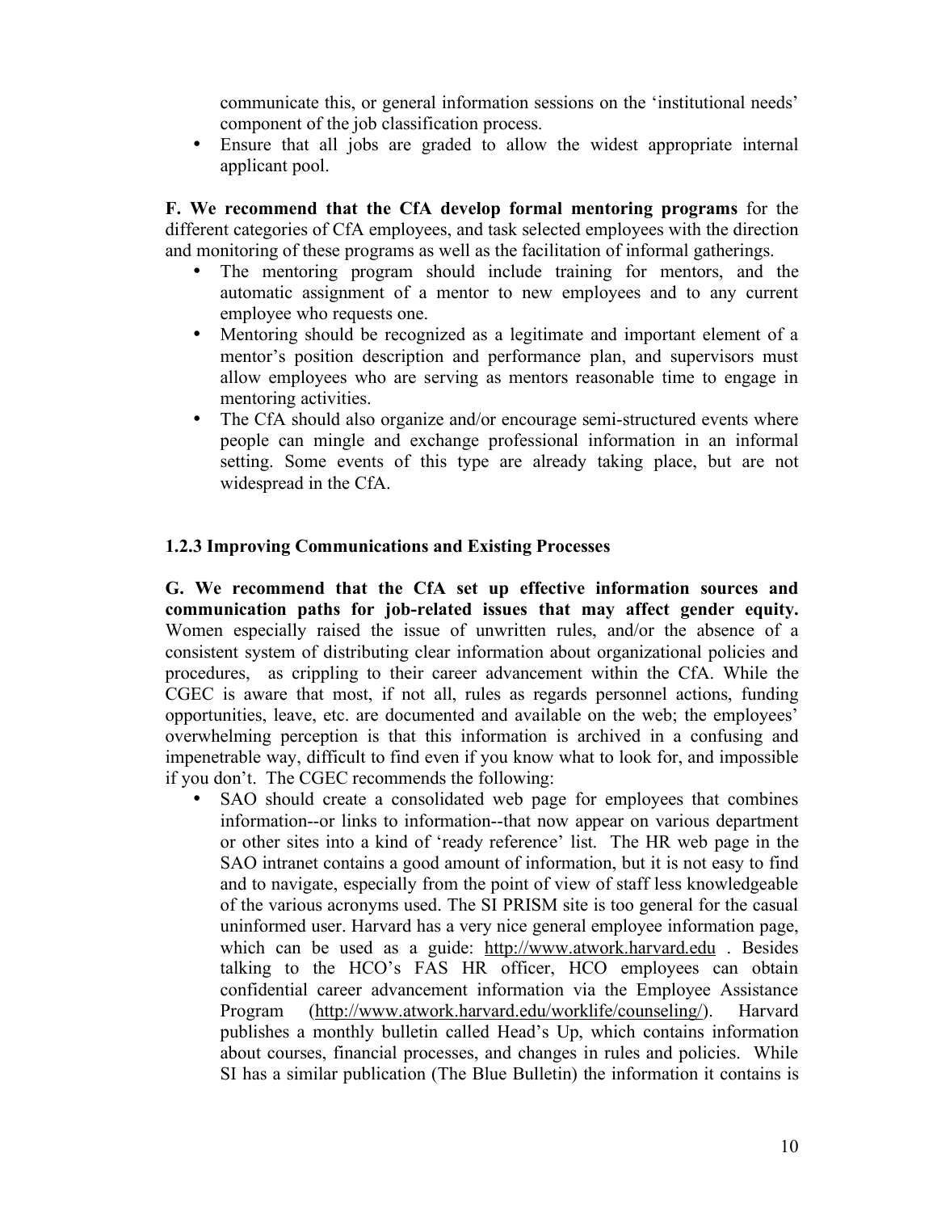communicate this, or general information sessions on the 'institutional needs' component of the job classification process.

- Ensure that all jobs are graded to allow the widest appropriate internal applicant pool.

**F. We recommend that the CfA develop formal mentoring programs** for the different categories of CfA employees, and task selected employees with the direction and monitoring of these programs as well as the facilitation of informal gatherings.

- The mentoring program should include training for mentors, and the automatic assignment of a mentor to new employees and to any current employee who requests one.
- Mentoring should be recognized as a legitimate and important element of a mentor's position description and performance plan, and supervisors must allow employees who are serving as mentors reasonable time to engage in mentoring activities.
- The CfA should also organize and/or encourage semi-structured events where people can mingle and exchange professional information in an informal setting. Some events of this type are already taking place, but are not widespread in the CfA.

### 1.2.3 Improving Communications and Existing Processes

**G. We recommend that the CfA set up effective information sources and communication paths for job-related issues that may affect gender equity.** Women especially raised the issue of unwritten rules, and/or the absence of a consistent system of distributing clear information about organizational policies and procedures, as crippling to their career advancement within the CfA. While the CGEC is aware that most, if not all, rules as regards personnel actions, funding opportunities, leave, etc. are documented and available on the web; the employees' overwhelming perception is that this information is archived in a confusing and impenetrable way, difficult to find even if you know what to look for, and impossible if you don't. The CGEC recommends the following:

- SAO should create a consolidated web page for employees that combines information--or links to information--that now appear on various department or other sites into a kind of 'ready reference' list. The HR web page in the SAO intranet contains a good amount of information, but it is not easy to find and to navigate, especially from the point of view of staff less knowledgeable of the various acronyms used. The SI PRISM site is too general for the casual uninformed user. Harvard has a very nice general employee information page, which can be used as a guide: http://www.atwork.harvard.edu . Besides talking to the HCO's FAS HR officer, HCO employees can obtain confidential career advancement information via the Employee Assistance Program (http://www.atwork.harvard.edu/worklife/counseling/). Harvard publishes a monthly bulletin called Head's Up, which contains information about courses, financial processes, and changes in rules and policies. While SI has a similar publication (The Blue Bulletin) the information it contains is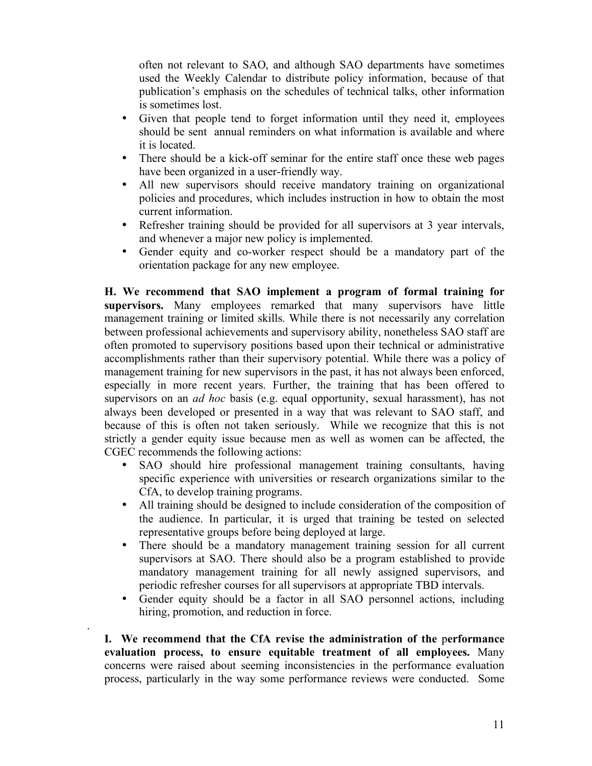often not relevant to SAO, and although SAO departments have sometimes used the Weekly Calendar to distribute policy information, because of that publication's emphasis on the schedules of technical talks, other information is sometimes lost.

- Given that people tend to forget information until they need it, employees should be sent annual reminders on what information is available and where it is located.
- There should be a kick-off seminar for the entire staff once these web pages have been organized in a user-friendly way.
- All new supervisors should receive mandatory training on organizational policies and procedures, which includes instruction in how to obtain the most current information.
- Refresher training should be provided for all supervisors at 3 year intervals, and whenever a major new policy is implemented.
- Gender equity and co-worker respect should be a mandatory part of the orientation package for any new employee.

**H. We recommend that SAO implement a program of formal training for supervisors.** Many employees remarked that many supervisors have little management training or limited skills. While there is not necessarily any correlation between professional achievements and supervisory ability, nonetheless SAO staff are often promoted to supervisory positions based upon their technical or administrative accomplishments rather than their supervisory potential. While there was a policy of management training for new supervisors in the past, it has not always been enforced, especially in more recent years. Further, the training that has been offered to supervisors on an *ad hoc* basis (e.g. equal opportunity, sexual harassment), has not always been developed or presented in a way that was relevant to SAO staff, and because of this is often not taken seriously. While we recognize that this is not strictly a gender equity issue because men as well as women can be affected, the CGEC recommends the following actions:

- SAO should hire professional management training consultants, having specific experience with universities or research organizations similar to the CfA, to develop training programs.
- All training should be designed to include consideration of the composition of the audience. In particular, it is urged that training be tested on selected representative groups before being deployed at large.
- There should be a mandatory management training session for all current supervisors at SAO. There should also be a program established to provide mandatory management training for all newly assigned supervisors, and periodic refresher courses for all supervisors at appropriate TBD intervals.
- Gender equity should be a factor in all SAO personnel actions, including hiring, promotion, and reduction in force.

**I. We recommend that the CfA revise the administration of the performance evaluation process, to ensure equitable treatment of all employees.** Many concerns were raised about seeming inconsistencies in the performance evaluation process, particularly in the way some performance reviews were conducted. Some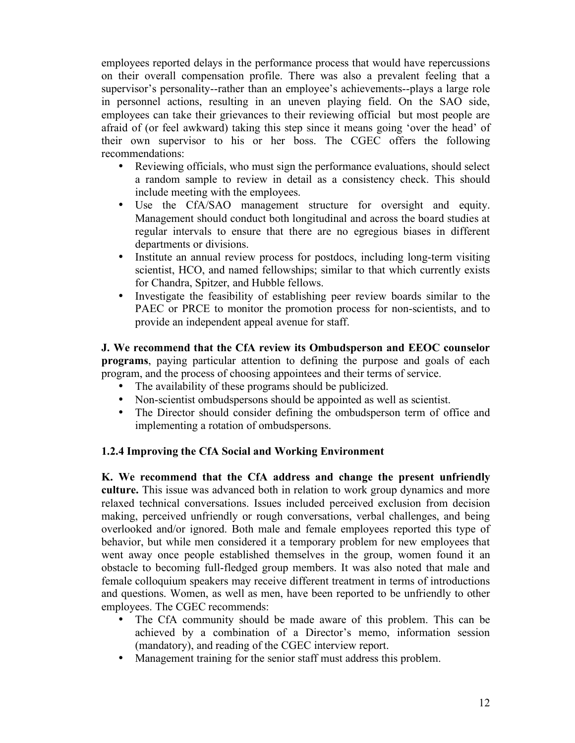employees reported delays in the performance process that would have repercussions on their overall compensation profile. There was also a prevalent feeling that a supervisor's personality--rather than an employee's achievements--plays a large role in personnel actions, resulting in an uneven playing field. On the SAO side, employees can take their grievances to their reviewing official but most people are afraid of (or feel awkward) taking this step since it means going 'over the head' of their own supervisor to his or her boss. The CGEC offers the following recommendations:

- Reviewing officials, who must sign the performance evaluations, should select a random sample to review in detail as a consistency check. This should include meeting with the employees.
- Use the CfA/SAO management structure for oversight and equity. Management should conduct both longitudinal and across the board studies at regular intervals to ensure that there are no egregious biases in different departments or divisions.
- Institute an annual review process for postdocs, including long-term visiting scientist, HCO, and named fellowships; similar to that which currently exists for Chandra, Spitzer, and Hubble fellows.
- Investigate the feasibility of establishing peer review boards similar to the PAEC or PRCE to monitor the promotion process for non-scientists, and to provide an independent appeal avenue for staff.

**J. We recommend that the CfA review its Ombudsperson and EEOC counselor programs**, paying particular attention to defining the purpose and goals of each program, and the process of choosing appointees and their terms of service.

- The availability of these programs should be publicized.
- Non-scientist ombudspersons should be appointed as well as scientist.
- The Director should consider defining the ombudsperson term of office and implementing a rotation of ombudspersons.

### 1.2.4 Improving the CfA Social and Working Environment

**K. We recommend that the CfA address and change the present unfriendly culture.** This issue was advanced both in relation to work group dynamics and more relaxed technical conversations. Issues included perceived exclusion from decision making, perceived unfriendly or rough conversations, verbal challenges, and being overlooked and/or ignored. Both male and female employees reported this type of behavior, but while men considered it a temporary problem for new employees that went away once people established themselves in the group, women found it an obstacle to becoming full-fledged group members. It was also noted that male and female colloquium speakers may receive different treatment in terms of introductions and questions. Women, as well as men, have been reported to be unfriendly to other employees. The CGEC recommends:

- The CfA community should be made aware of this problem. This can be achieved by a combination of a Director's memo, information session (mandatory), and reading of the CGEC interview report.
- Management training for the senior staff must address this problem.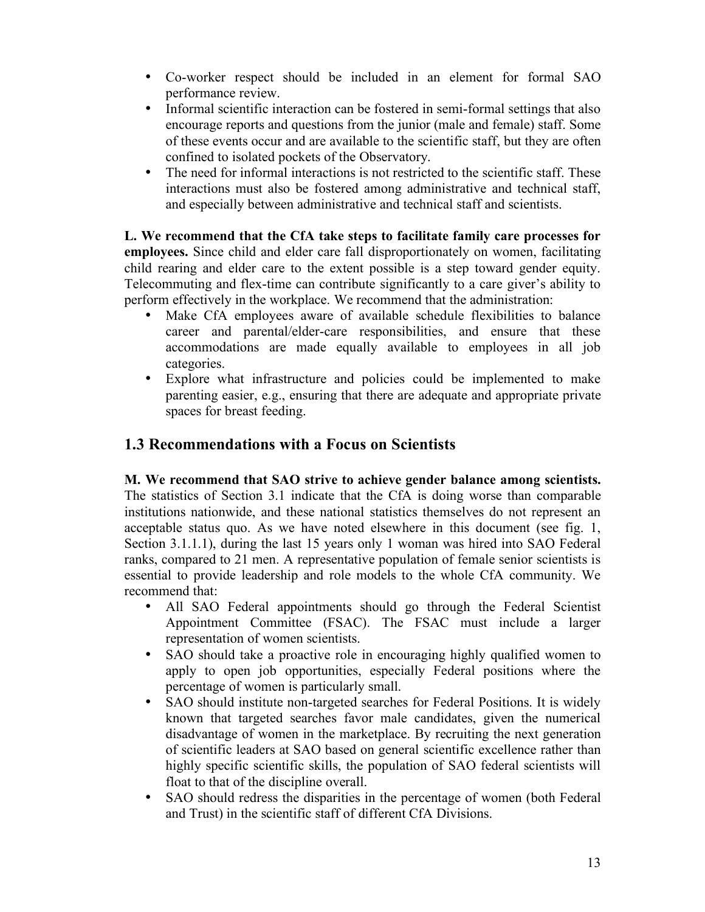- Co-worker respect should be included in an element for formal SAO performance review.
- Informal scientific interaction can be fostered in semi-formal settings that also encourage reports and questions from the junior (male and female) staff. Some of these events occur and are available to the scientific staff, but they are often confined to isolated pockets of the Observatory.
- The need for informal interactions is not restricted to the scientific staff. These interactions must also be fostered among administrative and technical staff, and especially between administrative and technical staff and scientists.

**L. We recommend that the CfA take steps to facilitate family care processes for employees.** Since child and elder care fall disproportionately on women, facilitating child rearing and elder care to the extent possible is a step toward gender equity. Telecommuting and flex-time can contribute significantly to a care giver's ability to perform effectively in the workplace. We recommend that the administration:

- Make CfA employees aware of available schedule flexibilities to balance career and parental/elder-care responsibilities, and ensure that these accommodations are made equally available to employees in all job categories.
- Explore what infrastructure and policies could be implemented to make parenting easier, e.g., ensuring that there are adequate and appropriate private spaces for breast feeding.

## 1.3 Recommendations with a Focus on Scientists

**M. We recommend that SAO strive to achieve gender balance among scientists.** The statistics of Section 3.1 indicate that the CfA is doing worse than comparable institutions nationwide, and these national statistics themselves do not represent an acceptable status quo. As we have noted elsewhere in this document (see fig. 1, Section 3.1.1.1), during the last 15 years only 1 woman was hired into SAO Federal ranks, compared to 21 men. A representative population of female senior scientists is essential to provide leadership and role models to the whole CfA community. We recommend that:

- All SAO Federal appointments should go through the Federal Scientist Appointment Committee (FSAC). The FSAC must include a larger representation of women scientists.
- SAO should take a proactive role in encouraging highly qualified women to apply to open job opportunities, especially Federal positions where the percentage of women is particularly small.
- SAO should institute non-targeted searches for Federal Positions. It is widely known that targeted searches favor male candidates, given the numerical disadvantage of women in the marketplace. By recruiting the next generation of scientific leaders at SAO based on general scientific excellence rather than highly specific scientific skills, the population of SAO federal scientists will float to that of the discipline overall.
- SAO should redress the disparities in the percentage of women (both Federal and Trust) in the scientific staff of different CfA Divisions.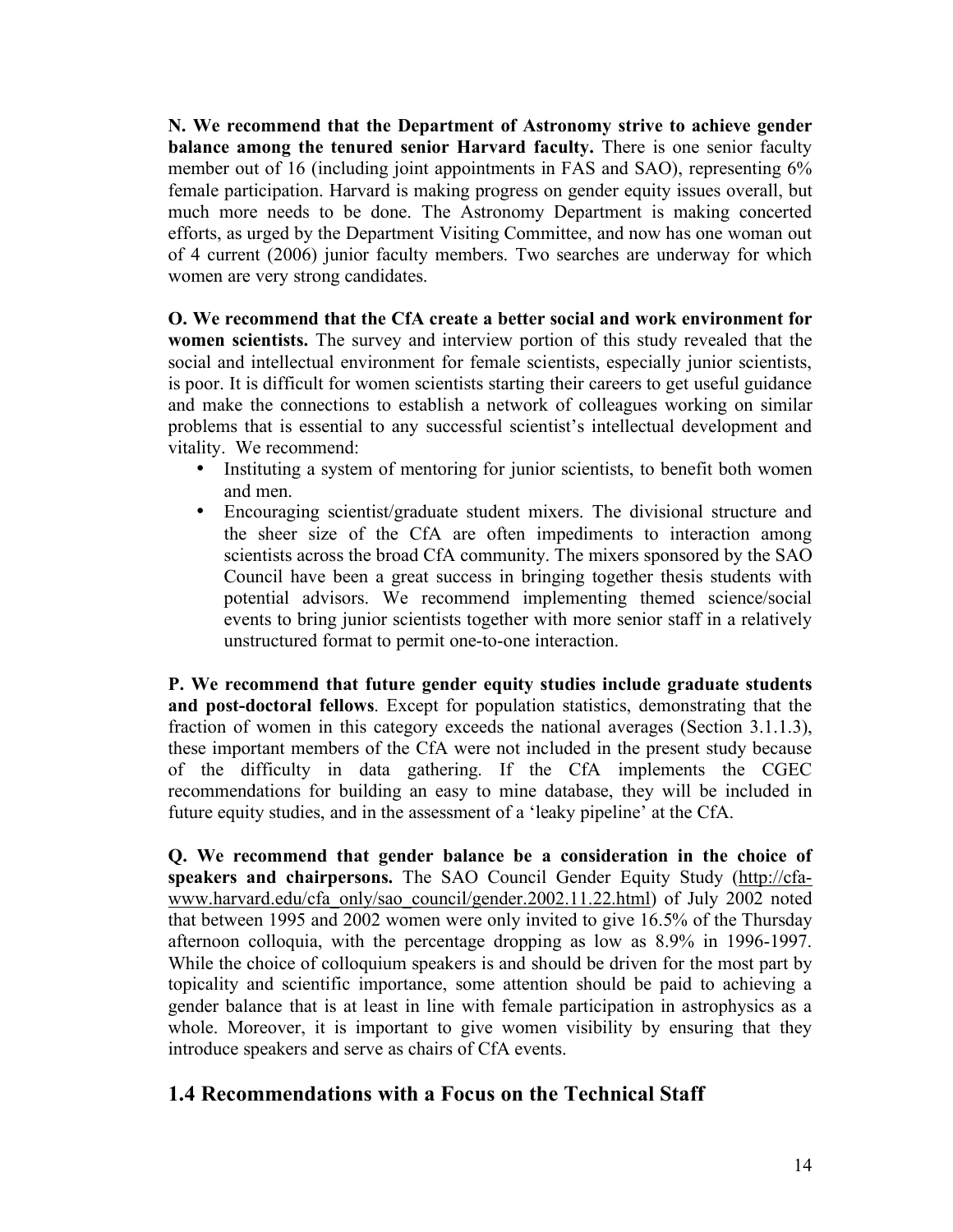**N. We recommend that the Department of Astronomy strive to achieve gender balance among the tenured senior Harvard faculty.** There is one senior faculty member out of 16 (including joint appointments in FAS and SAO), representing 6% female participation. Harvard is making progress on gender equity issues overall, but much more needs to be done. The Astronomy Department is making concerted efforts, as urged by the Department Visiting Committee, and now has one woman out of 4 current (2006) junior faculty members. Two searches are underway for which women are very strong candidates.

**O. We recommend that the CfA create a better social and work environment for women scientists.** The survey and interview portion of this study revealed that the social and intellectual environment for female scientists, especially junior scientists, is poor. It is difficult for women scientists starting their careers to get useful guidance and make the connections to establish a network of colleagues working on similar problems that is essential to any successful scientist's intellectual development and vitality. We recommend:

- Instituting a system of mentoring for junior scientists, to benefit both women and men.
- Encouraging scientist/graduate student mixers. The divisional structure and the sheer size of the CfA are often impediments to interaction among scientists across the broad CfA community. The mixers sponsored by the SAO Council have been a great success in bringing together thesis students with potential advisors. We recommend implementing themed science/social events to bring junior scientists together with more senior staff in a relatively unstructured format to permit one-to-one interaction.

**P. We recommend that future gender equity studies include graduate students and post-doctoral fellows**. Except for population statistics, demonstrating that the fraction of women in this category exceeds the national averages (Section 3.1.1.3), these important members of the CfA were not included in the present study because of the difficulty in data gathering. If the CfA implements the CGEC recommendations for building an easy to mine database, they will be included in future equity studies, and in the assessment of a 'leaky pipeline' at the CfA.

**Q. We recommend that gender balance be a consideration in the choice of speakers and chairpersons.** The SAO Council Gender Equity Study (http://cfa-www.harvard.edu/cfa_only/sao_council/gender.2002.11.22.html) of July 2002 noted that between 1995 and 2002 women were only invited to give 16.5% of the Thursday afternoon colloquia, with the percentage dropping as low as 8.9% in 1996-1997. While the choice of colloquium speakers is and should be driven for the most part by topicality and scientific importance, some attention should be paid to achieving a gender balance that is at least in line with female participation in astrophysics as a whole. Moreover, it is important to give women visibility by ensuring that they introduce speakers and serve as chairs of CfA events.

## 1.4 Recommendations with a Focus on the Technical Staff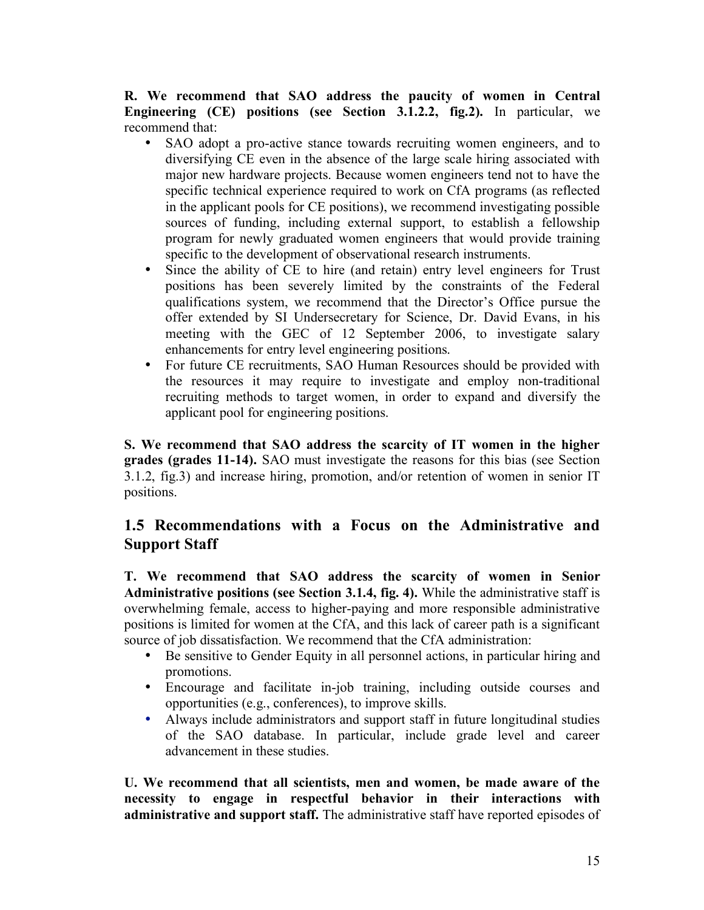**R. We recommend that SAO address the paucity of women in Central Engineering (CE) positions (see Section 3.1.2.2, fig.2).** In particular, we recommend that:

- SAO adopt a pro-active stance towards recruiting women engineers, and to diversifying CE even in the absence of the large scale hiring associated with major new hardware projects. Because women engineers tend not to have the specific technical experience required to work on CfA programs (as reflected in the applicant pools for CE positions), we recommend investigating possible sources of funding, including external support, to establish a fellowship program for newly graduated women engineers that would provide training specific to the development of observational research instruments.
- Since the ability of CE to hire (and retain) entry level engineers for Trust positions has been severely limited by the constraints of the Federal qualifications system, we recommend that the Director's Office pursue the offer extended by SI Undersecretary for Science, Dr. David Evans, in his meeting with the GEC of 12 September 2006, to investigate salary enhancements for entry level engineering positions.
- For future CE recruitments, SAO Human Resources should be provided with the resources it may require to investigate and employ non-traditional recruiting methods to target women, in order to expand and diversify the applicant pool for engineering positions.

**S. We recommend that SAO address the scarcity of IT women in the higher grades (grades 11-14).** SAO must investigate the reasons for this bias (see Section 3.1.2, fig.3) and increase hiring, promotion, and/or retention of women in senior IT positions.

## 1.5 Recommendations with a Focus on the Administrative and Support Staff

**T. We recommend that SAO address the scarcity of women in Senior Administrative positions (see Section 3.1.4, fig. 4).** While the administrative staff is overwhelming female, access to higher-paying and more responsible administrative positions is limited for women at the CfA, and this lack of career path is a significant source of job dissatisfaction. We recommend that the CfA administration:

- Be sensitive to Gender Equity in all personnel actions, in particular hiring and promotions.
- Encourage and facilitate in-job training, including outside courses and opportunities (e.g., conferences), to improve skills.
- Always include administrators and support staff in future longitudinal studies of the SAO database. In particular, include grade level and career advancement in these studies.

**U. We recommend that all scientists, men and women, be made aware of the necessity to engage in respectful behavior in their interactions with administrative and support staff.** The administrative staff have reported episodes of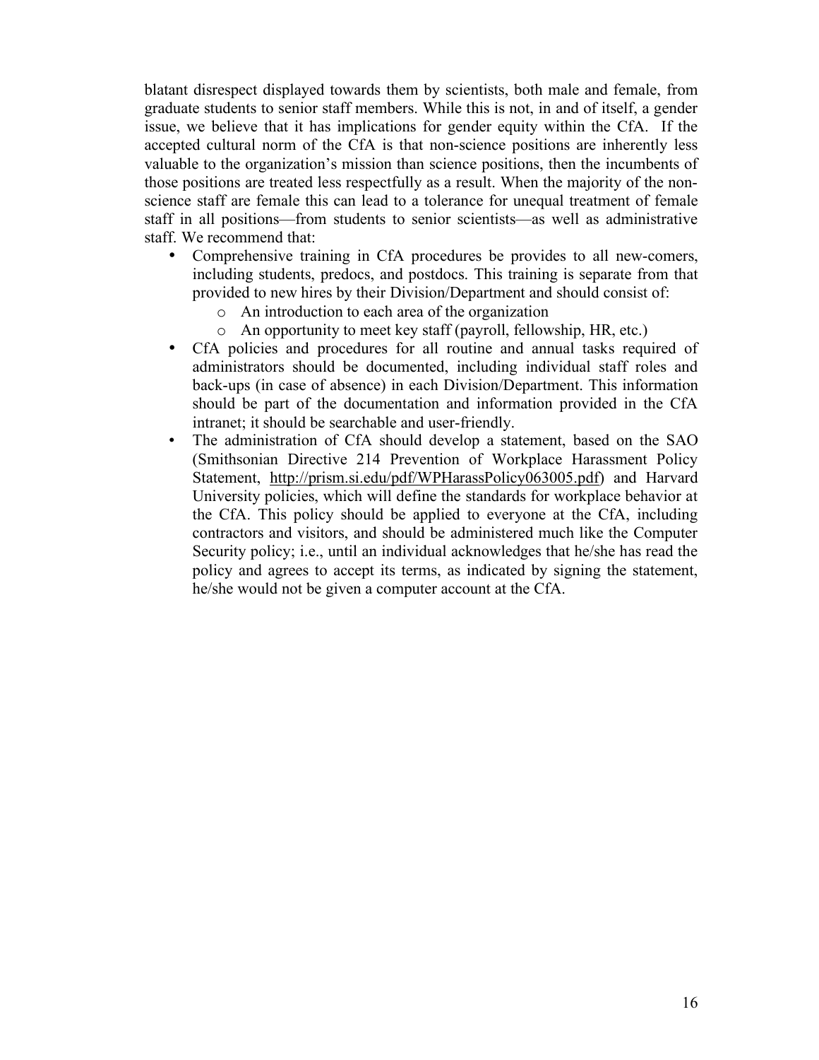blatant disrespect displayed towards them by scientists, both male and female, from graduate students to senior staff members. While this is not, in and of itself, a gender issue, we believe that it has implications for gender equity within the CfA. If the accepted cultural norm of the CfA is that non-science positions are inherently less valuable to the organization's mission than science positions, then the incumbents of those positions are treated less respectfully as a result. When the majority of the non-science staff are female this can lead to a tolerance for unequal treatment of female staff in all positions—from students to senior scientists—as well as administrative staff. We recommend that:

- Comprehensive training in CfA procedures be provides to all new-comers, including students, predocs, and postdocs. This training is separate from that provided to new hires by their Division/Department and should consist of:
    - An introduction to each area of the organization
    - An opportunity to meet key staff (payroll, fellowship, HR, etc.)
- CfA policies and procedures for all routine and annual tasks required of administrators should be documented, including individual staff roles and back-ups (in case of absence) in each Division/Department. This information should be part of the documentation and information provided in the CfA intranet; it should be searchable and user-friendly.
- The administration of CfA should develop a statement, based on the SAO (Smithsonian Directive 214 Prevention of Workplace Harassment Policy Statement, http://prism.si.edu/pdf/WPHarassPolicy063005.pdf) and Harvard University policies, which will define the standards for workplace behavior at the CfA. This policy should be applied to everyone at the CfA, including contractors and visitors, and should be administered much like the Computer Security policy; i.e., until an individual acknowledges that he/she has read the policy and agrees to accept its terms, as indicated by signing the statement, he/she would not be given a computer account at the CfA.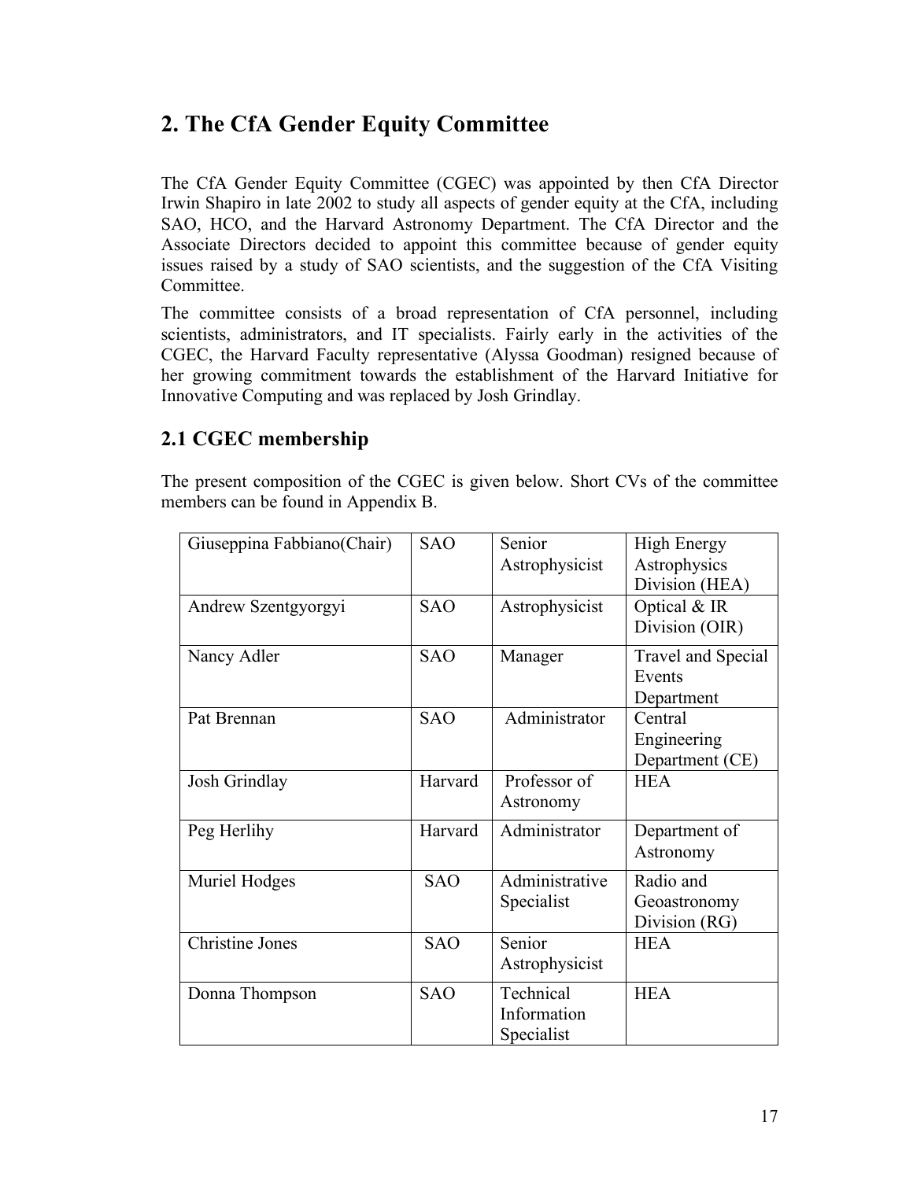# 2. The CfA Gender Equity Committee

The CfA Gender Equity Committee (CGEC) was appointed by then CfA Director Irwin Shapiro in late 2002 to study all aspects of gender equity at the CfA, including SAO, HCO, and the Harvard Astronomy Department. The CfA Director and the Associate Directors decided to appoint this committee because of gender equity issues raised by a study of SAO scientists, and the suggestion of the CfA Visiting Committee.

The committee consists of a broad representation of CfA personnel, including scientists, administrators, and IT specialists. Fairly early in the activities of the CGEC, the Harvard Faculty representative (Alyssa Goodman) resigned because of her growing commitment towards the establishment of the Harvard Initiative for Innovative Computing and was replaced by Josh Grindlay.

## 2.1 CGEC membership

The present composition of the CGEC is given below. Short CVs of the committee members can be found in Appendix B.

| | | | |
|---|---|---|---|
| Giuseppina Fabbiano(Chair) | SAO | Senior Astrophysicist | High Energy Astrophysics Division (HEA) |
| Andrew Szentgyorgyi | SAO | Astrophysicist | Optical & IR Division (OIR) |
| Nancy Adler | SAO | Manager | Travel and Special Events Department |
| Pat Brennan | SAO | Administrator | Central Engineering Department (CE) |
| Josh Grindlay | Harvard | Professor of Astronomy | HEA |
| Peg Herlihy | Harvard | Administrator | Department of Astronomy |
| Muriel Hodges | SAO | Administrative Specialist | Radio and Geoastronomy Division (RG) |
| Christine Jones | SAO | Senior Astrophysicist | HEA |
| Donna Thompson | SAO | Technical Information Specialist | HEA |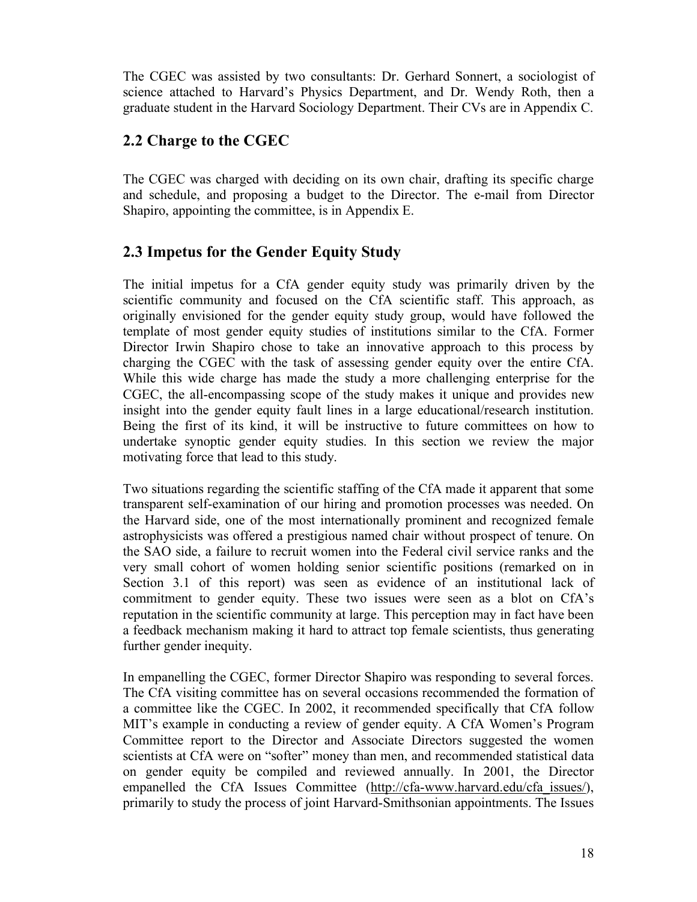The CGEC was assisted by two consultants: Dr. Gerhard Sonnert, a sociologist of science attached to Harvard's Physics Department, and Dr. Wendy Roth, then a graduate student in the Harvard Sociology Department. Their CVs are in Appendix C.

## 2.2 Charge to the CGEC

The CGEC was charged with deciding on its own chair, drafting its specific charge and schedule, and proposing a budget to the Director. The e-mail from Director Shapiro, appointing the committee, is in Appendix E.

## 2.3 Impetus for the Gender Equity Study

The initial impetus for a CfA gender equity study was primarily driven by the scientific community and focused on the CfA scientific staff. This approach, as originally envisioned for the gender equity study group, would have followed the template of most gender equity studies of institutions similar to the CfA. Former Director Irwin Shapiro chose to take an innovative approach to this process by charging the CGEC with the task of assessing gender equity over the entire CfA. While this wide charge has made the study a more challenging enterprise for the CGEC, the all-encompassing scope of the study makes it unique and provides new insight into the gender equity fault lines in a large educational/research institution. Being the first of its kind, it will be instructive to future committees on how to undertake synoptic gender equity studies. In this section we review the major motivating force that lead to this study.

Two situations regarding the scientific staffing of the CfA made it apparent that some transparent self-examination of our hiring and promotion processes was needed. On the Harvard side, one of the most internationally prominent and recognized female astrophysicists was offered a prestigious named chair without prospect of tenure. On the SAO side, a failure to recruit women into the Federal civil service ranks and the very small cohort of women holding senior scientific positions (remarked on in Section 3.1 of this report) was seen as evidence of an institutional lack of commitment to gender equity. These two issues were seen as a blot on CfA's reputation in the scientific community at large. This perception may in fact have been a feedback mechanism making it hard to attract top female scientists, thus generating further gender inequity.

In empanelling the CGEC, former Director Shapiro was responding to several forces. The CfA visiting committee has on several occasions recommended the formation of a committee like the CGEC. In 2002, it recommended specifically that CfA follow MIT's example in conducting a review of gender equity. A CfA Women's Program Committee report to the Director and Associate Directors suggested the women scientists at CfA were on "softer" money than men, and recommended statistical data on gender equity be compiled and reviewed annually. In 2001, the Director empanelled the CfA Issues Committee (http://cfa-www.harvard.edu/cfa_issues/), primarily to study the process of joint Harvard-Smithsonian appointments. The Issues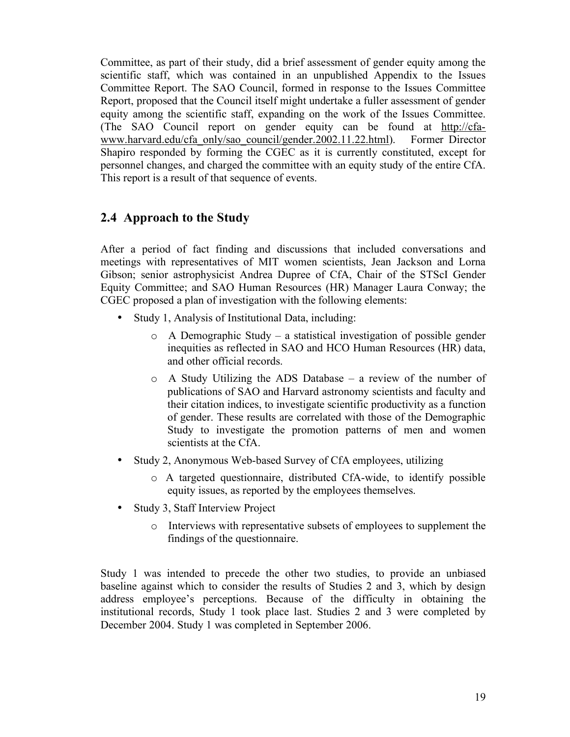Committee, as part of their study, did a brief assessment of gender equity among the scientific staff, which was contained in an unpublished Appendix to the Issues Committee Report. The SAO Council, formed in response to the Issues Committee Report, proposed that the Council itself might undertake a fuller assessment of gender equity among the scientific staff, expanding on the work of the Issues Committee. (The SAO Council report on gender equity can be found at http://cfa-www.harvard.edu/cfa_only/sao_council/gender.2002.11.22.html). Former Director Shapiro responded by forming the CGEC as it is currently constituted, except for personnel changes, and charged the committee with an equity study of the entire CfA. This report is a result of that sequence of events.

## 2.4 Approach to the Study

After a period of fact finding and discussions that included conversations and meetings with representatives of MIT women scientists, Jean Jackson and Lorna Gibson; senior astrophysicist Andrea Dupree of CfA, Chair of the STScI Gender Equity Committee; and SAO Human Resources (HR) Manager Laura Conway; the CGEC proposed a plan of investigation with the following elements:

- Study 1, Analysis of Institutional Data, including:
  - A Demographic Study – a statistical investigation of possible gender inequities as reflected in SAO and HCO Human Resources (HR) data, and other official records.
  - A Study Utilizing the ADS Database – a review of the number of publications of SAO and Harvard astronomy scientists and faculty and their citation indices, to investigate scientific productivity as a function of gender. These results are correlated with those of the Demographic Study to investigate the promotion patterns of men and women scientists at the CfA.
- Study 2, Anonymous Web-based Survey of CfA employees, utilizing
  - A targeted questionnaire, distributed CfA-wide, to identify possible equity issues, as reported by the employees themselves.
- Study 3, Staff Interview Project
  - Interviews with representative subsets of employees to supplement the findings of the questionnaire.

Study 1 was intended to precede the other two studies, to provide an unbiased baseline against which to consider the results of Studies 2 and 3, which by design address employee's perceptions. Because of the difficulty in obtaining the institutional records, Study 1 took place last. Studies 2 and 3 were completed by December 2004. Study 1 was completed in September 2006.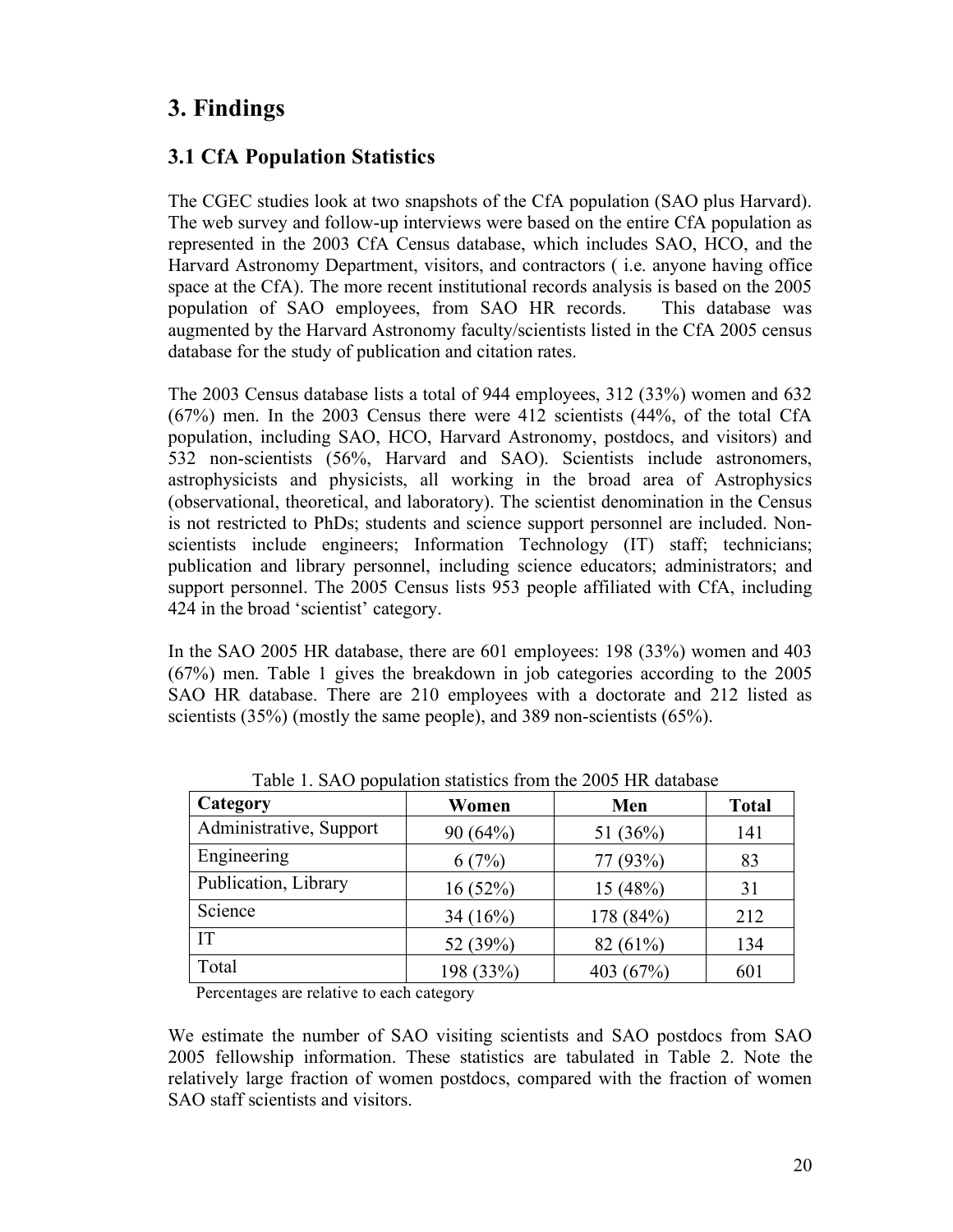# 3. Findings

## 3.1 CfA Population Statistics

The CGEC studies look at two snapshots of the CfA population (SAO plus Harvard). The web survey and follow-up interviews were based on the entire CfA population as represented in the 2003 CfA Census database, which includes SAO, HCO, and the Harvard Astronomy Department, visitors, and contractors ( i.e. anyone having office space at the CfA). The more recent institutional records analysis is based on the 2005 population of SAO employees, from SAO HR records. This database was augmented by the Harvard Astronomy faculty/scientists listed in the CfA 2005 census database for the study of publication and citation rates.

The 2003 Census database lists a total of 944 employees, 312 (33%) women and 632 (67%) men. In the 2003 Census there were 412 scientists (44%, of the total CfA population, including SAO, HCO, Harvard Astronomy, postdocs, and visitors) and 532 non-scientists (56%, Harvard and SAO). Scientists include astronomers, astrophysicists and physicists, all working in the broad area of Astrophysics (observational, theoretical, and laboratory). The scientist denomination in the Census is not restricted to PhDs; students and science support personnel are included. Non-scientists include engineers; Information Technology (IT) staff; technicians; publication and library personnel, including science educators; administrators; and support personnel. The 2005 Census lists 953 people affiliated with CfA, including 424 in the broad 'scientist' category.

In the SAO 2005 HR database, there are 601 employees: 198 (33%) women and 403 (67%) men. Table 1 gives the breakdown in job categories according to the 2005 SAO HR database. There are 210 employees with a doctorate and 212 listed as scientists (35%) (mostly the same people), and 389 non-scientists (65%).

Table 1. SAO population statistics from the 2005 HR database

| Category | Women | Men | Total |
|---|---|---|---|
| Administrative, Support | 90 (64%) | 51 (36%) | 141 |
| Engineering | 6 (7%) | 77 (93%) | 83 |
| Publication, Library | 16 (52%) | 15 (48%) | 31 |
| Science | 34 (16%) | 178 (84%) | 212 |
| IT | 52 (39%) | 82 (61%) | 134 |
| Total | 198 (33%) | 403 (67%) | 601 |

Percentages are relative to each category

We estimate the number of SAO visiting scientists and SAO postdocs from SAO 2005 fellowship information. These statistics are tabulated in Table 2. Note the relatively large fraction of women postdocs, compared with the fraction of women SAO staff scientists and visitors.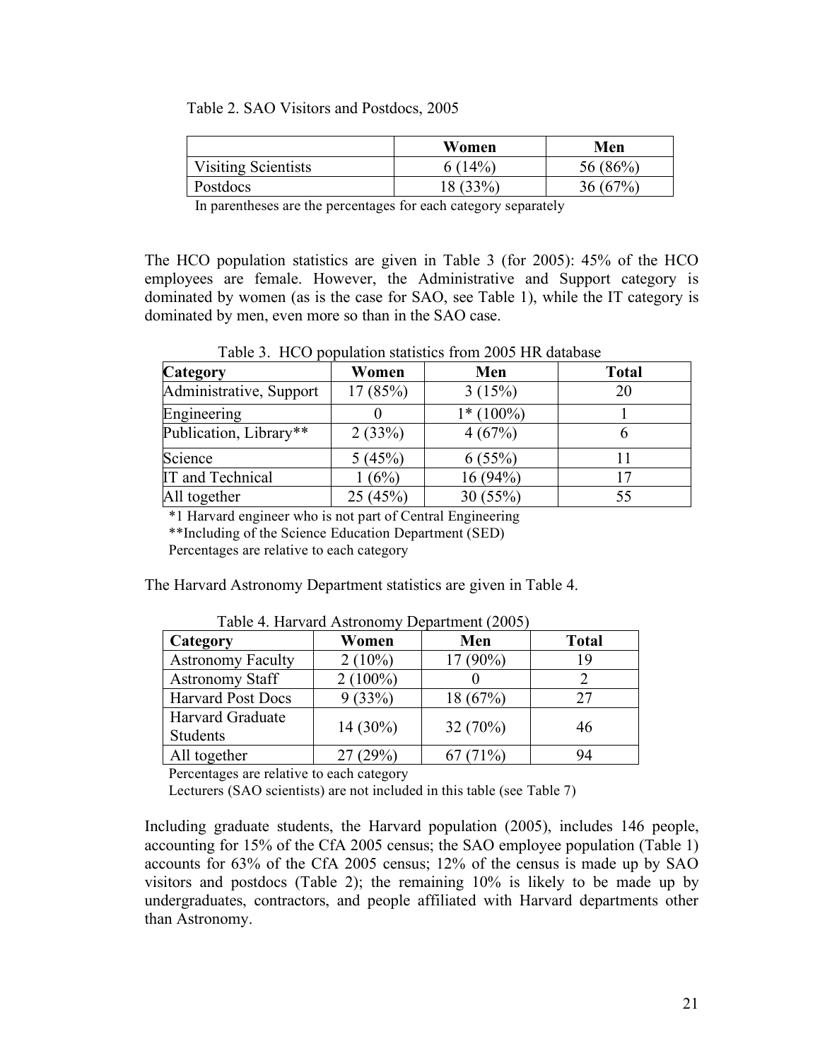Table 2. SAO Visitors and Postdocs, 2005

| | Women | Men |
|---|---|---|
| Visiting Scientists | 6 (14%) | 56 (86%) |
| Postdocs | 18 (33%) | 36 (67%) |

In parentheses are the percentages for each category separately

The HCO population statistics are given in Table 3 (for 2005): 45% of the HCO employees are female. However, the Administrative and Support category is dominated by women (as is the case for SAO, see Table 1), while the IT category is dominated by men, even more so than in the SAO case.

Table 3. HCO population statistics from 2005 HR database

| Category | Women | Men | Total |
|---|---|---|---|
| Administrative, Support | 17 (85%) | 3 (15%) | 20 |
| Engineering | 0 | 1* (100%) | 1 |
| Publication, Library** | 2 (33%) | 4 (67%) | 6 |
| Science | 5 (45%) | 6 (55%) | 11 |
| IT and Technical | 1 (6%) | 16 (94%) | 17 |
| All together | 25 (45%) | 30 (55%) | 55 |

*1 Harvard engineer who is not part of Central Engineering
**Including of the Science Education Department (SED)
Percentages are relative to each category

The Harvard Astronomy Department statistics are given in Table 4.

Table 4. Harvard Astronomy Department (2005)

| Category | Women | Men | Total |
|---|---|---|---|
| Astronomy Faculty | 2 (10%) | 17 (90%) | 19 |
| Astronomy Staff | 2 (100%) | 0 | 2 |
| Harvard Post Docs | 9 (33%) | 18 (67%) | 27 |
| Harvard Graduate Students | 14 (30%) | 32 (70%) | 46 |
| All together | 27 (29%) | 67 (71%) | 94 |

Percentages are relative to each category
Lecturers (SAO scientists) are not included in this table (see Table 7)

Including graduate students, the Harvard population (2005), includes 146 people, accounting for 15% of the CfA 2005 census; the SAO employee population (Table 1) accounts for 63% of the CfA 2005 census; 12% of the census is made up by SAO visitors and postdocs (Table 2); the remaining 10% is likely to be made up by undergraduates, contractors, and people affiliated with Harvard departments other than Astronomy.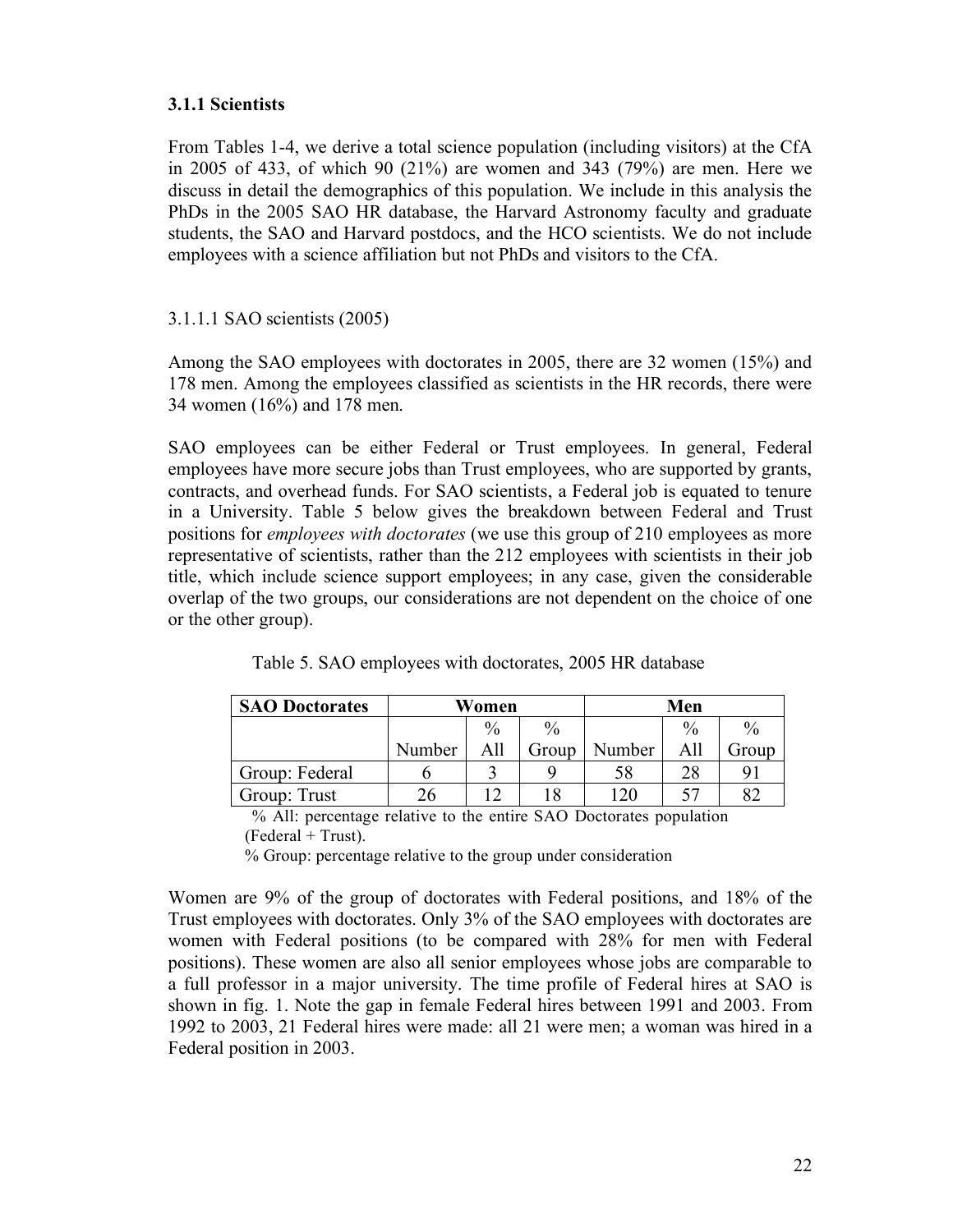### 3.1.1 Scientists

From Tables 1-4, we derive a total science population (including visitors) at the CfA in 2005 of 433, of which 90 (21%) are women and 343 (79%) are men. Here we discuss in detail the demographics of this population. We include in this analysis the PhDs in the 2005 SAO HR database, the Harvard Astronomy faculty and graduate students, the SAO and Harvard postdocs, and the HCO scientists. We do not include employees with a science affiliation but not PhDs and visitors to the CfA.

#### 3.1.1.1 SAO scientists (2005)

Among the SAO employees with doctorates in 2005, there are 32 women (15%) and 178 men. Among the employees classified as scientists in the HR records, there were 34 women (16%) and 178 men.

SAO employees can be either Federal or Trust employees. In general, Federal employees have more secure jobs than Trust employees, who are supported by grants, contracts, and overhead funds. For SAO scientists, a Federal job is equated to tenure in a University. Table 5 below gives the breakdown between Federal and Trust positions for *employees with doctorates* (we use this group of 210 employees as more representative of scientists, rather than the 212 employees with scientists in their job title, which include science support employees; in any case, given the considerable overlap of the two groups, our considerations are not dependent on the choice of one or the other group).

Table 5. SAO employees with doctorates, 2005 HR database

| SAO Doctorates | Women | | | Men | | |
|---|---|---|---|---|---|---|
| | Number | % All | % Group | Number | % All | % Group |
| Group: Federal | 6 | 3 | 9 | 58 | 28 | 91 |
| Group: Trust | 26 | 12 | 18 | 120 | 57 | 82 |

% All: percentage relative to the entire SAO Doctorates population (Federal + Trust).

% Group: percentage relative to the group under consideration

Women are 9% of the group of doctorates with Federal positions, and 18% of the Trust employees with doctorates. Only 3% of the SAO employees with doctorates are women with Federal positions (to be compared with 28% for men with Federal positions). These women are also all senior employees whose jobs are comparable to a full professor in a major university. The time profile of Federal hires at SAO is shown in fig. 1. Note the gap in female Federal hires between 1991 and 2003. From 1992 to 2003, 21 Federal hires were made: all 21 were men; a woman was hired in a Federal position in 2003.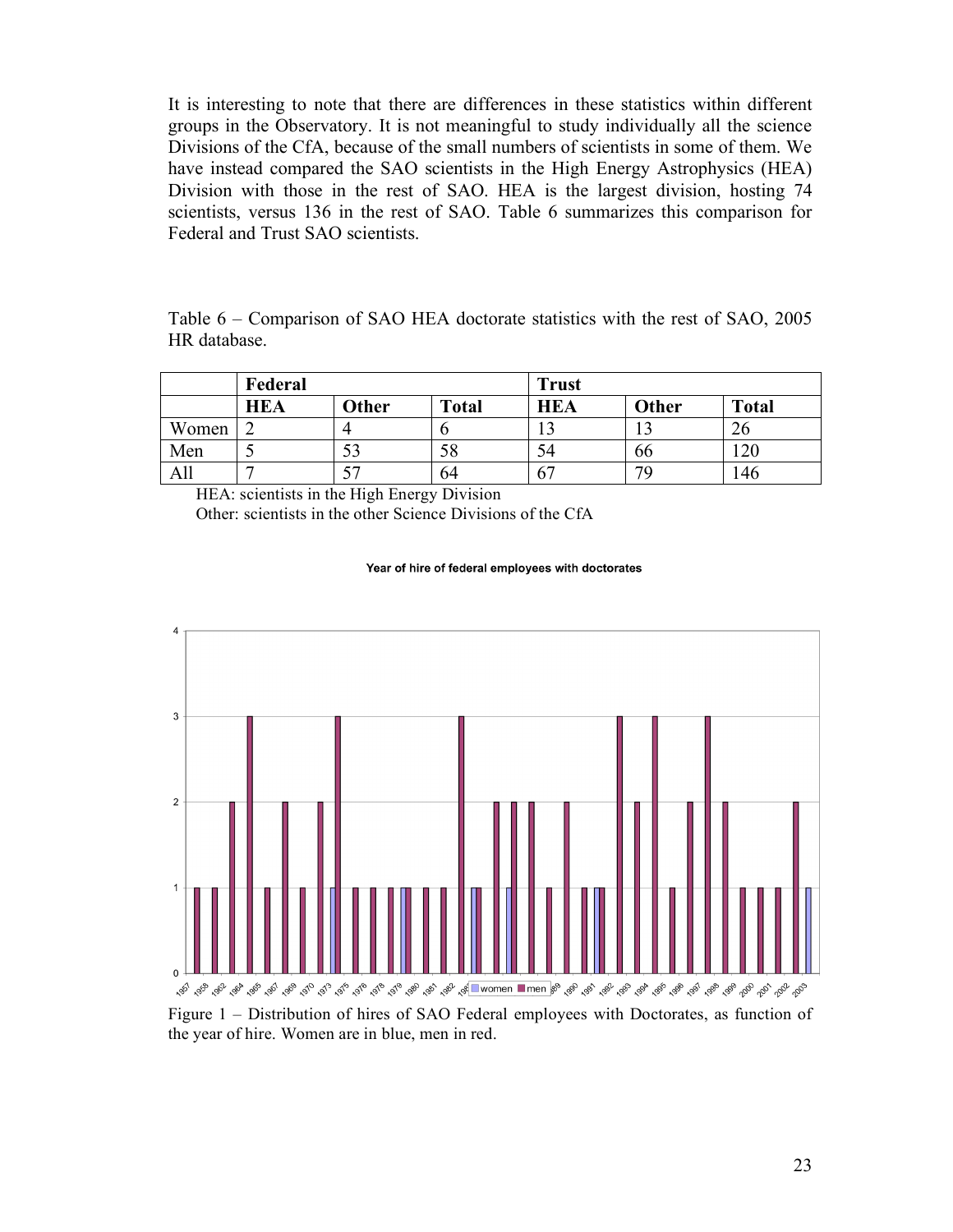It is interesting to note that there are differences in these statistics within different groups in the Observatory. It is not meaningful to study individually all the science Divisions of the CfA, because of the small numbers of scientists in some of them. We have instead compared the SAO scientists in the High Energy Astrophysics (HEA) Division with those in the rest of SAO. HEA is the largest division, hosting 74 scientists, versus 136 in the rest of SAO. Table 6 summarizes this comparison for Federal and Trust SAO scientists.

Table 6 – Comparison of SAO HEA doctorate statistics with the rest of SAO, 2005 HR database.

| | **Federal** | | | **Trust** | | |
|---|---|---|---|---|---|---|
| | **HEA** | **Other** | **Total** | **HEA** | **Other** | **Total** |
| Women | 2 | 4 | 6 | 13 | 13 | 26 |
| Men | 5 | 53 | 58 | 54 | 66 | 120 |
| All | 7 | 57 | 64 | 67 | 79 | 146 |

HEA: scientists in the High Energy Division

Other: scientists in the other Science Divisions of the CfA

Figure 1 – Distribution of hires of SAO Federal employees with Doctorates, as function of the year of hire. Women are in blue, men in red.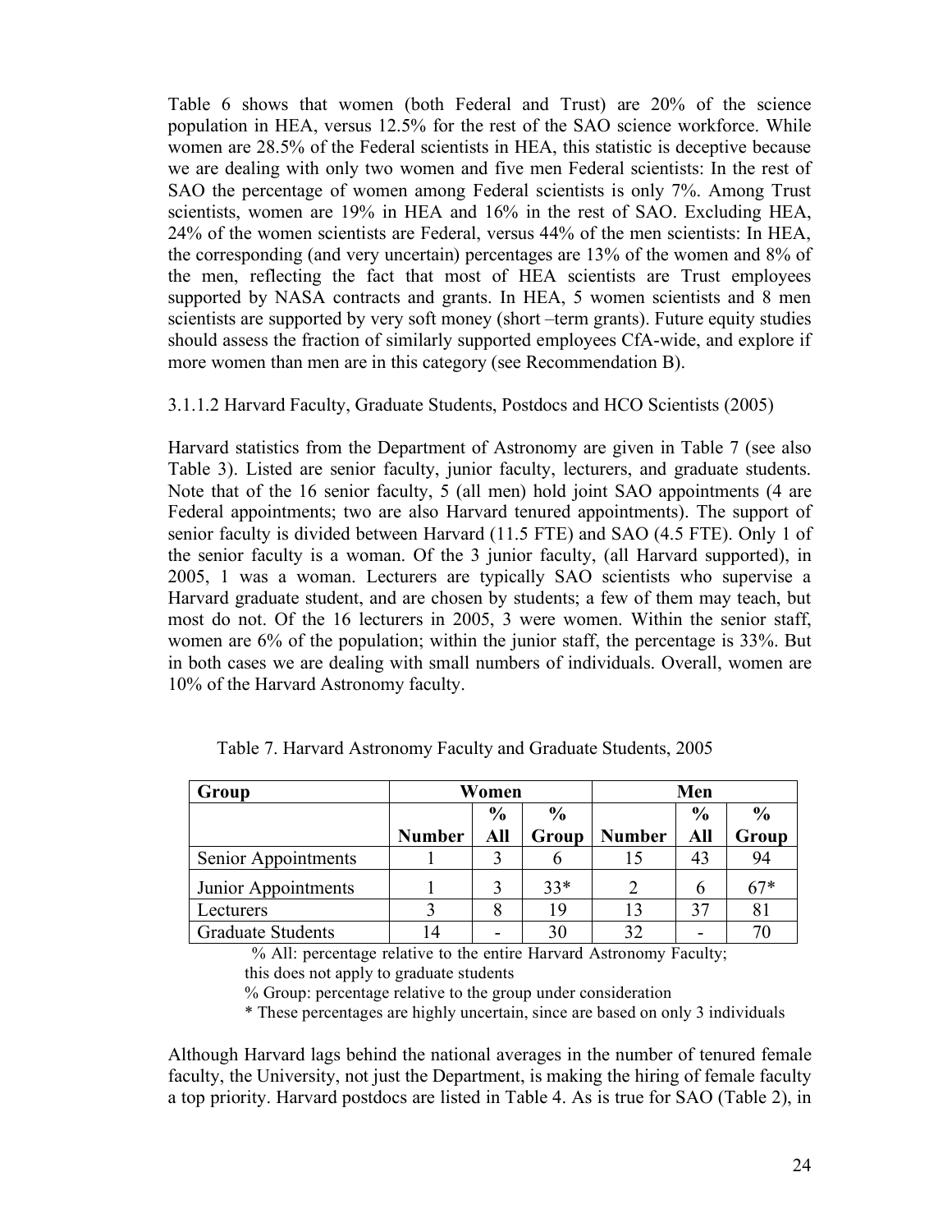Table 6 shows that women (both Federal and Trust) are 20% of the science population in HEA, versus 12.5% for the rest of the SAO science workforce. While women are 28.5% of the Federal scientists in HEA, this statistic is deceptive because we are dealing with only two women and five men Federal scientists: In the rest of SAO the percentage of women among Federal scientists is only 7%. Among Trust scientists, women are 19% in HEA and 16% in the rest of SAO. Excluding HEA, 24% of the women scientists are Federal, versus 44% of the men scientists: In HEA, the corresponding (and very uncertain) percentages are 13% of the women and 8% of the men, reflecting the fact that most of HEA scientists are Trust employees supported by NASA contracts and grants. In HEA, 5 women scientists and 8 men scientists are supported by very soft money (short –term grants). Future equity studies should assess the fraction of similarly supported employees CfA-wide, and explore if more women than men are in this category (see Recommendation B).

3.1.1.2 Harvard Faculty, Graduate Students, Postdocs and HCO Scientists (2005)

Harvard statistics from the Department of Astronomy are given in Table 7 (see also Table 3). Listed are senior faculty, junior faculty, lecturers, and graduate students. Note that of the 16 senior faculty, 5 (all men) hold joint SAO appointments (4 are Federal appointments; two are also Harvard tenured appointments). The support of senior faculty is divided between Harvard (11.5 FTE) and SAO (4.5 FTE). Only 1 of the senior faculty is a woman. Of the 3 junior faculty, (all Harvard supported), in 2005, 1 was a woman. Lecturers are typically SAO scientists who supervise a Harvard graduate student, and are chosen by students; a few of them may teach, but most do not. Of the 16 lecturers in 2005, 3 were women. Within the senior staff, women are 6% of the population; within the junior staff, the percentage is 33%. But in both cases we are dealing with small numbers of individuals. Overall, women are 10% of the Harvard Astronomy faculty.

Table 7. Harvard Astronomy Faculty and Graduate Students, 2005

| **Group** | **Women** | | | **Men** | | |
|---|---|---|---|---|---|---|
| | **Number** | **% All** | **% Group** | **Number** | **% All** | **% Group** |
| Senior Appointments | 1 | 3 | 6 | 15 | 43 | 94 |
| Junior Appointments | 1 | 3 | 33* | 2 | 6 | 67* |
| Lecturers | 3 | 8 | 19 | 13 | 37 | 81 |
| Graduate Students | 14 | - | 30 | 32 | - | 70 |

% All: percentage relative to the entire Harvard Astronomy Faculty; this does not apply to graduate students

% Group: percentage relative to the group under consideration

* These percentages are highly uncertain, since are based on only 3 individuals

Although Harvard lags behind the national averages in the number of tenured female faculty, the University, not just the Department, is making the hiring of female faculty a top priority. Harvard postdocs are listed in Table 4. As is true for SAO (Table 2), in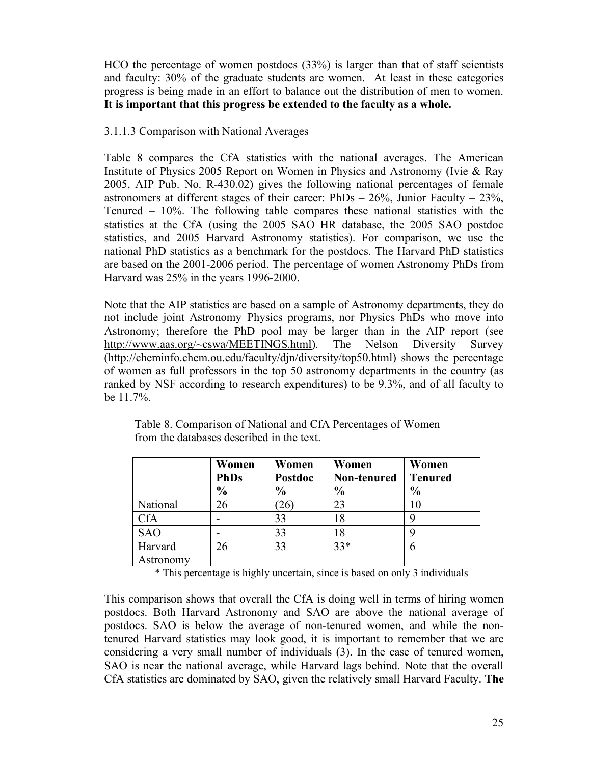HCO the percentage of women postdocs (33%) is larger than that of staff scientists and faculty: 30% of the graduate students are women. At least in these categories progress is being made in an effort to balance out the distribution of men to women. **It is important that this progress be extended to the faculty as a whole.**

3.1.1.3 Comparison with National Averages

Table 8 compares the CfA statistics with the national averages. The American Institute of Physics 2005 Report on Women in Physics and Astronomy (Ivie & Ray 2005, AIP Pub. No. R-430.02) gives the following national percentages of female astronomers at different stages of their career: PhDs – 26%, Junior Faculty – 23%, Tenured – 10%. The following table compares these national statistics with the statistics at the CfA (using the 2005 SAO HR database, the 2005 SAO postdoc statistics, and 2005 Harvard Astronomy statistics). For comparison, we use the national PhD statistics as a benchmark for the postdocs. The Harvard PhD statistics are based on the 2001-2006 period. The percentage of women Astronomy PhDs from Harvard was 25% in the years 1996-2000.

Note that the AIP statistics are based on a sample of Astronomy departments, they do not include joint Astronomy–Physics programs, nor Physics PhDs who move into Astronomy; therefore the PhD pool may be larger than in the AIP report (see http://www.aas.org/~cswa/MEETINGS.html). The Nelson Diversity Survey (http://cheminfo.chem.ou.edu/faculty/djn/diversity/top50.html) shows the percentage of women as full professors in the top 50 astronomy departments in the country (as ranked by NSF according to research expenditures) to be 9.3%, and of all faculty to be 11.7%.

Table 8. Comparison of National and CfA Percentages of Women from the databases described in the text.

| | Women PhDs % | Women Postdoc % | Women Non-tenured % | Women Tenured % |
|---|---|---|---|---|
| National | 26 | (26) | 23 | 10 |
| CfA | - | 33 | 18 | 9 |
| SAO | - | 33 | 18 | 9 |
| Harvard Astronomy | 26 | 33 | 33* | 6 |

\* This percentage is highly uncertain, since is based on only 3 individuals

This comparison shows that overall the CfA is doing well in terms of hiring women postdocs. Both Harvard Astronomy and SAO are above the national average of postdocs. SAO is below the average of non-tenured women, and while the non-tenured Harvard statistics may look good, it is important to remember that we are considering a very small number of individuals (3). In the case of tenured women, SAO is near the national average, while Harvard lags behind. Note that the overall CfA statistics are dominated by SAO, given the relatively small Harvard Faculty. **The**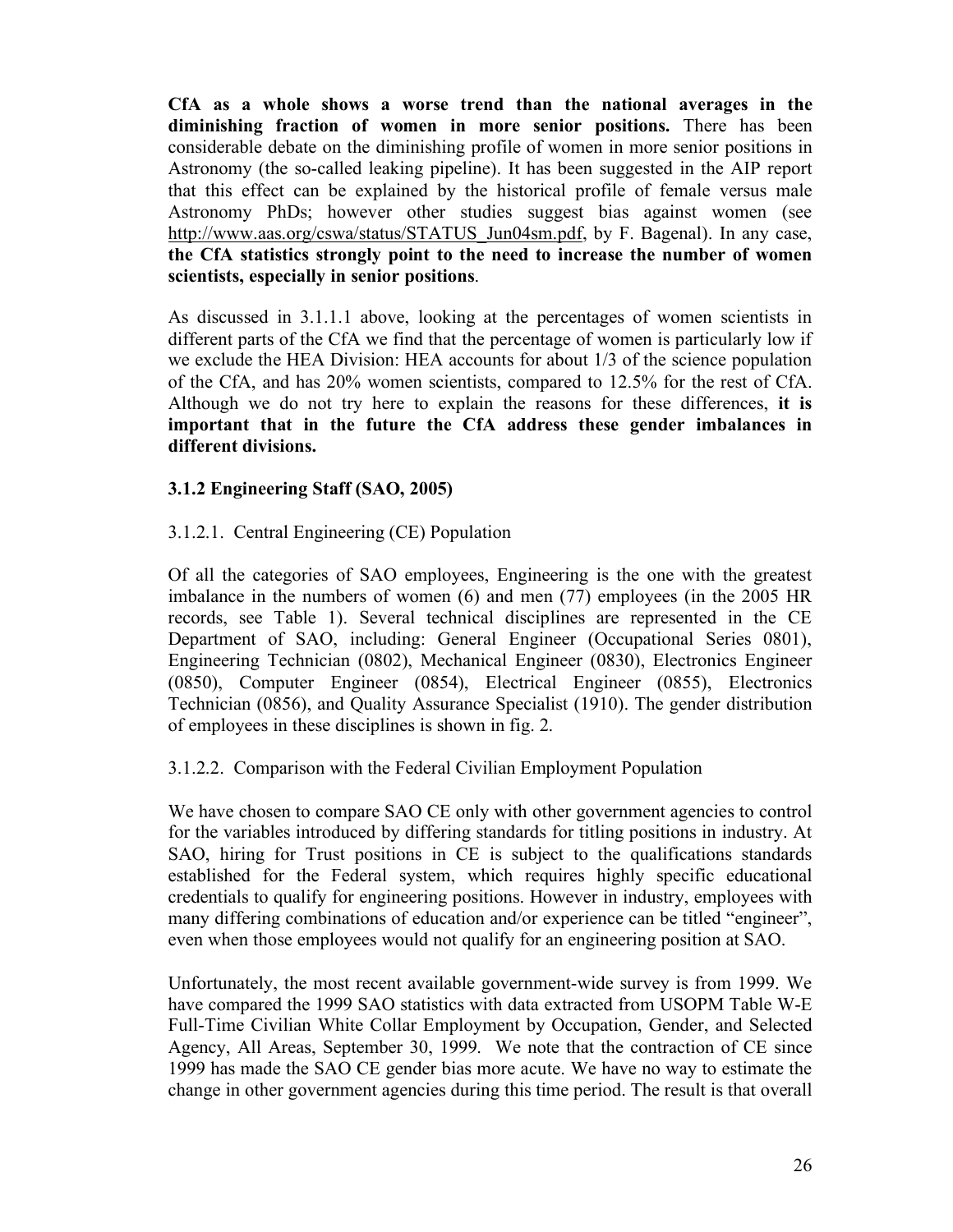**CfA as a whole shows a worse trend than the national averages in the diminishing fraction of women in more senior positions.** There has been considerable debate on the diminishing profile of women in more senior positions in Astronomy (the so-called leaking pipeline). It has been suggested in the AIP report that this effect can be explained by the historical profile of female versus male Astronomy PhDs; however other studies suggest bias against women (see http://www.aas.org/cswa/status/STATUS_Jun04sm.pdf, by F. Bagenal). In any case, **the CfA statistics strongly point to the need to increase the number of women scientists, especially in senior positions**.

As discussed in 3.1.1.1 above, looking at the percentages of women scientists in different parts of the CfA we find that the percentage of women is particularly low if we exclude the HEA Division: HEA accounts for about 1/3 of the science population of the CfA, and has 20% women scientists, compared to 12.5% for the rest of CfA. Although we do not try here to explain the reasons for these differences, **it is important that in the future the CfA address these gender imbalances in different divisions.**

### 3.1.2 Engineering Staff (SAO, 2005)

3.1.2.1. Central Engineering (CE) Population

Of all the categories of SAO employees, Engineering is the one with the greatest imbalance in the numbers of women (6) and men (77) employees (in the 2005 HR records, see Table 1). Several technical disciplines are represented in the CE Department of SAO, including: General Engineer (Occupational Series 0801), Engineering Technician (0802), Mechanical Engineer (0830), Electronics Engineer (0850), Computer Engineer (0854), Electrical Engineer (0855), Electronics Technician (0856), and Quality Assurance Specialist (1910). The gender distribution of employees in these disciplines is shown in fig. 2.

3.1.2.2. Comparison with the Federal Civilian Employment Population

We have chosen to compare SAO CE only with other government agencies to control for the variables introduced by differing standards for titling positions in industry. At SAO, hiring for Trust positions in CE is subject to the qualifications standards established for the Federal system, which requires highly specific educational credentials to qualify for engineering positions. However in industry, employees with many differing combinations of education and/or experience can be titled "engineer", even when those employees would not qualify for an engineering position at SAO.

Unfortunately, the most recent available government-wide survey is from 1999. We have compared the 1999 SAO statistics with data extracted from USOPM Table W-E Full-Time Civilian White Collar Employment by Occupation, Gender, and Selected Agency, All Areas, September 30, 1999. We note that the contraction of CE since 1999 has made the SAO CE gender bias more acute. We have no way to estimate the change in other government agencies during this time period. The result is that overall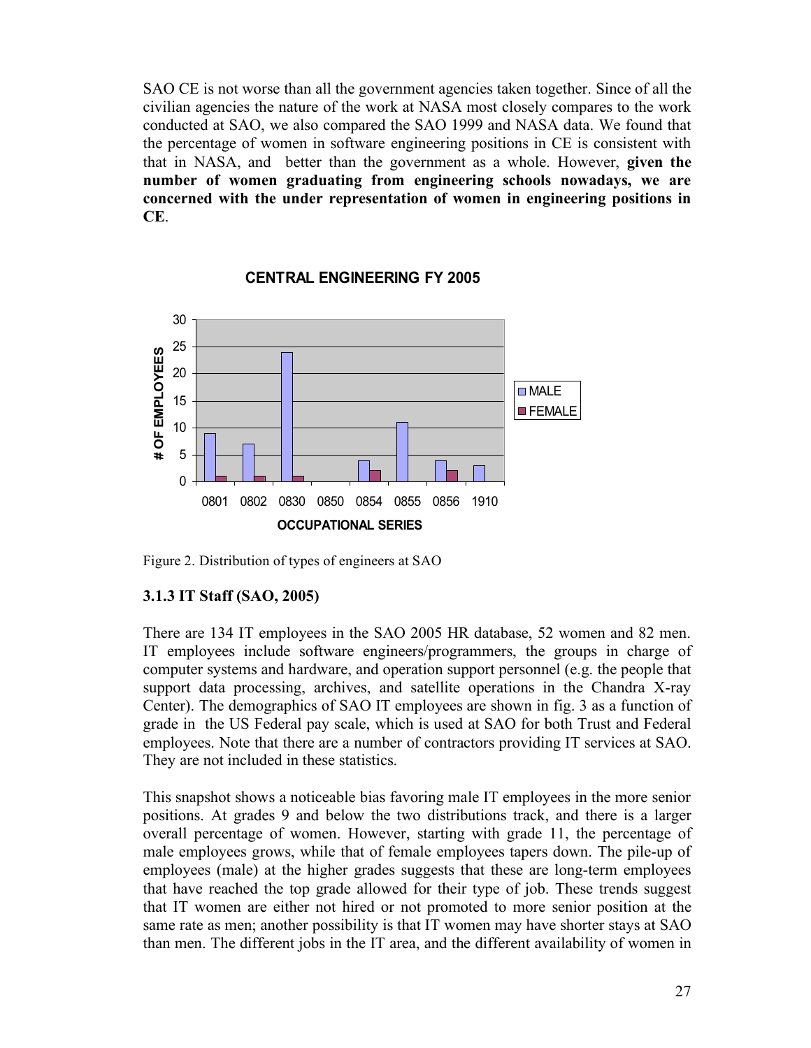SAO CE is not worse than all the government agencies taken together. Since of all the civilian agencies the nature of the work at NASA most closely compares to the work conducted at SAO, we also compared the SAO 1999 and NASA data. We found that the percentage of women in software engineering positions in CE is consistent with that in NASA, and better than the government as a whole. However, **given the number of women graduating from engineering schools nowadays, we are concerned with the under representation of women in engineering positions in CE**.

Figure 2. Distribution of types of engineers at SAO

### 3.1.3 IT Staff (SAO, 2005)

There are 134 IT employees in the SAO 2005 HR database, 52 women and 82 men. IT employees include software engineers/programmers, the groups in charge of computer systems and hardware, and operation support personnel (e.g. the people that support data processing, archives, and satellite operations in the Chandra X-ray Center). The demographics of SAO IT employees are shown in fig. 3 as a function of grade in the US Federal pay scale, which is used at SAO for both Trust and Federal employees. Note that there are a number of contractors providing IT services at SAO. They are not included in these statistics.

This snapshot shows a noticeable bias favoring male IT employees in the more senior positions. At grades 9 and below the two distributions track, and there is a larger overall percentage of women. However, starting with grade 11, the percentage of male employees grows, while that of female employees tapers down. The pile-up of employees (male) at the higher grades suggests that these are long-term employees that have reached the top grade allowed for their type of job. These trends suggest that IT women are either not hired or not promoted to more senior position at the same rate as men; another possibility is that IT women may have shorter stays at SAO than men. The different jobs in the IT area, and the different availability of women in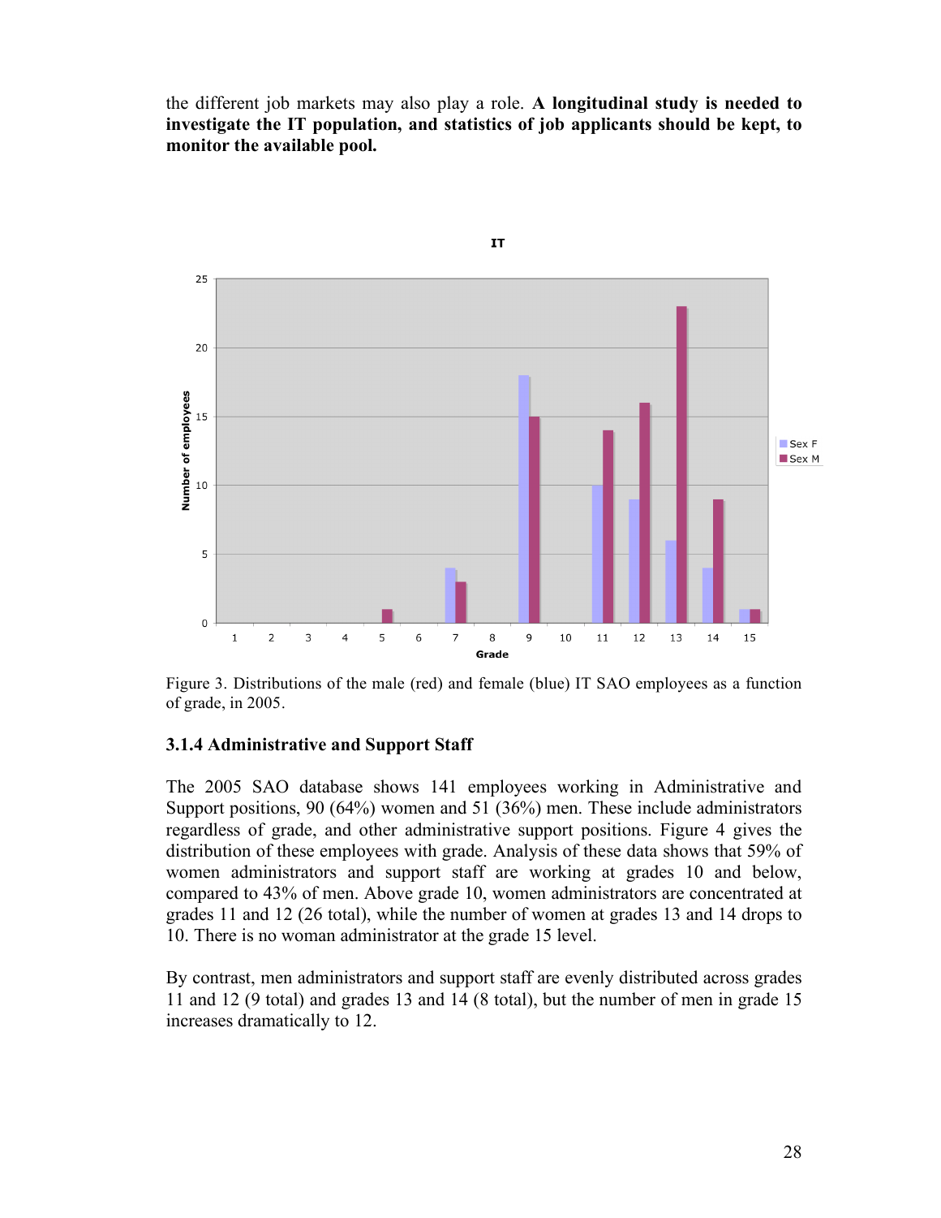the different job markets may also play a role. **A longitudinal study is needed to investigate the IT population, and statistics of job applicants should be kept, to monitor the available pool.**

Figure 3. Distributions of the male (red) and female (blue) IT SAO employees as a function of grade, in 2005.

### 3.1.4 Administrative and Support Staff

The 2005 SAO database shows 141 employees working in Administrative and Support positions, 90 (64%) women and 51 (36%) men. These include administrators regardless of grade, and other administrative support positions. Figure 4 gives the distribution of these employees with grade. Analysis of these data shows that 59% of women administrators and support staff are working at grades 10 and below, compared to 43% of men. Above grade 10, women administrators are concentrated at grades 11 and 12 (26 total), while the number of women at grades 13 and 14 drops to 10. There is no woman administrator at the grade 15 level.

By contrast, men administrators and support staff are evenly distributed across grades 11 and 12 (9 total) and grades 13 and 14 (8 total), but the number of men in grade 15 increases dramatically to 12.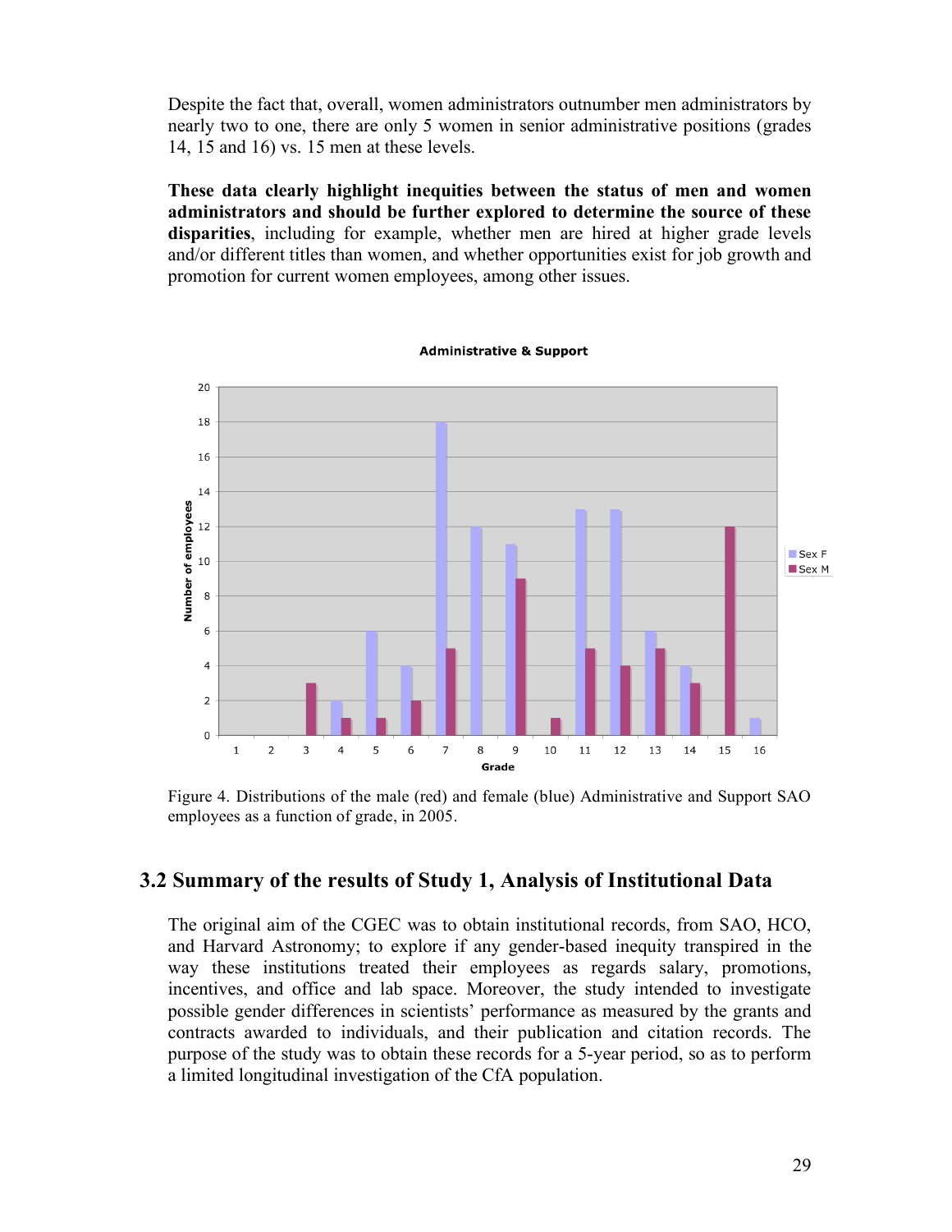Despite the fact that, overall, women administrators outnumber men administrators by nearly two to one, there are only 5 women in senior administrative positions (grades 14, 15 and 16) vs. 15 men at these levels.

**These data clearly highlight inequities between the status of men and women administrators and should be further explored to determine the source of these disparities**, including for example, whether men are hired at higher grade levels and/or different titles than women, and whether opportunities exist for job growth and promotion for current women employees, among other issues.

Figure 4. Distributions of the male (red) and female (blue) Administrative and Support SAO employees as a function of grade, in 2005.

## 3.2 Summary of the results of Study 1, Analysis of Institutional Data

The original aim of the CGEC was to obtain institutional records, from SAO, HCO, and Harvard Astronomy; to explore if any gender-based inequity transpired in the way these institutions treated their employees as regards salary, promotions, incentives, and office and lab space. Moreover, the study intended to investigate possible gender differences in scientists' performance as measured by the grants and contracts awarded to individuals, and their publication and citation records. The purpose of the study was to obtain these records for a 5-year period, so as to perform a limited longitudinal investigation of the CfA population.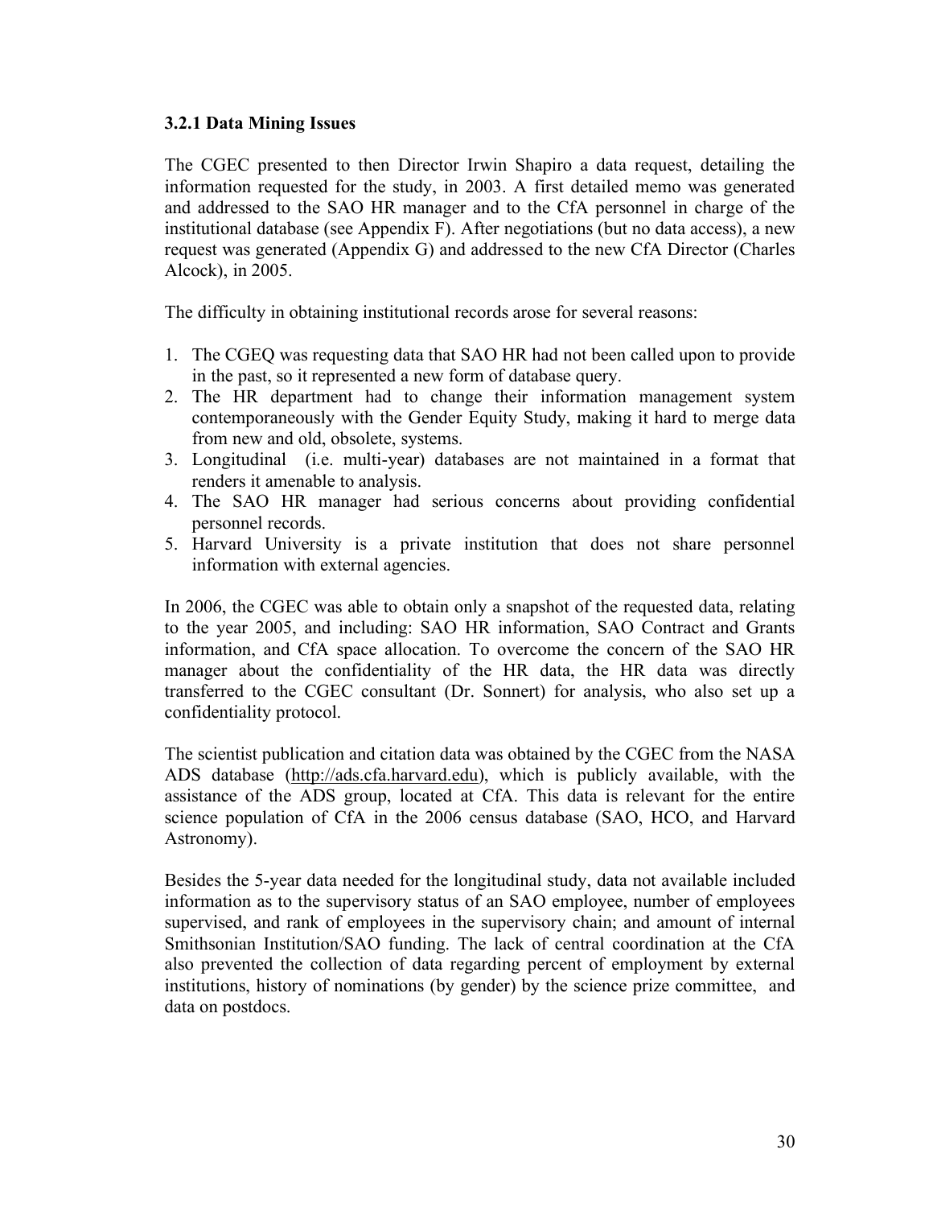### 3.2.1 Data Mining Issues

The CGEC presented to then Director Irwin Shapiro a data request, detailing the information requested for the study, in 2003. A first detailed memo was generated and addressed to the SAO HR manager and to the CfA personnel in charge of the institutional database (see Appendix F). After negotiations (but no data access), a new request was generated (Appendix G) and addressed to the new CfA Director (Charles Alcock), in 2005.

The difficulty in obtaining institutional records arose for several reasons:

1. The CGEQ was requesting data that SAO HR had not been called upon to provide in the past, so it represented a new form of database query.
2. The HR department had to change their information management system contemporaneously with the Gender Equity Study, making it hard to merge data from new and old, obsolete, systems.
3. Longitudinal (i.e. multi-year) databases are not maintained in a format that renders it amenable to analysis.
4. The SAO HR manager had serious concerns about providing confidential personnel records.
5. Harvard University is a private institution that does not share personnel information with external agencies.

In 2006, the CGEC was able to obtain only a snapshot of the requested data, relating to the year 2005, and including: SAO HR information, SAO Contract and Grants information, and CfA space allocation. To overcome the concern of the SAO HR manager about the confidentiality of the HR data, the HR data was directly transferred to the CGEC consultant (Dr. Sonnert) for analysis, who also set up a confidentiality protocol.

The scientist publication and citation data was obtained by the CGEC from the NASA ADS database (http://ads.cfa.harvard.edu), which is publicly available, with the assistance of the ADS group, located at CfA. This data is relevant for the entire science population of CfA in the 2006 census database (SAO, HCO, and Harvard Astronomy).

Besides the 5-year data needed for the longitudinal study, data not available included information as to the supervisory status of an SAO employee, number of employees supervised, and rank of employees in the supervisory chain; and amount of internal Smithsonian Institution/SAO funding. The lack of central coordination at the CfA also prevented the collection of data regarding percent of employment by external institutions, history of nominations (by gender) by the science prize committee, and data on postdocs.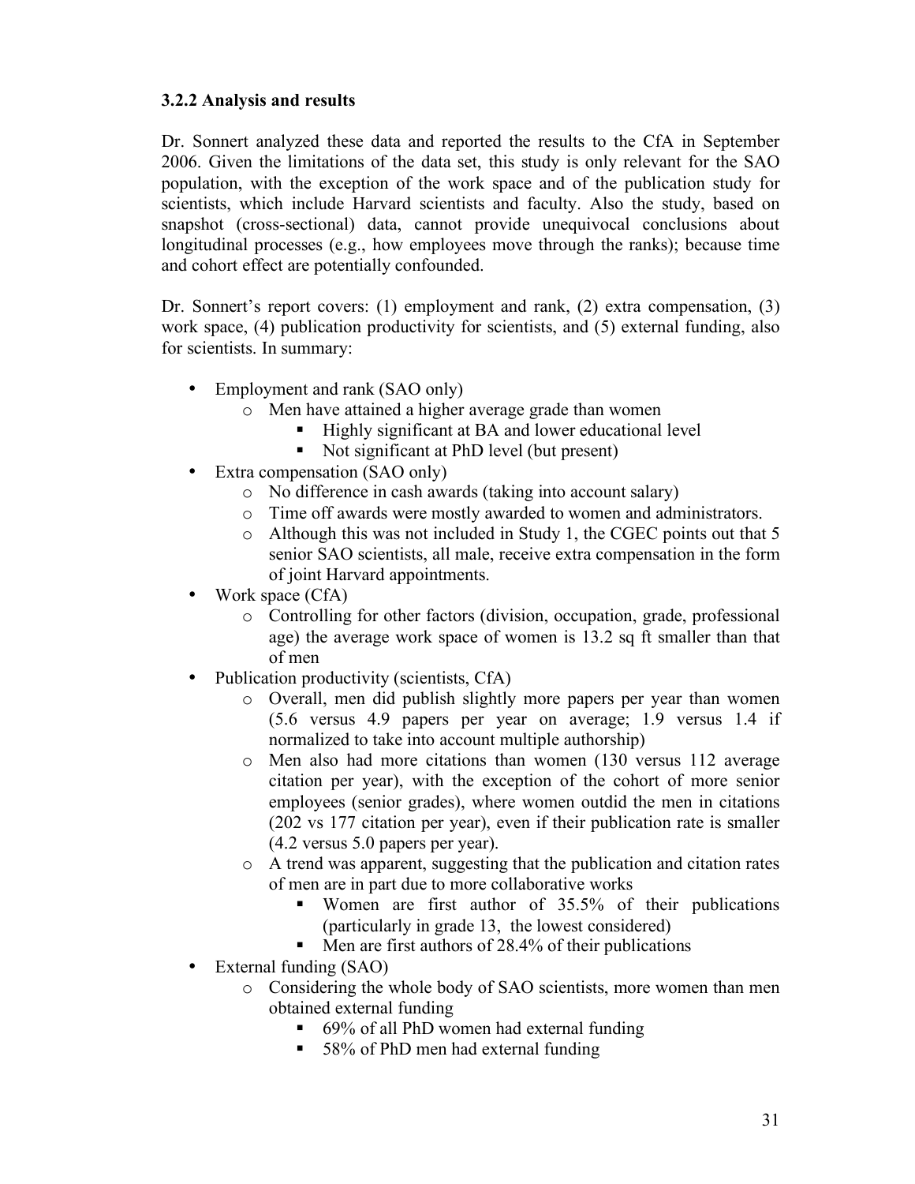### 3.2.2 Analysis and results

Dr. Sonnert analyzed these data and reported the results to the CfA in September 2006. Given the limitations of the data set, this study is only relevant for the SAO population, with the exception of the work space and of the publication study for scientists, which include Harvard scientists and faculty. Also the study, based on snapshot (cross-sectional) data, cannot provide unequivocal conclusions about longitudinal processes (e.g., how employees move through the ranks); because time and cohort effect are potentially confounded.

Dr. Sonnert's report covers: (1) employment and rank, (2) extra compensation, (3) work space, (4) publication productivity for scientists, and (5) external funding, also for scientists. In summary:

- Employment and rank (SAO only)
    - Men have attained a higher average grade than women
        - Highly significant at BA and lower educational level
        - Not significant at PhD level (but present)
- Extra compensation (SAO only)
    - No difference in cash awards (taking into account salary)
    - Time off awards were mostly awarded to women and administrators.
    - Although this was not included in Study 1, the CGEC points out that 5 senior SAO scientists, all male, receive extra compensation in the form of joint Harvard appointments.
- Work space (CfA)
    - Controlling for other factors (division, occupation, grade, professional age) the average work space of women is 13.2 sq ft smaller than that of men
- Publication productivity (scientists, CfA)
    - Overall, men did publish slightly more papers per year than women (5.6 versus 4.9 papers per year on average; 1.9 versus 1.4 if normalized to take into account multiple authorship)
    - Men also had more citations than women (130 versus 112 average citation per year), with the exception of the cohort of more senior employees (senior grades), where women outdid the men in citations (202 vs 177 citation per year), even if their publication rate is smaller (4.2 versus 5.0 papers per year).
    - A trend was apparent, suggesting that the publication and citation rates of men are in part due to more collaborative works
        - Women are first author of 35.5% of their publications (particularly in grade 13, the lowest considered)
        - Men are first authors of 28.4% of their publications
- External funding (SAO)
    - Considering the whole body of SAO scientists, more women than men obtained external funding
        - 69% of all PhD women had external funding
        - 58% of PhD men had external funding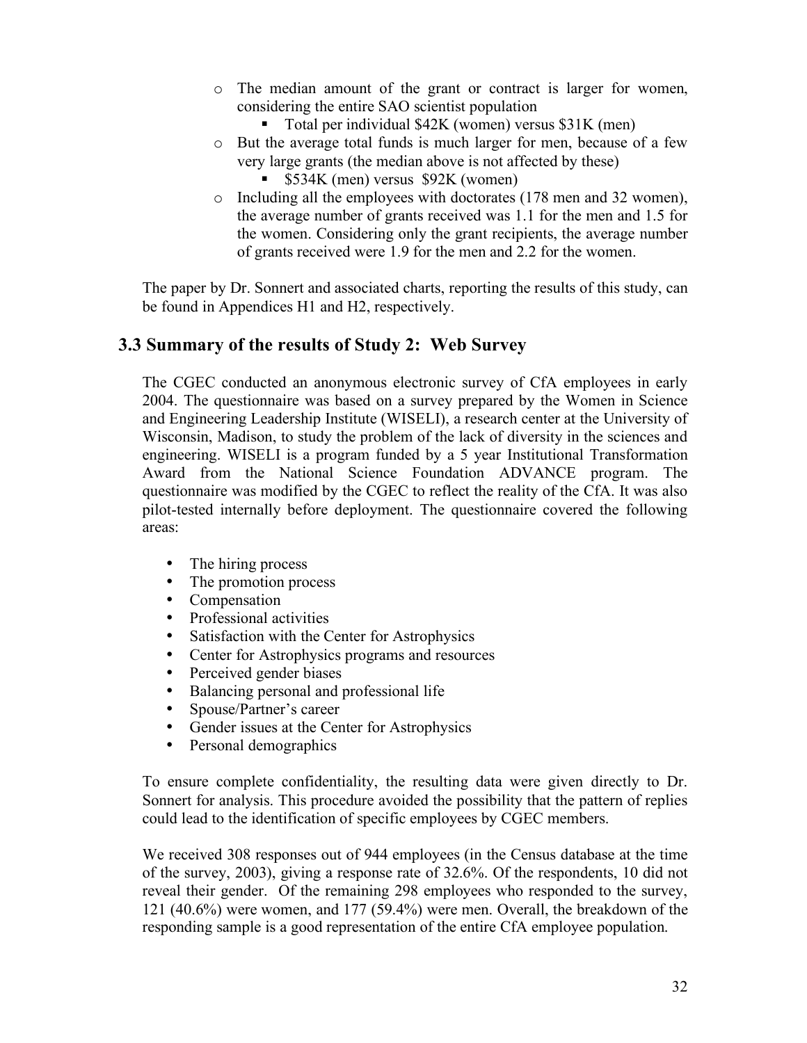- The median amount of the grant or contract is larger for women, considering the entire SAO scientist population
  - Total per individual $42K (women) versus $31K (men)
- But the average total funds is much larger for men, because of a few very large grants (the median above is not affected by these)
  - $534K (men) versus $92K (women)
- Including all the employees with doctorates (178 men and 32 women), the average number of grants received was 1.1 for the men and 1.5 for the women. Considering only the grant recipients, the average number of grants received were 1.9 for the men and 2.2 for the women.

The paper by Dr. Sonnert and associated charts, reporting the results of this study, can be found in Appendices H1 and H2, respectively.

## 3.3 Summary of the results of Study 2: Web Survey

The CGEC conducted an anonymous electronic survey of CfA employees in early 2004. The questionnaire was based on a survey prepared by the Women in Science and Engineering Leadership Institute (WISELI), a research center at the University of Wisconsin, Madison, to study the problem of the lack of diversity in the sciences and engineering. WISELI is a program funded by a 5 year Institutional Transformation Award from the National Science Foundation ADVANCE program. The questionnaire was modified by the CGEC to reflect the reality of the CfA. It was also pilot-tested internally before deployment. The questionnaire covered the following areas:

- The hiring process
- The promotion process
- Compensation
- Professional activities
- Satisfaction with the Center for Astrophysics
- Center for Astrophysics programs and resources
- Perceived gender biases
- Balancing personal and professional life
- Spouse/Partner's career
- Gender issues at the Center for Astrophysics
- Personal demographics

To ensure complete confidentiality, the resulting data were given directly to Dr. Sonnert for analysis. This procedure avoided the possibility that the pattern of replies could lead to the identification of specific employees by CGEC members.

We received 308 responses out of 944 employees (in the Census database at the time of the survey, 2003), giving a response rate of 32.6%. Of the respondents, 10 did not reveal their gender. Of the remaining 298 employees who responded to the survey, 121 (40.6%) were women, and 177 (59.4%) were men. Overall, the breakdown of the responding sample is a good representation of the entire CfA employee population.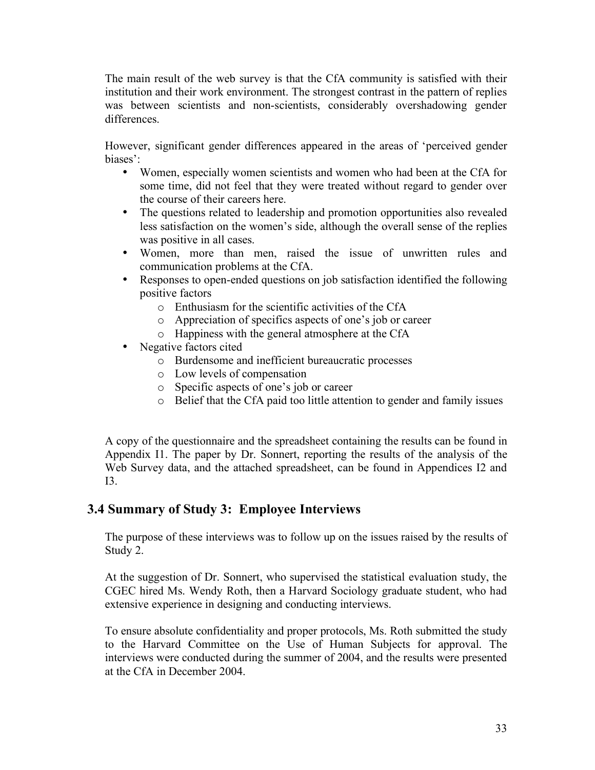The main result of the web survey is that the CfA community is satisfied with their institution and their work environment. The strongest contrast in the pattern of replies was between scientists and non-scientists, considerably overshadowing gender differences.

However, significant gender differences appeared in the areas of 'perceived gender biases':

- Women, especially women scientists and women who had been at the CfA for some time, did not feel that they were treated without regard to gender over the course of their careers here.
- The questions related to leadership and promotion opportunities also revealed less satisfaction on the women's side, although the overall sense of the replies was positive in all cases.
- Women, more than men, raised the issue of unwritten rules and communication problems at the CfA.
- Responses to open-ended questions on job satisfaction identified the following positive factors
    - Enthusiasm for the scientific activities of the CfA
    - Appreciation of specifics aspects of one's job or career
    - Happiness with the general atmosphere at the CfA
- Negative factors cited
    - Burdensome and inefficient bureaucratic processes
    - Low levels of compensation
    - Specific aspects of one's job or career
    - Belief that the CfA paid too little attention to gender and family issues

A copy of the questionnaire and the spreadsheet containing the results can be found in Appendix I1. The paper by Dr. Sonnert, reporting the results of the analysis of the Web Survey data, and the attached spreadsheet, can be found in Appendices I2 and I3.

## 3.4 Summary of Study 3: Employee Interviews

The purpose of these interviews was to follow up on the issues raised by the results of Study 2.

At the suggestion of Dr. Sonnert, who supervised the statistical evaluation study, the CGEC hired Ms. Wendy Roth, then a Harvard Sociology graduate student, who had extensive experience in designing and conducting interviews.

To ensure absolute confidentiality and proper protocols, Ms. Roth submitted the study to the Harvard Committee on the Use of Human Subjects for approval. The interviews were conducted during the summer of 2004, and the results were presented at the CfA in December 2004.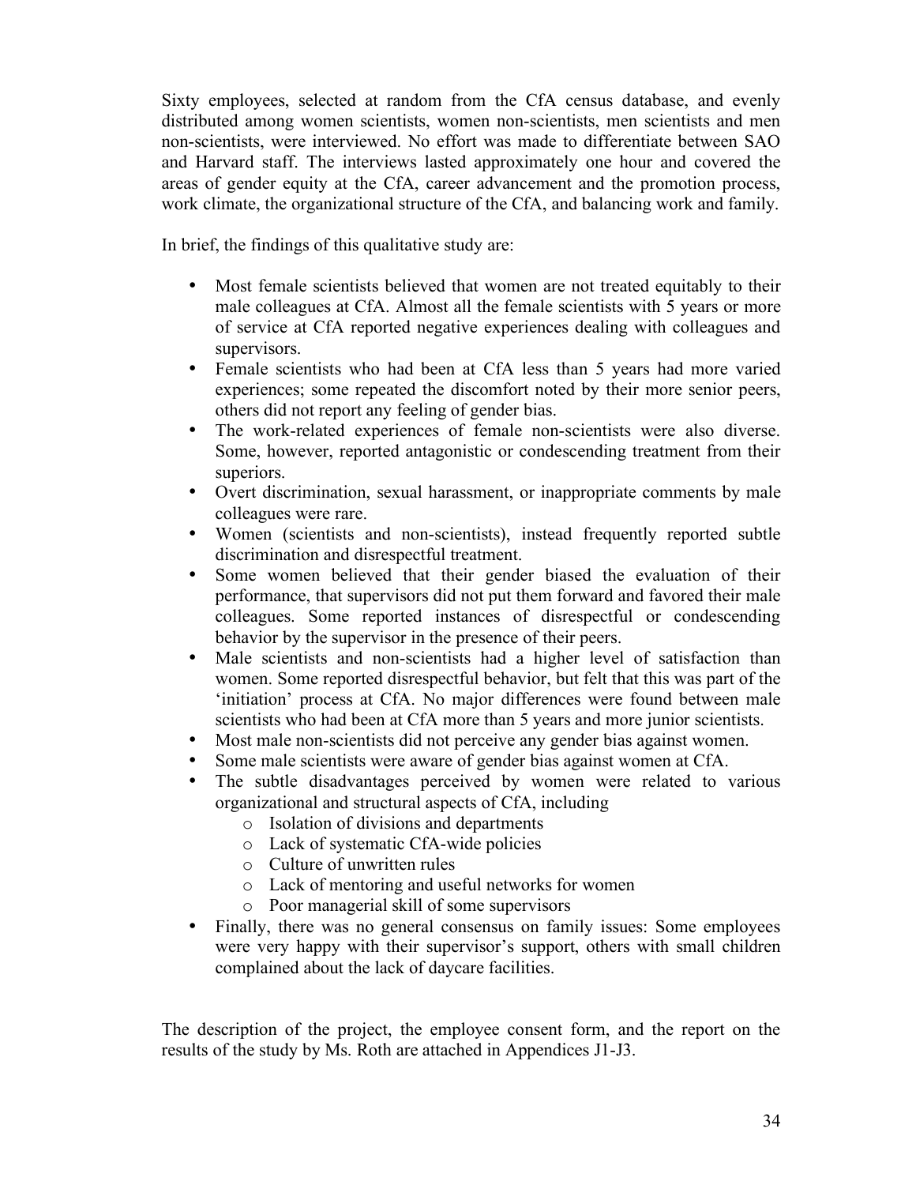Sixty employees, selected at random from the CfA census database, and evenly distributed among women scientists, women non-scientists, men scientists and men non-scientists, were interviewed. No effort was made to differentiate between SAO and Harvard staff. The interviews lasted approximately one hour and covered the areas of gender equity at the CfA, career advancement and the promotion process, work climate, the organizational structure of the CfA, and balancing work and family.

In brief, the findings of this qualitative study are:

- Most female scientists believed that women are not treated equitably to their male colleagues at CfA. Almost all the female scientists with 5 years or more of service at CfA reported negative experiences dealing with colleagues and supervisors.
- Female scientists who had been at CfA less than 5 years had more varied experiences; some repeated the discomfort noted by their more senior peers, others did not report any feeling of gender bias.
- The work-related experiences of female non-scientists were also diverse. Some, however, reported antagonistic or condescending treatment from their superiors.
- Overt discrimination, sexual harassment, or inappropriate comments by male colleagues were rare.
- Women (scientists and non-scientists), instead frequently reported subtle discrimination and disrespectful treatment.
- Some women believed that their gender biased the evaluation of their performance, that supervisors did not put them forward and favored their male colleagues. Some reported instances of disrespectful or condescending behavior by the supervisor in the presence of their peers.
- Male scientists and non-scientists had a higher level of satisfaction than women. Some reported disrespectful behavior, but felt that this was part of the 'initiation' process at CfA. No major differences were found between male scientists who had been at CfA more than 5 years and more junior scientists.
- Most male non-scientists did not perceive any gender bias against women.
- Some male scientists were aware of gender bias against women at CfA.
- The subtle disadvantages perceived by women were related to various organizational and structural aspects of CfA, including
    - Isolation of divisions and departments
    - Lack of systematic CfA-wide policies
    - Culture of unwritten rules
    - Lack of mentoring and useful networks for women
    - Poor managerial skill of some supervisors
- Finally, there was no general consensus on family issues: Some employees were very happy with their supervisor's support, others with small children complained about the lack of daycare facilities.

The description of the project, the employee consent form, and the report on the results of the study by Ms. Roth are attached in Appendices J1-J3.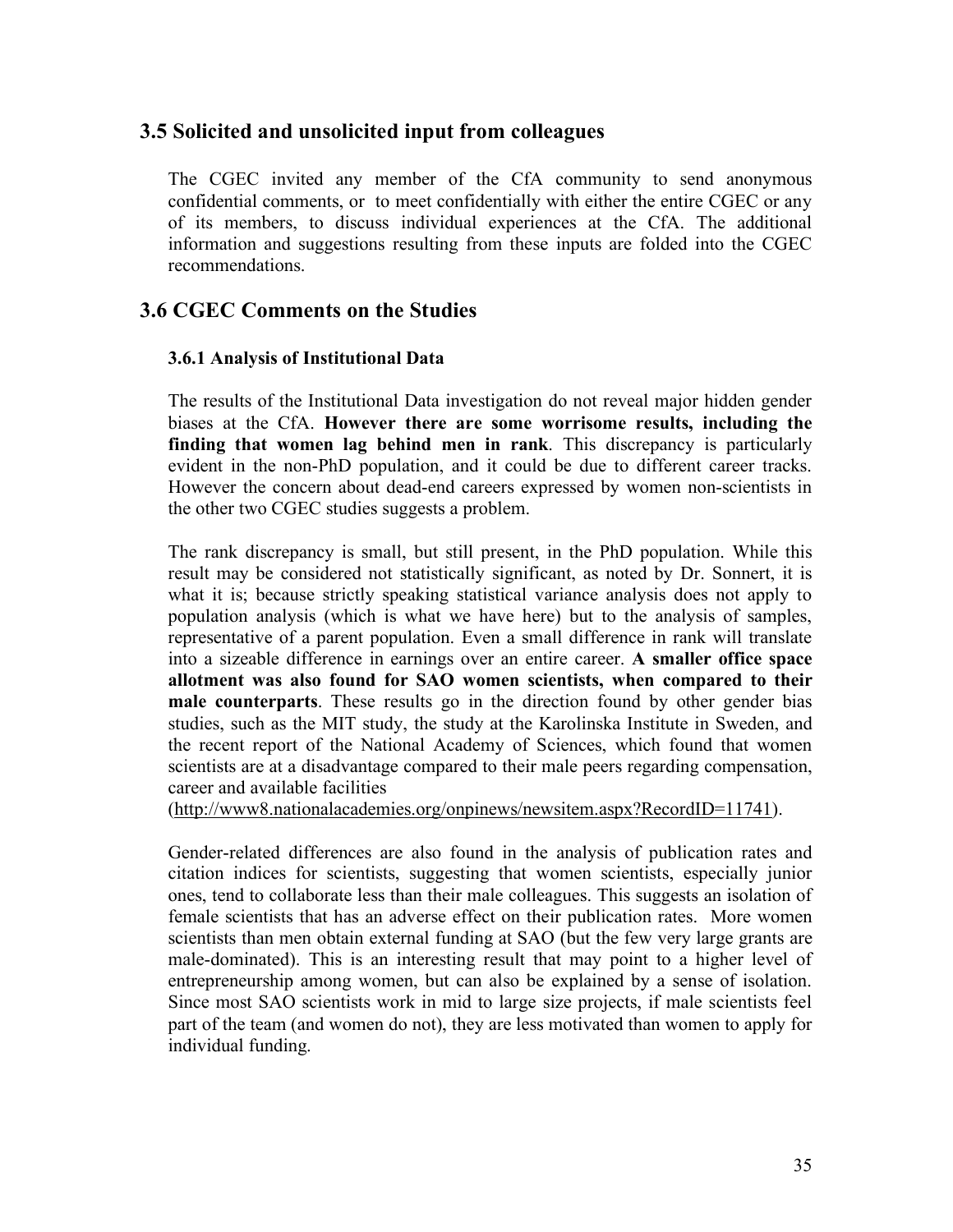## 3.5 Solicited and unsolicited input from colleagues

The CGEC invited any member of the CfA community to send anonymous confidential comments, or to meet confidentially with either the entire CGEC or any of its members, to discuss individual experiences at the CfA. The additional information and suggestions resulting from these inputs are folded into the CGEC recommendations.

## 3.6 CGEC Comments on the Studies

### 3.6.1 Analysis of Institutional Data

The results of the Institutional Data investigation do not reveal major hidden gender biases at the CfA. **However there are some worrisome results, including the finding that women lag behind men in rank**. This discrepancy is particularly evident in the non-PhD population, and it could be due to different career tracks. However the concern about dead-end careers expressed by women non-scientists in the other two CGEC studies suggests a problem.

The rank discrepancy is small, but still present, in the PhD population. While this result may be considered not statistically significant, as noted by Dr. Sonnert, it is what it is; because strictly speaking statistical variance analysis does not apply to population analysis (which is what we have here) but to the analysis of samples, representative of a parent population. Even a small difference in rank will translate into a sizeable difference in earnings over an entire career. **A smaller office space allotment was also found for SAO women scientists, when compared to their male counterparts**. These results go in the direction found by other gender bias studies, such as the MIT study, the study at the Karolinska Institute in Sweden, and the recent report of the National Academy of Sciences, which found that women scientists are at a disadvantage compared to their male peers regarding compensation, career and available facilities (http://www8.nationalacademies.org/onpinews/newsitem.aspx?RecordID=11741).

Gender-related differences are also found in the analysis of publication rates and citation indices for scientists, suggesting that women scientists, especially junior ones, tend to collaborate less than their male colleagues. This suggests an isolation of female scientists that has an adverse effect on their publication rates. More women scientists than men obtain external funding at SAO (but the few very large grants are male-dominated). This is an interesting result that may point to a higher level of entrepreneurship among women, but can also be explained by a sense of isolation. Since most SAO scientists work in mid to large size projects, if male scientists feel part of the team (and women do not), they are less motivated than women to apply for individual funding.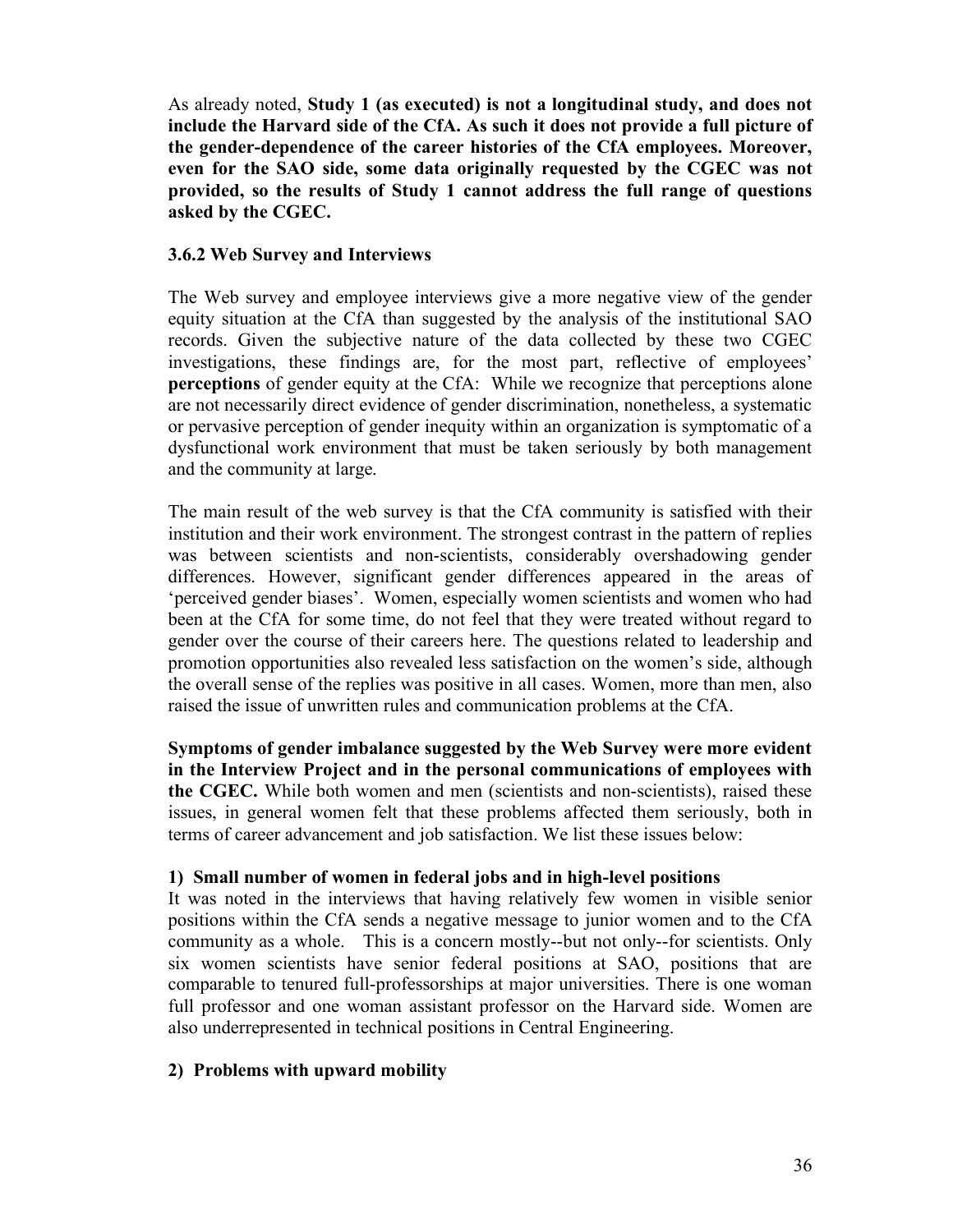As already noted, **Study 1 (as executed) is not a longitudinal study, and does not include the Harvard side of the CfA. As such it does not provide a full picture of the gender-dependence of the career histories of the CfA employees. Moreover, even for the SAO side, some data originally requested by the CGEC was not provided, so the results of Study 1 cannot address the full range of questions asked by the CGEC.**

### 3.6.2 Web Survey and Interviews

The Web survey and employee interviews give a more negative view of the gender equity situation at the CfA than suggested by the analysis of the institutional SAO records. Given the subjective nature of the data collected by these two CGEC investigations, these findings are, for the most part, reflective of employees' **perceptions** of gender equity at the CfA: While we recognize that perceptions alone are not necessarily direct evidence of gender discrimination, nonetheless, a systematic or pervasive perception of gender inequity within an organization is symptomatic of a dysfunctional work environment that must be taken seriously by both management and the community at large.

The main result of the web survey is that the CfA community is satisfied with their institution and their work environment. The strongest contrast in the pattern of replies was between scientists and non-scientists, considerably overshadowing gender differences. However, significant gender differences appeared in the areas of 'perceived gender biases'. Women, especially women scientists and women who had been at the CfA for some time, do not feel that they were treated without regard to gender over the course of their careers here. The questions related to leadership and promotion opportunities also revealed less satisfaction on the women's side, although the overall sense of the replies was positive in all cases. Women, more than men, also raised the issue of unwritten rules and communication problems at the CfA.

**Symptoms of gender imbalance suggested by the Web Survey were more evident in the Interview Project and in the personal communications of employees with the CGEC.** While both women and men (scientists and non-scientists), raised these issues, in general women felt that these problems affected them seriously, both in terms of career advancement and job satisfaction. We list these issues below:

**1) Small number of women in federal jobs and in high-level positions**
It was noted in the interviews that having relatively few women in visible senior positions within the CfA sends a negative message to junior women and to the CfA community as a whole. This is a concern mostly--but not only--for scientists. Only six women scientists have senior federal positions at SAO, positions that are comparable to tenured full-professorships at major universities. There is one woman full professor and one woman assistant professor on the Harvard side. Women are also underrepresented in technical positions in Central Engineering.

**2) Problems with upward mobility**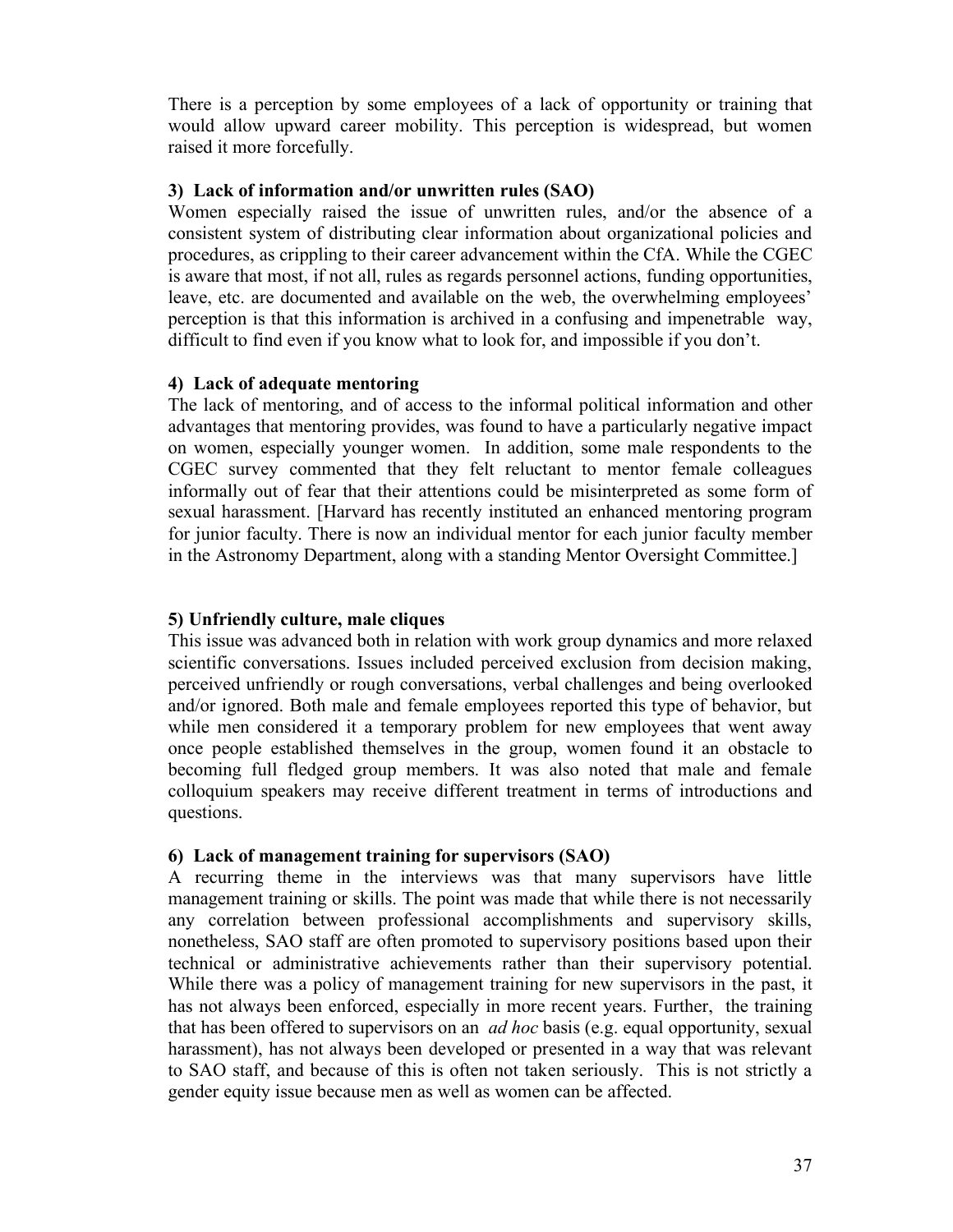There is a perception by some employees of a lack of opportunity or training that would allow upward career mobility. This perception is widespread, but women raised it more forcefully.

**3) Lack of information and/or unwritten rules (SAO)**

Women especially raised the issue of unwritten rules, and/or the absence of a consistent system of distributing clear information about organizational policies and procedures, as crippling to their career advancement within the CfA. While the CGEC is aware that most, if not all, rules as regards personnel actions, funding opportunities, leave, etc. are documented and available on the web, the overwhelming employees' perception is that this information is archived in a confusing and impenetrable way, difficult to find even if you know what to look for, and impossible if you don't.

**4) Lack of adequate mentoring**

The lack of mentoring, and of access to the informal political information and other advantages that mentoring provides, was found to have a particularly negative impact on women, especially younger women. In addition, some male respondents to the CGEC survey commented that they felt reluctant to mentor female colleagues informally out of fear that their attentions could be misinterpreted as some form of sexual harassment. [Harvard has recently instituted an enhanced mentoring program for junior faculty. There is now an individual mentor for each junior faculty member in the Astronomy Department, along with a standing Mentor Oversight Committee.]

**5) Unfriendly culture, male cliques**

This issue was advanced both in relation with work group dynamics and more relaxed scientific conversations. Issues included perceived exclusion from decision making, perceived unfriendly or rough conversations, verbal challenges and being overlooked and/or ignored. Both male and female employees reported this type of behavior, but while men considered it a temporary problem for new employees that went away once people established themselves in the group, women found it an obstacle to becoming full fledged group members. It was also noted that male and female colloquium speakers may receive different treatment in terms of introductions and questions.

**6) Lack of management training for supervisors (SAO)**

A recurring theme in the interviews was that many supervisors have little management training or skills. The point was made that while there is not necessarily any correlation between professional accomplishments and supervisory skills, nonetheless, SAO staff are often promoted to supervisory positions based upon their technical or administrative achievements rather than their supervisory potential. While there was a policy of management training for new supervisors in the past, it has not always been enforced, especially in more recent years. Further, the training that has been offered to supervisors on an *ad hoc* basis (e.g. equal opportunity, sexual harassment), has not always been developed or presented in a way that was relevant to SAO staff, and because of this is often not taken seriously. This is not strictly a gender equity issue because men as well as women can be affected.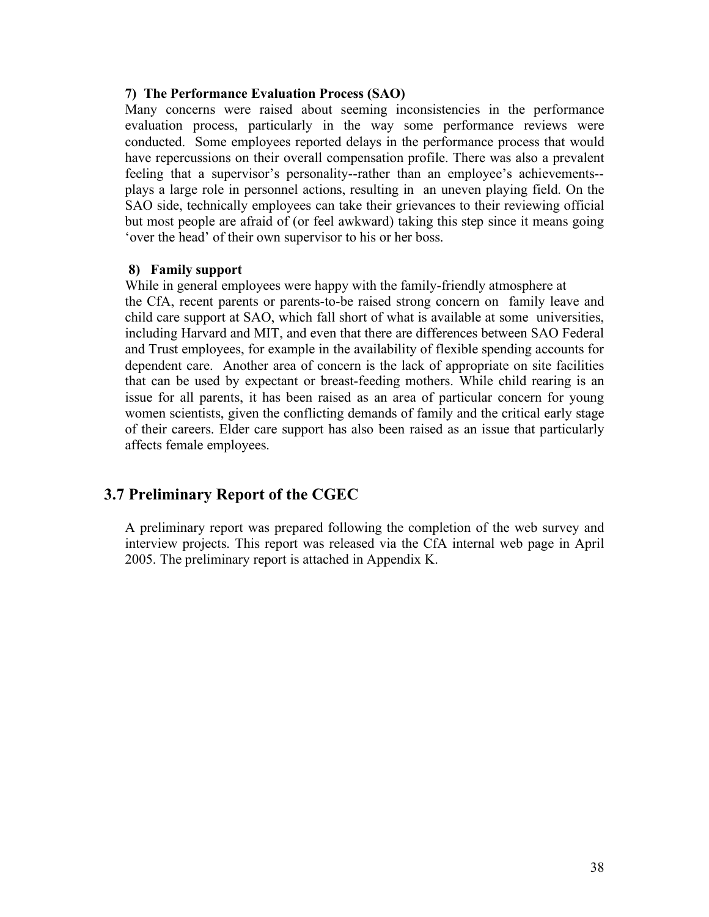**7) The Performance Evaluation Process (SAO)**

Many concerns were raised about seeming inconsistencies in the performance evaluation process, particularly in the way some performance reviews were conducted. Some employees reported delays in the performance process that would have repercussions on their overall compensation profile. There was also a prevalent feeling that a supervisor's personality--rather than an employee's achievements--plays a large role in personnel actions, resulting in an uneven playing field. On the SAO side, technically employees can take their grievances to their reviewing official but most people are afraid of (or feel awkward) taking this step since it means going 'over the head' of their own supervisor to his or her boss.

**8) Family support**

While in general employees were happy with the family-friendly atmosphere at the CfA, recent parents or parents-to-be raised strong concern on family leave and child care support at SAO, which fall short of what is available at some universities, including Harvard and MIT, and even that there are differences between SAO Federal and Trust employees, for example in the availability of flexible spending accounts for dependent care. Another area of concern is the lack of appropriate on site facilities that can be used by expectant or breast-feeding mothers. While child rearing is an issue for all parents, it has been raised as an area of particular concern for young women scientists, given the conflicting demands of family and the critical early stage of their careers. Elder care support has also been raised as an issue that particularly affects female employees.

## 3.7 Preliminary Report of the CGEC

A preliminary report was prepared following the completion of the web survey and interview projects. This report was released via the CfA internal web page in April 2005. The preliminary report is attached in Appendix K.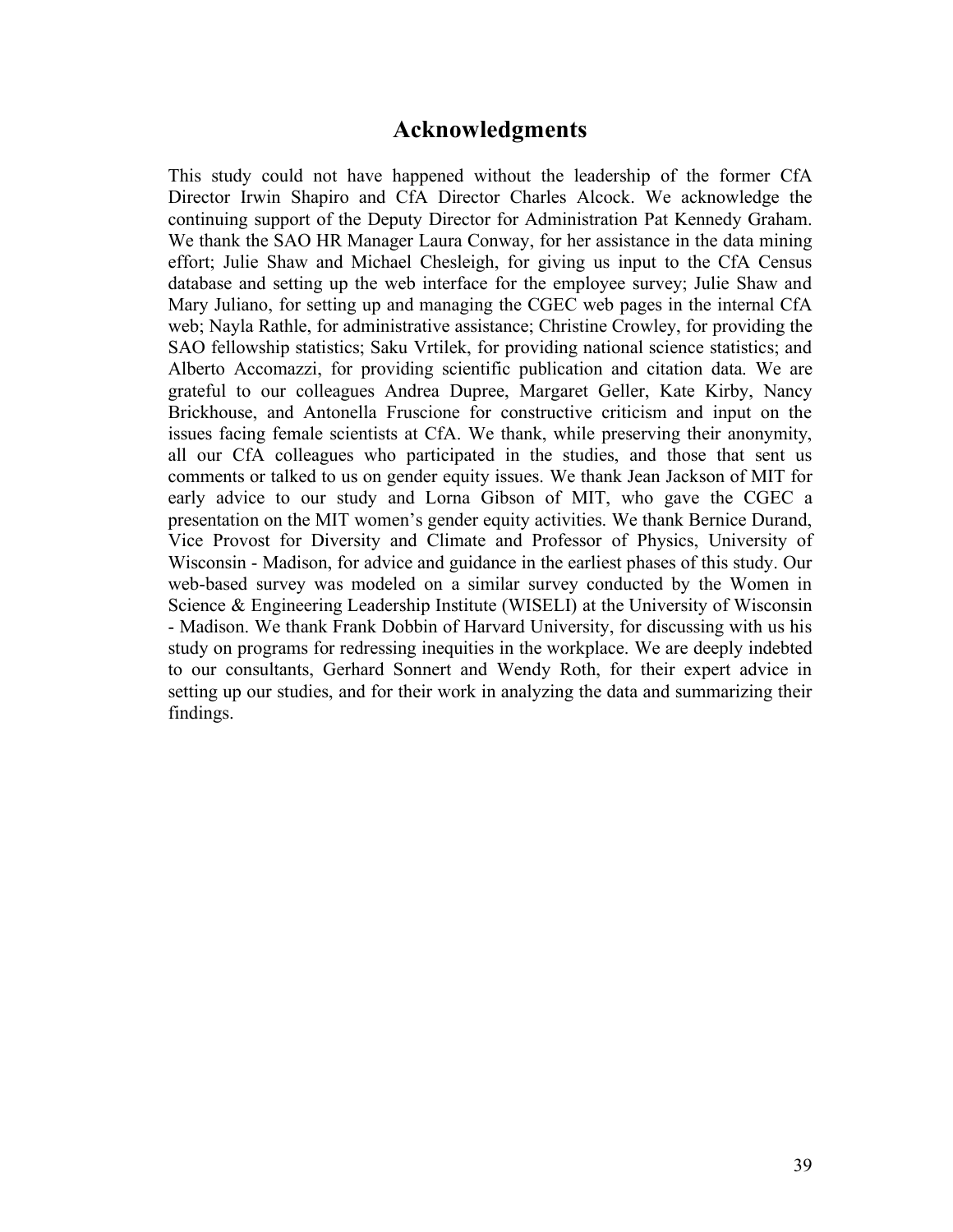# Acknowledgments

This study could not have happened without the leadership of the former CfA Director Irwin Shapiro and CfA Director Charles Alcock. We acknowledge the continuing support of the Deputy Director for Administration Pat Kennedy Graham. We thank the SAO HR Manager Laura Conway, for her assistance in the data mining effort; Julie Shaw and Michael Chesleigh, for giving us input to the CfA Census database and setting up the web interface for the employee survey; Julie Shaw and Mary Juliano, for setting up and managing the CGEC web pages in the internal CfA web; Nayla Rathle, for administrative assistance; Christine Crowley, for providing the SAO fellowship statistics; Saku Vrtilek, for providing national science statistics; and Alberto Accomazzi, for providing scientific publication and citation data. We are grateful to our colleagues Andrea Dupree, Margaret Geller, Kate Kirby, Nancy Brickhouse, and Antonella Fruscione for constructive criticism and input on the issues facing female scientists at CfA. We thank, while preserving their anonymity, all our CfA colleagues who participated in the studies, and those that sent us comments or talked to us on gender equity issues. We thank Jean Jackson of MIT for early advice to our study and Lorna Gibson of MIT, who gave the CGEC a presentation on the MIT women's gender equity activities. We thank Bernice Durand, Vice Provost for Diversity and Climate and Professor of Physics, University of Wisconsin - Madison, for advice and guidance in the earliest phases of this study. Our web-based survey was modeled on a similar survey conducted by the Women in Science & Engineering Leadership Institute (WISELI) at the University of Wisconsin - Madison. We thank Frank Dobbin of Harvard University, for discussing with us his study on programs for redressing inequities in the workplace. We are deeply indebted to our consultants, Gerhard Sonnert and Wendy Roth, for their expert advice in setting up our studies, and for their work in analyzing the data and summarizing their findings.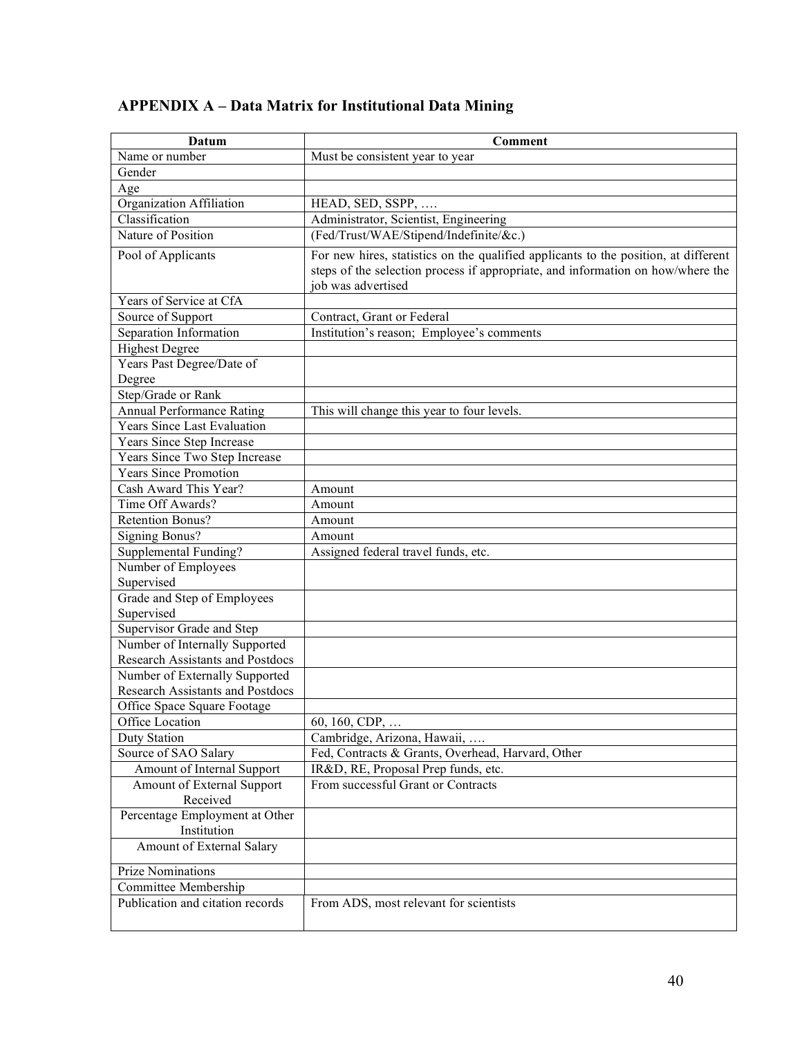## APPENDIX A – Data Matrix for Institutional Data Mining

| Datum | Comment |
|---|---|
| Name or number | Must be consistent year to year |
| Gender | |
| Age | |
| Organization Affiliation | HEAD, SED, SSPP, …. |
| Classification | Administrator, Scientist, Engineering |
| Nature of Position | (Fed/Trust/WAE/Stipend/Indefinite/&c.) |
| Pool of Applicants | For new hires, statistics on the qualified applicants to the position, at different steps of the selection process if appropriate, and information on how/where the job was advertised |
| Years of Service at CfA | |
| Source of Support | Contract, Grant or Federal |
| Separation Information | Institution's reason; Employee's comments |
| Highest Degree | |
| Years Past Degree/Date of Degree | |
| Step/Grade or Rank | |
| Annual Performance Rating | This will change this year to four levels. |
| Years Since Last Evaluation | |
| Years Since Step Increase | |
| Years Since Two Step Increase | |
| Years Since Promotion | |
| Cash Award This Year? | Amount |
| Time Off Awards? | Amount |
| Retention Bonus? | Amount |
| Signing Bonus? | Amount |
| Supplemental Funding? | Assigned federal travel funds, etc. |
| Number of Employees Supervised | |
| Grade and Step of Employees Supervised | |
| Supervisor Grade and Step | |
| Number of Internally Supported Research Assistants and Postdocs | |
| Number of Externally Supported Research Assistants and Postdocs | |
| Office Space Square Footage | |
| Office Location | 60, 160, CDP, … |
| Duty Station | Cambridge, Arizona, Hawaii, …. |
| Source of SAO Salary | Fed, Contracts & Grants, Overhead, Harvard, Other |
| Amount of Internal Support | IR&D, RE, Proposal Prep funds, etc. |
| Amount of External Support Received | From successful Grant or Contracts |
| Percentage Employment at Other Institution | |
| Amount of External Salary | |
| Prize Nominations | |
| Committee Membership | |
| Publication and citation records | From ADS, most relevant for scientists |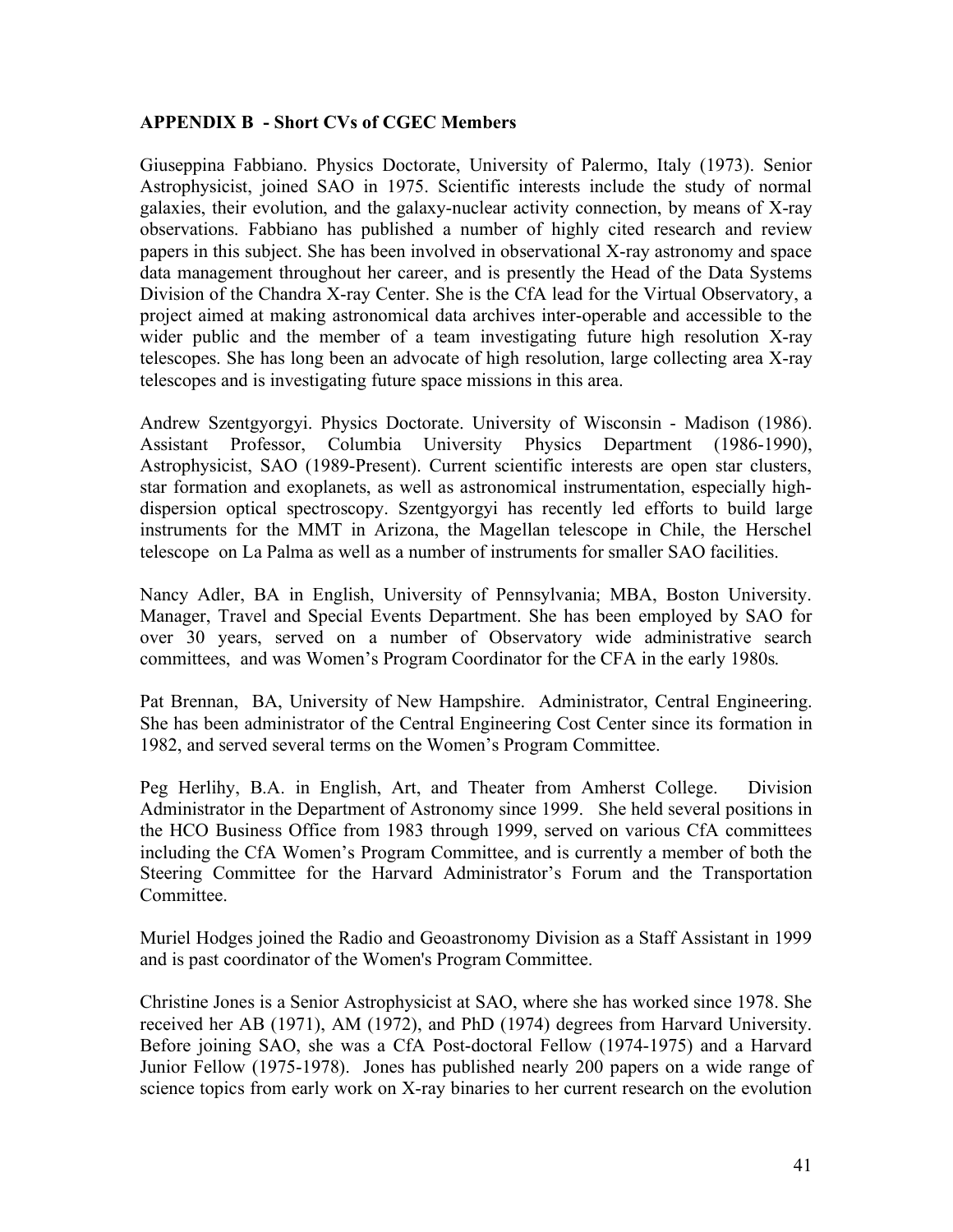## APPENDIX B - Short CVs of CGEC Members

Giuseppina Fabbiano. Physics Doctorate, University of Palermo, Italy (1973). Senior Astrophysicist, joined SAO in 1975. Scientific interests include the study of normal galaxies, their evolution, and the galaxy-nuclear activity connection, by means of X-ray observations. Fabbiano has published a number of highly cited research and review papers in this subject. She has been involved in observational X-ray astronomy and space data management throughout her career, and is presently the Head of the Data Systems Division of the Chandra X-ray Center. She is the CfA lead for the Virtual Observatory, a project aimed at making astronomical data archives inter-operable and accessible to the wider public and the member of a team investigating future high resolution X-ray telescopes. She has long been an advocate of high resolution, large collecting area X-ray telescopes and is investigating future space missions in this area.

Andrew Szentgyorgyi. Physics Doctorate. University of Wisconsin - Madison (1986). Assistant Professor, Columbia University Physics Department (1986-1990), Astrophysicist, SAO (1989-Present). Current scientific interests are open star clusters, star formation and exoplanets, as well as astronomical instrumentation, especially high-dispersion optical spectroscopy. Szentgyorgyi has recently led efforts to build large instruments for the MMT in Arizona, the Magellan telescope in Chile, the Herschel telescope on La Palma as well as a number of instruments for smaller SAO facilities.

Nancy Adler, BA in English, University of Pennsylvania; MBA, Boston University. Manager, Travel and Special Events Department. She has been employed by SAO for over 30 years, served on a number of Observatory wide administrative search committees, and was Women's Program Coordinator for the CFA in the early 1980s.

Pat Brennan, BA, University of New Hampshire. Administrator, Central Engineering. She has been administrator of the Central Engineering Cost Center since its formation in 1982, and served several terms on the Women's Program Committee.

Peg Herlihy, B.A. in English, Art, and Theater from Amherst College. Division Administrator in the Department of Astronomy since 1999. She held several positions in the HCO Business Office from 1983 through 1999, served on various CfA committees including the CfA Women's Program Committee, and is currently a member of both the Steering Committee for the Harvard Administrator's Forum and the Transportation Committee.

Muriel Hodges joined the Radio and Geoastronomy Division as a Staff Assistant in 1999 and is past coordinator of the Women's Program Committee.

Christine Jones is a Senior Astrophysicist at SAO, where she has worked since 1978. She received her AB (1971), AM (1972), and PhD (1974) degrees from Harvard University. Before joining SAO, she was a CfA Post-doctoral Fellow (1974-1975) and a Harvard Junior Fellow (1975-1978). Jones has published nearly 200 papers on a wide range of science topics from early work on X-ray binaries to her current research on the evolution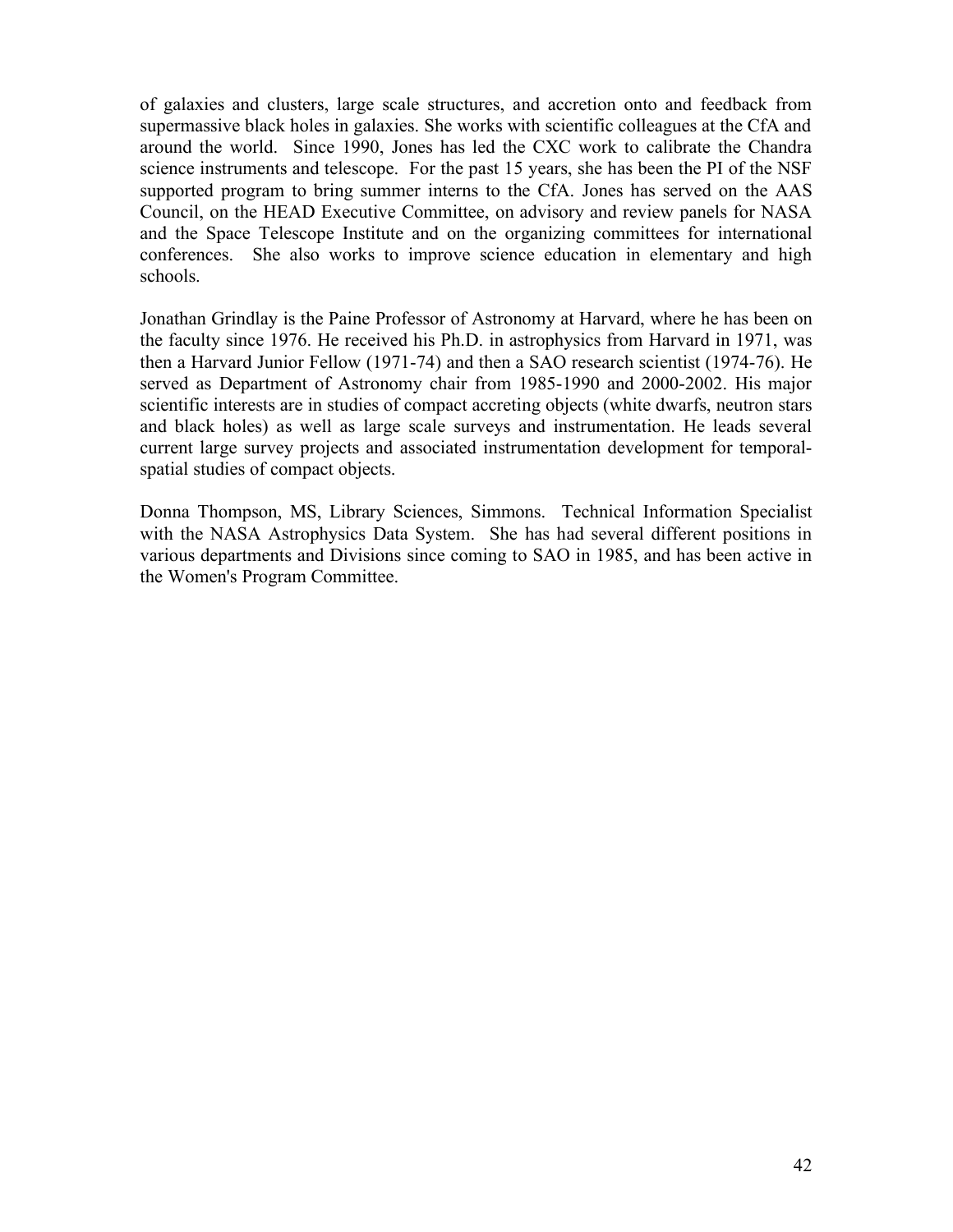of galaxies and clusters, large scale structures, and accretion onto and feedback from supermassive black holes in galaxies. She works with scientific colleagues at the CfA and around the world. Since 1990, Jones has led the CXC work to calibrate the Chandra science instruments and telescope. For the past 15 years, she has been the PI of the NSF supported program to bring summer interns to the CfA. Jones has served on the AAS Council, on the HEAD Executive Committee, on advisory and review panels for NASA and the Space Telescope Institute and on the organizing committees for international conferences. She also works to improve science education in elementary and high schools.

Jonathan Grindlay is the Paine Professor of Astronomy at Harvard, where he has been on the faculty since 1976. He received his Ph.D. in astrophysics from Harvard in 1971, was then a Harvard Junior Fellow (1971-74) and then a SAO research scientist (1974-76). He served as Department of Astronomy chair from 1985-1990 and 2000-2002. His major scientific interests are in studies of compact accreting objects (white dwarfs, neutron stars and black holes) as well as large scale surveys and instrumentation. He leads several current large survey projects and associated instrumentation development for temporal-spatial studies of compact objects.

Donna Thompson, MS, Library Sciences, Simmons. Technical Information Specialist with the NASA Astrophysics Data System. She has had several different positions in various departments and Divisions since coming to SAO in 1985, and has been active in the Women's Program Committee.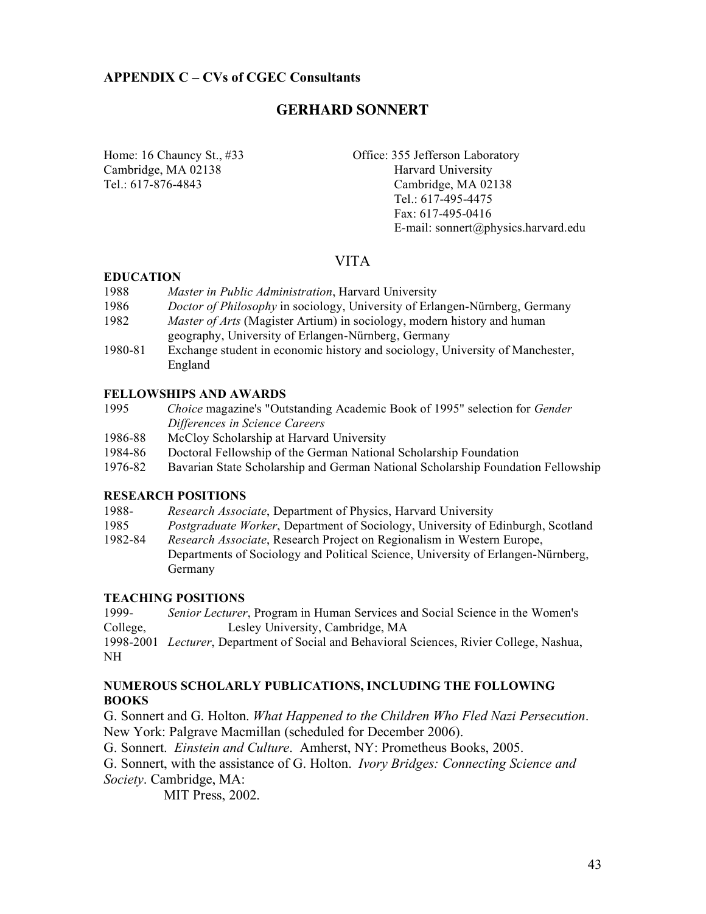## APPENDIX C – CVs of CGEC Consultants

# GERHARD SONNERT

Home: 16 Chauncy St., #33
Cambridge, MA 02138
Tel.: 617-876-4843

Office: 355 Jefferson Laboratory
Harvard University
Cambridge, MA 02138
Tel.: 617-495-4475
Fax: 617-495-0416
E-mail: sonnert@physics.harvard.edu

## VITA

### EDUCATION

1988 *Master in Public Administration*, Harvard University
1986 *Doctor of Philosophy* in sociology, University of Erlangen-Nürnberg, Germany
1982 *Master of Arts* (Magister Artium) in sociology, modern history and human geography, University of Erlangen-Nürnberg, Germany
1980-81 Exchange student in economic history and sociology, University of Manchester, England

### FELLOWSHIPS AND AWARDS

1995 *Choice* magazine's "Outstanding Academic Book of 1995" selection for *Gender Differences in Science Careers*
1986-88 McCloy Scholarship at Harvard University
1984-86 Doctoral Fellowship of the German National Scholarship Foundation
1976-82 Bavarian State Scholarship and German National Scholarship Foundation Fellowship

### RESEARCH POSITIONS

1988- *Research Associate*, Department of Physics, Harvard University
1985 *Postgraduate Worker*, Department of Sociology, University of Edinburgh, Scotland
1982-84 *Research Associate*, Research Project on Regionalism in Western Europe, Departments of Sociology and Political Science, University of Erlangen-Nürnberg, Germany

### TEACHING POSITIONS

1999- *Senior Lecturer*, Program in Human Services and Social Science in the Women's College, Lesley University, Cambridge, MA
1998-2001 *Lecturer*, Department of Social and Behavioral Sciences, Rivier College, Nashua, NH

### NUMEROUS SCHOLARLY PUBLICATIONS, INCLUDING THE FOLLOWING BOOKS

G. Sonnert and G. Holton. *What Happened to the Children Who Fled Nazi Persecution*. New York: Palgrave Macmillan (scheduled for December 2006).

G. Sonnert. *Einstein and Culture*. Amherst, NY: Prometheus Books, 2005.

G. Sonnert, with the assistance of G. Holton. *Ivory Bridges: Connecting Science and Society*. Cambridge, MA: MIT Press, 2002.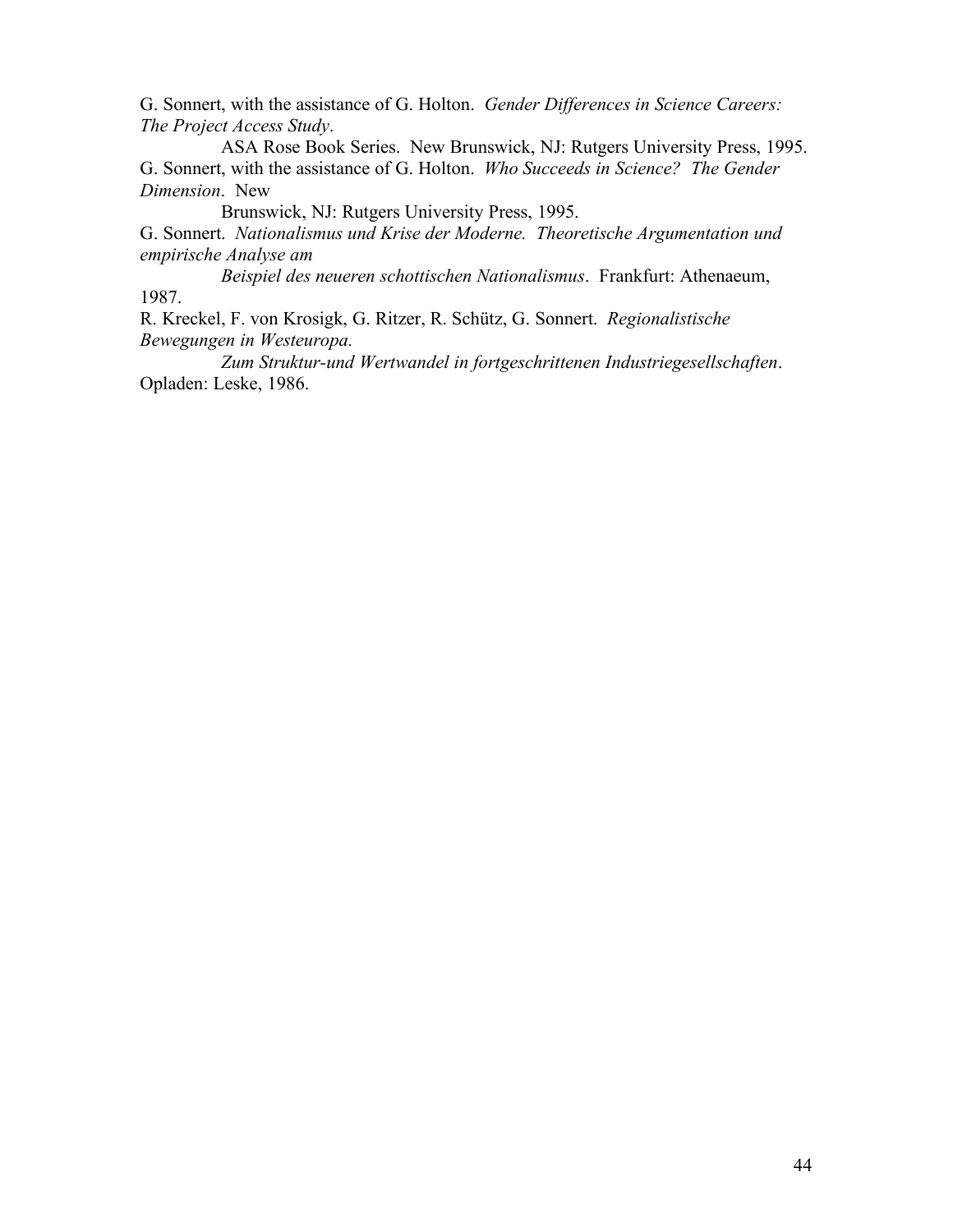G. Sonnert, with the assistance of G. Holton. *Gender Differences in Science Careers: The Project Access Study*. ASA Rose Book Series. New Brunswick, NJ: Rutgers University Press, 1995.

G. Sonnert, with the assistance of G. Holton. *Who Succeeds in Science? The Gender Dimension*. New Brunswick, NJ: Rutgers University Press, 1995.

G. Sonnert. *Nationalismus und Krise der Moderne. Theoretische Argumentation und empirische Analyse am Beispiel des neueren schottischen Nationalismus*. Frankfurt: Athenaeum, 1987.

R. Kreckel, F. von Krosigk, G. Ritzer, R. Schütz, G. Sonnert. *Regionalistische Bewegungen in Westeuropa. Zum Struktur-und Wertwandel in fortgeschrittenen Industriegesellschaften*. Opladen: Leske, 1986.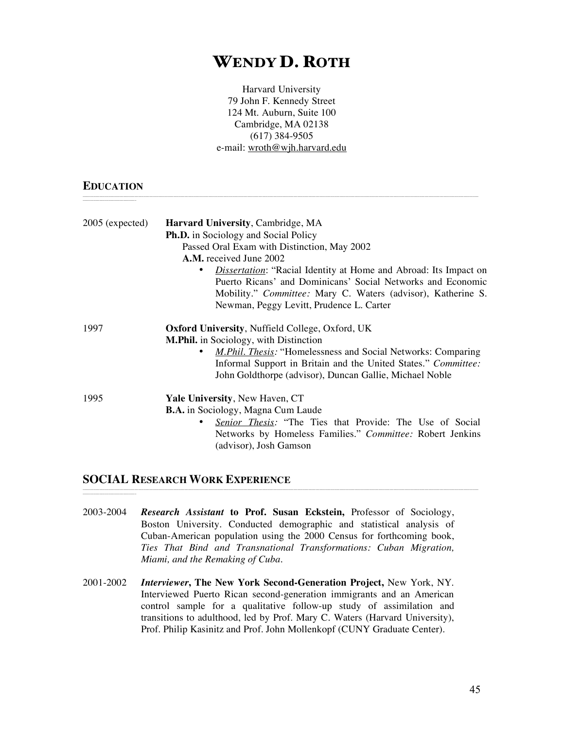# WENDY D. ROTH

Harvard University
79 John F. Kennedy Street
124 Mt. Auburn, Suite 100
Cambridge, MA 02138
(617) 384-9505
e-mail: wroth@wjh.harvard.edu

## EDUCATION

2005 (expected) **Harvard University**, Cambridge, MA
**Ph.D.** in Sociology and Social Policy
Passed Oral Exam with Distinction, May 2002
**A.M.** received June 2002

- *Dissertation*: "Racial Identity at Home and Abroad: Its Impact on Puerto Ricans' and Dominicans' Social Networks and Economic Mobility." *Committee:* Mary C. Waters (advisor), Katherine S. Newman, Peggy Levitt, Prudence L. Carter

1997 **Oxford University**, Nuffield College, Oxford, UK
**M.Phil.** in Sociology, with Distinction

- *M.Phil. Thesis:* "Homelessness and Social Networks: Comparing Informal Support in Britain and the United States." *Committee:* John Goldthorpe (advisor), Duncan Gallie, Michael Noble

1995 **Yale University**, New Haven, CT
**B.A.** in Sociology, Magna Cum Laude

- *Senior Thesis:* "The Ties that Provide: The Use of Social Networks by Homeless Families." *Committee:* Robert Jenkins (advisor), Josh Gamson

## SOCIAL RESEARCH WORK EXPERIENCE

2003-2004 ***Research Assistant* to Prof. Susan Eckstein,** Professor of Sociology, Boston University. Conducted demographic and statistical analysis of Cuban-American population using the 2000 Census for forthcoming book, *Ties That Bind and Transnational Transformations: Cuban Migration, Miami, and the Remaking of Cuba*.

2001-2002 ***Interviewer*, The New York Second-Generation Project,** New York, NY. Interviewed Puerto Rican second-generation immigrants and an American control sample for a qualitative follow-up study of assimilation and transitions to adulthood, led by Prof. Mary C. Waters (Harvard University), Prof. Philip Kasinitz and Prof. John Mollenkopf (CUNY Graduate Center).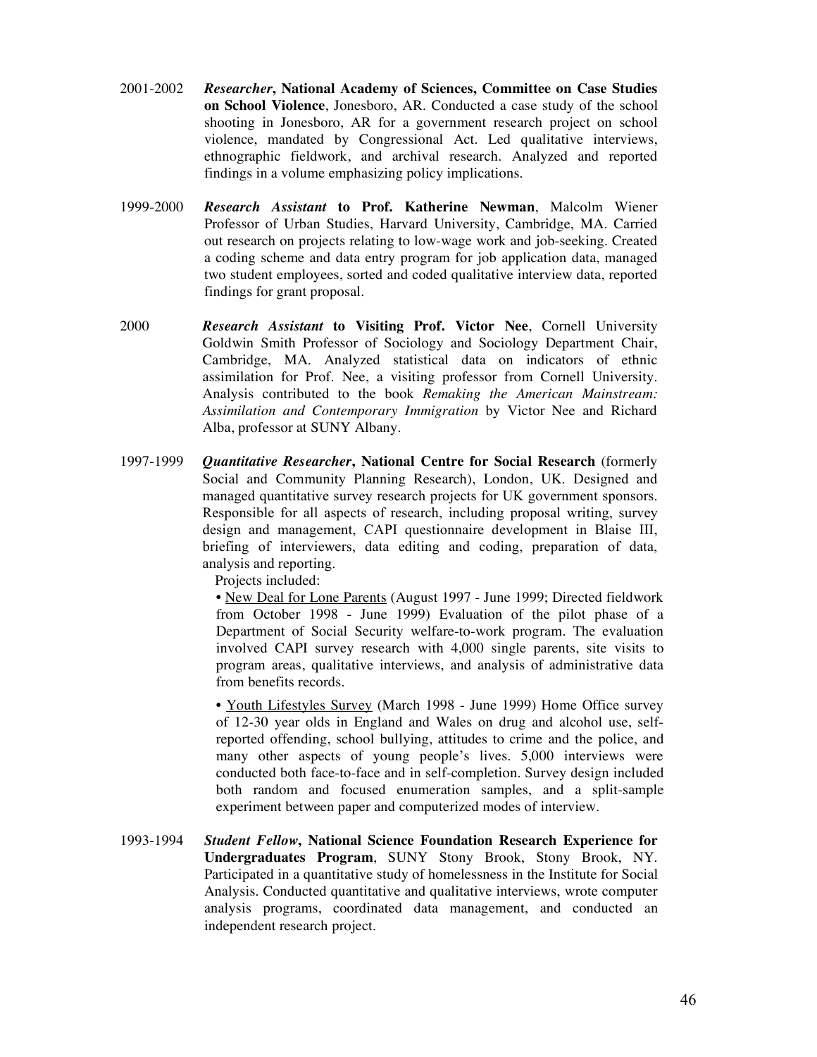2001-2002 ***Researcher*, National Academy of Sciences, Committee on Case Studies on School Violence**, Jonesboro, AR. Conducted a case study of the school shooting in Jonesboro, AR for a government research project on school violence, mandated by Congressional Act. Led qualitative interviews, ethnographic fieldwork, and archival research. Analyzed and reported findings in a volume emphasizing policy implications.

1999-2000 ***Research Assistant* to Prof. Katherine Newman**, Malcolm Wiener Professor of Urban Studies, Harvard University, Cambridge, MA. Carried out research on projects relating to low-wage work and job-seeking. Created a coding scheme and data entry program for job application data, managed two student employees, sorted and coded qualitative interview data, reported findings for grant proposal.

2000 ***Research Assistant* to Visiting Prof. Victor Nee**, Cornell University Goldwin Smith Professor of Sociology and Sociology Department Chair, Cambridge, MA. Analyzed statistical data on indicators of ethnic assimilation for Prof. Nee, a visiting professor from Cornell University. Analysis contributed to the book *Remaking the American Mainstream: Assimilation and Contemporary Immigration* by Victor Nee and Richard Alba, professor at SUNY Albany.

1997-1999 ***Quantitative Researcher*, National Centre for Social Research** (formerly Social and Community Planning Research), London, UK. Designed and managed quantitative survey research projects for UK government sponsors. Responsible for all aspects of research, including proposal writing, survey design and management, CAPI questionnaire development in Blaise III, briefing of interviewers, data editing and coding, preparation of data, analysis and reporting.

Projects included:

- <u>New Deal for Lone Parents</u> (August 1997 - June 1999; Directed fieldwork from October 1998 - June 1999) Evaluation of the pilot phase of a Department of Social Security welfare-to-work program. The evaluation involved CAPI survey research with 4,000 single parents, site visits to program areas, qualitative interviews, and analysis of administrative data from benefits records.

- <u>Youth Lifestyles Survey</u> (March 1998 - June 1999) Home Office survey of 12-30 year olds in England and Wales on drug and alcohol use, self-reported offending, school bullying, attitudes to crime and the police, and many other aspects of young people's lives. 5,000 interviews were conducted both face-to-face and in self-completion. Survey design included both random and focused enumeration samples, and a split-sample experiment between paper and computerized modes of interview.

1993-1994 ***Student Fellow*, National Science Foundation Research Experience for Undergraduates Program**, SUNY Stony Brook, Stony Brook, NY. Participated in a quantitative study of homelessness in the Institute for Social Analysis. Conducted quantitative and qualitative interviews, wrote computer analysis programs, coordinated data management, and conducted an independent research project.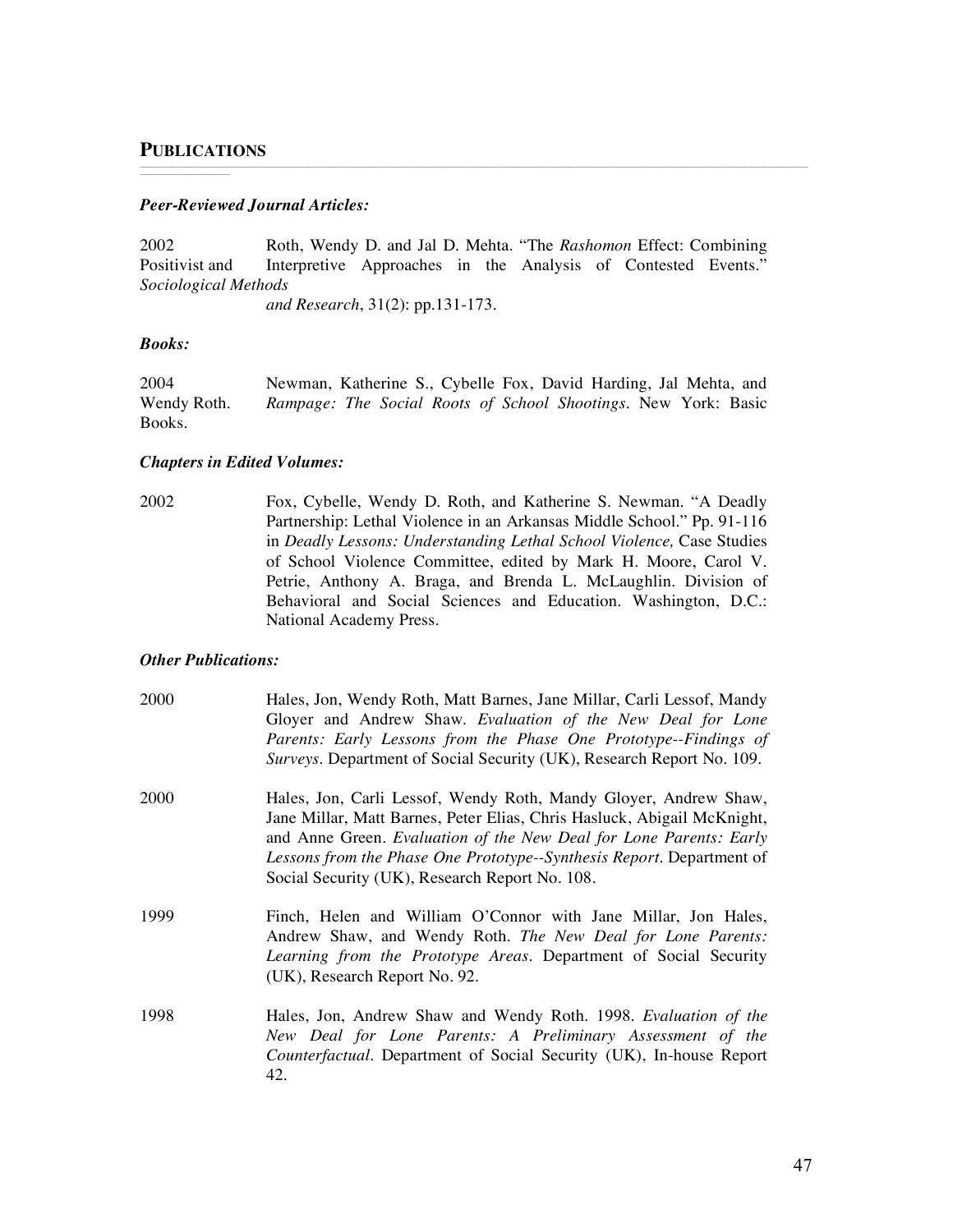## PUBLICATIONS

### *Peer-Reviewed Journal Articles:*

2002 Roth, Wendy D. and Jal D. Mehta. "The *Rashomon* Effect: Combining Positivist and Interpretive Approaches in the Analysis of Contested Events." *Sociological Methods and Research*, 31(2): pp.131-173.

### *Books:*

2004 Newman, Katherine S., Cybelle Fox, David Harding, Jal Mehta, and Wendy Roth. *Rampage: The Social Roots of School Shootings*. New York: Basic Books.

### *Chapters in Edited Volumes:*

2002 Fox, Cybelle, Wendy D. Roth, and Katherine S. Newman. "A Deadly Partnership: Lethal Violence in an Arkansas Middle School." Pp. 91-116 in *Deadly Lessons: Understanding Lethal School Violence,* Case Studies of School Violence Committee, edited by Mark H. Moore, Carol V. Petrie, Anthony A. Braga, and Brenda L. McLaughlin. Division of Behavioral and Social Sciences and Education. Washington, D.C.: National Academy Press.

### *Other Publications:*

2000 Hales, Jon, Wendy Roth, Matt Barnes, Jane Millar, Carli Lessof, Mandy Gloyer and Andrew Shaw. *Evaluation of the New Deal for Lone Parents: Early Lessons from the Phase One Prototype--Findings of Surveys*. Department of Social Security (UK), Research Report No. 109.

2000 Hales, Jon, Carli Lessof, Wendy Roth, Mandy Gloyer, Andrew Shaw, Jane Millar, Matt Barnes, Peter Elias, Chris Hasluck, Abigail McKnight, and Anne Green. *Evaluation of the New Deal for Lone Parents: Early Lessons from the Phase One Prototype--Synthesis Report*. Department of Social Security (UK), Research Report No. 108.

1999 Finch, Helen and William O'Connor with Jane Millar, Jon Hales, Andrew Shaw, and Wendy Roth. *The New Deal for Lone Parents: Learning from the Prototype Areas*. Department of Social Security (UK), Research Report No. 92.

1998 Hales, Jon, Andrew Shaw and Wendy Roth. 1998. *Evaluation of the New Deal for Lone Parents: A Preliminary Assessment of the Counterfactual*. Department of Social Security (UK), In-house Report 42.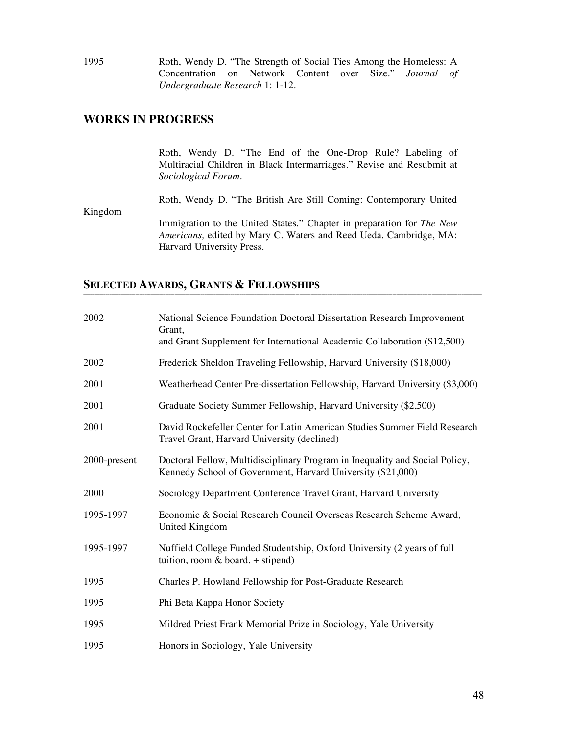1995 Roth, Wendy D. "The Strength of Social Ties Among the Homeless: A Concentration on Network Content over Size." *Journal of Undergraduate Research* 1: 1-12.

## WORKS IN PROGRESS

Roth, Wendy D. "The End of the One-Drop Rule? Labeling of Multiracial Children in Black Intermarriages." Revise and Resubmit at *Sociological Forum*.

Roth, Wendy D. "The British Are Still Coming: Contemporary United Kingdom Immigration to the United States." Chapter in preparation for *The New Americans,* edited by Mary C. Waters and Reed Ueda. Cambridge, MA: Harvard University Press.

## SELECTED AWARDS, GRANTS & FELLOWSHIPS

2002 National Science Foundation Doctoral Dissertation Research Improvement Grant,
and Grant Supplement for International Academic Collaboration ($12,500)

2002 Frederick Sheldon Traveling Fellowship, Harvard University ($18,000)

2001 Weatherhead Center Pre-dissertation Fellowship, Harvard University ($3,000)

2001 Graduate Society Summer Fellowship, Harvard University ($2,500)

2001 David Rockefeller Center for Latin American Studies Summer Field Research Travel Grant, Harvard University (declined)

2000-present Doctoral Fellow, Multidisciplinary Program in Inequality and Social Policy, Kennedy School of Government, Harvard University ($21,000)

2000 Sociology Department Conference Travel Grant, Harvard University

1995-1997 Economic & Social Research Council Overseas Research Scheme Award, United Kingdom

1995-1997 Nuffield College Funded Studentship, Oxford University (2 years of full tuition, room & board, + stipend)

1995 Charles P. Howland Fellowship for Post-Graduate Research

1995 Phi Beta Kappa Honor Society

1995 Mildred Priest Frank Memorial Prize in Sociology, Yale University

1995 Honors in Sociology, Yale University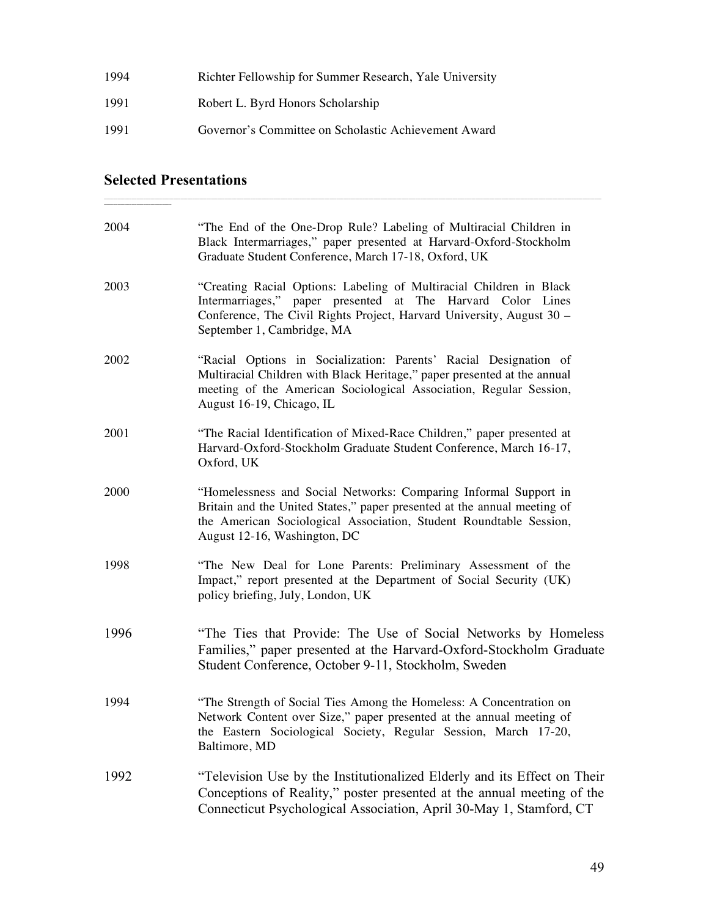1994 Richter Fellowship for Summer Research, Yale University

1991 Robert L. Byrd Honors Scholarship

1991 Governor's Committee on Scholastic Achievement Award

## Selected Presentations

2004 "The End of the One-Drop Rule? Labeling of Multiracial Children in Black Intermarriages," paper presented at Harvard-Oxford-Stockholm Graduate Student Conference, March 17-18, Oxford, UK

2003 "Creating Racial Options: Labeling of Multiracial Children in Black Intermarriages," paper presented at The Harvard Color Lines Conference, The Civil Rights Project, Harvard University, August 30 – September 1, Cambridge, MA

2002 "Racial Options in Socialization: Parents' Racial Designation of Multiracial Children with Black Heritage," paper presented at the annual meeting of the American Sociological Association, Regular Session, August 16-19, Chicago, IL

2001 "The Racial Identification of Mixed-Race Children," paper presented at Harvard-Oxford-Stockholm Graduate Student Conference, March 16-17, Oxford, UK

2000 "Homelessness and Social Networks: Comparing Informal Support in Britain and the United States," paper presented at the annual meeting of the American Sociological Association, Student Roundtable Session, August 12-16, Washington, DC

1998 "The New Deal for Lone Parents: Preliminary Assessment of the Impact," report presented at the Department of Social Security (UK) policy briefing, July, London, UK

1996 "The Ties that Provide: The Use of Social Networks by Homeless Families," paper presented at the Harvard-Oxford-Stockholm Graduate Student Conference, October 9-11, Stockholm, Sweden

1994 "The Strength of Social Ties Among the Homeless: A Concentration on Network Content over Size," paper presented at the annual meeting of the Eastern Sociological Society, Regular Session, March 17-20, Baltimore, MD

1992 "Television Use by the Institutionalized Elderly and its Effect on Their Conceptions of Reality," poster presented at the annual meeting of the Connecticut Psychological Association, April 30-May 1, Stamford, CT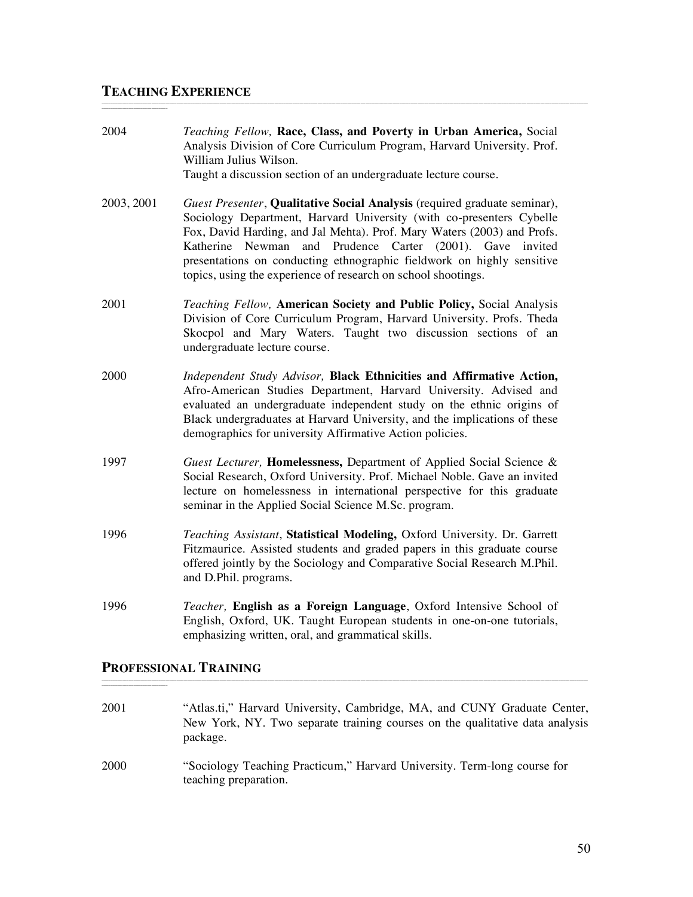## TEACHING EXPERIENCE

2004 — *Teaching Fellow,* **Race, Class, and Poverty in Urban America,** Social Analysis Division of Core Curriculum Program, Harvard University. Prof. William Julius Wilson.
Taught a discussion section of an undergraduate lecture course.

2003, 2001 — *Guest Presenter*, **Qualitative Social Analysis** (required graduate seminar), Sociology Department, Harvard University (with co-presenters Cybelle Fox, David Harding, and Jal Mehta). Prof. Mary Waters (2003) and Profs. Katherine Newman and Prudence Carter (2001). Gave invited presentations on conducting ethnographic fieldwork on highly sensitive topics, using the experience of research on school shootings.

2001 — *Teaching Fellow,* **American Society and Public Policy,** Social Analysis Division of Core Curriculum Program, Harvard University. Profs. Theda Skocpol and Mary Waters. Taught two discussion sections of an undergraduate lecture course.

2000 — *Independent Study Advisor,* **Black Ethnicities and Affirmative Action,** Afro-American Studies Department, Harvard University. Advised and evaluated an undergraduate independent study on the ethnic origins of Black undergraduates at Harvard University, and the implications of these demographics for university Affirmative Action policies.

1997 — *Guest Lecturer,* **Homelessness,** Department of Applied Social Science & Social Research, Oxford University. Prof. Michael Noble. Gave an invited lecture on homelessness in international perspective for this graduate seminar in the Applied Social Science M.Sc. program.

1996 — *Teaching Assistant*, **Statistical Modeling,** Oxford University. Dr. Garrett Fitzmaurice. Assisted students and graded papers in this graduate course offered jointly by the Sociology and Comparative Social Research M.Phil. and D.Phil. programs.

1996 — *Teacher,* **English as a Foreign Language**, Oxford Intensive School of English, Oxford, UK. Taught European students in one-on-one tutorials, emphasizing written, oral, and grammatical skills.

## PROFESSIONAL TRAINING

2001 — "Atlas.ti," Harvard University, Cambridge, MA, and CUNY Graduate Center, New York, NY. Two separate training courses on the qualitative data analysis package.

2000 — "Sociology Teaching Practicum," Harvard University. Term-long course for teaching preparation.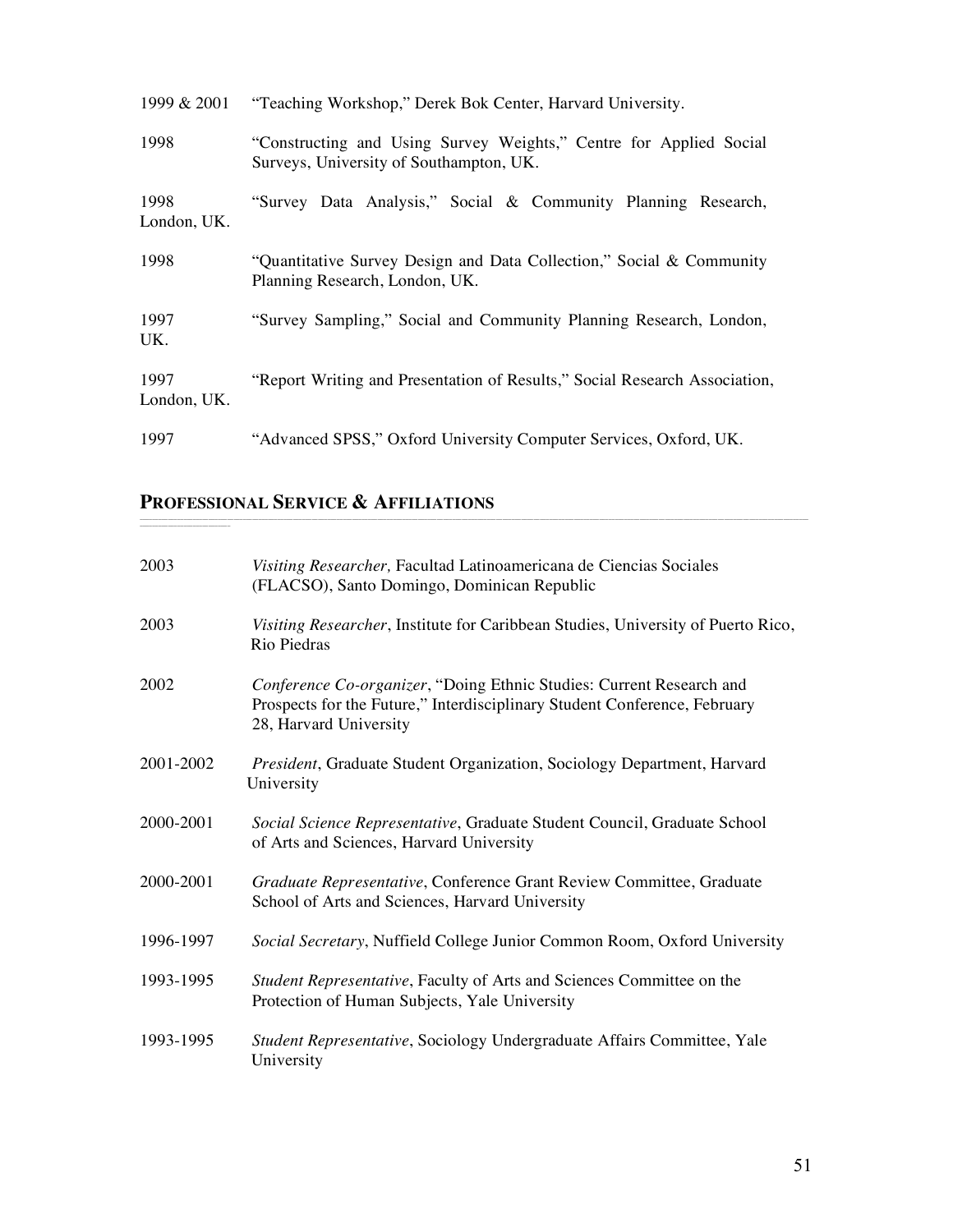1999 & 2001 "Teaching Workshop," Derek Bok Center, Harvard University.

1998 "Constructing and Using Survey Weights," Centre for Applied Social Surveys, University of Southampton, UK.

1998 "Survey Data Analysis," Social & Community Planning Research, London, UK.

1998 "Quantitative Survey Design and Data Collection," Social & Community Planning Research, London, UK.

1997 "Survey Sampling," Social and Community Planning Research, London, UK.

1997 "Report Writing and Presentation of Results," Social Research Association, London, UK.

1997 "Advanced SPSS," Oxford University Computer Services, Oxford, UK.

## PROFESSIONAL SERVICE & AFFILIATIONS

2003 *Visiting Researcher,* Facultad Latinoamericana de Ciencias Sociales (FLACSO), Santo Domingo, Dominican Republic

2003 *Visiting Researcher*, Institute for Caribbean Studies, University of Puerto Rico, Rio Piedras

2002 *Conference Co-organizer*, "Doing Ethnic Studies: Current Research and Prospects for the Future," Interdisciplinary Student Conference, February 28, Harvard University

2001-2002 *President*, Graduate Student Organization, Sociology Department, Harvard University

2000-2001 *Social Science Representative*, Graduate Student Council, Graduate School of Arts and Sciences, Harvard University

2000-2001 *Graduate Representative*, Conference Grant Review Committee, Graduate School of Arts and Sciences, Harvard University

1996-1997 *Social Secretary*, Nuffield College Junior Common Room, Oxford University

1993-1995 *Student Representative*, Faculty of Arts and Sciences Committee on the Protection of Human Subjects, Yale University

1993-1995 *Student Representative*, Sociology Undergraduate Affairs Committee, Yale University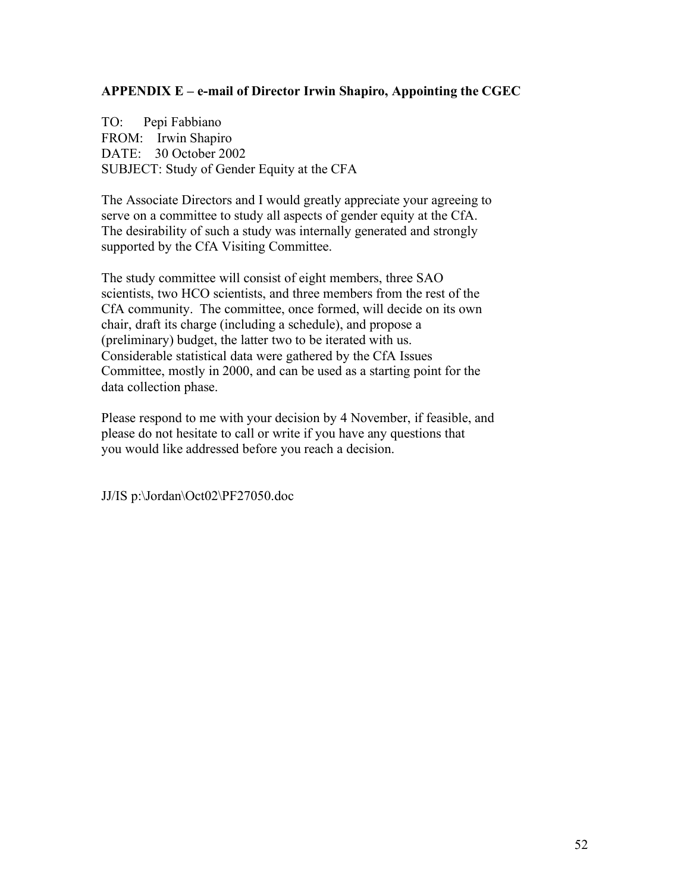**APPENDIX E – e-mail of Director Irwin Shapiro, Appointing the CGEC**

TO: Pepi Fabbiano
FROM: Irwin Shapiro
DATE: 30 October 2002
SUBJECT: Study of Gender Equity at the CFA

The Associate Directors and I would greatly appreciate your agreeing to serve on a committee to study all aspects of gender equity at the CfA. The desirability of such a study was internally generated and strongly supported by the CfA Visiting Committee.

The study committee will consist of eight members, three SAO scientists, two HCO scientists, and three members from the rest of the CfA community. The committee, once formed, will decide on its own chair, draft its charge (including a schedule), and propose a (preliminary) budget, the latter two to be iterated with us. Considerable statistical data were gathered by the CfA Issues Committee, mostly in 2000, and can be used as a starting point for the data collection phase.

Please respond to me with your decision by 4 November, if feasible, and please do not hesitate to call or write if you have any questions that you would like addressed before you reach a decision.

JJ/IS p:\Jordan\Oct02\PF27050.doc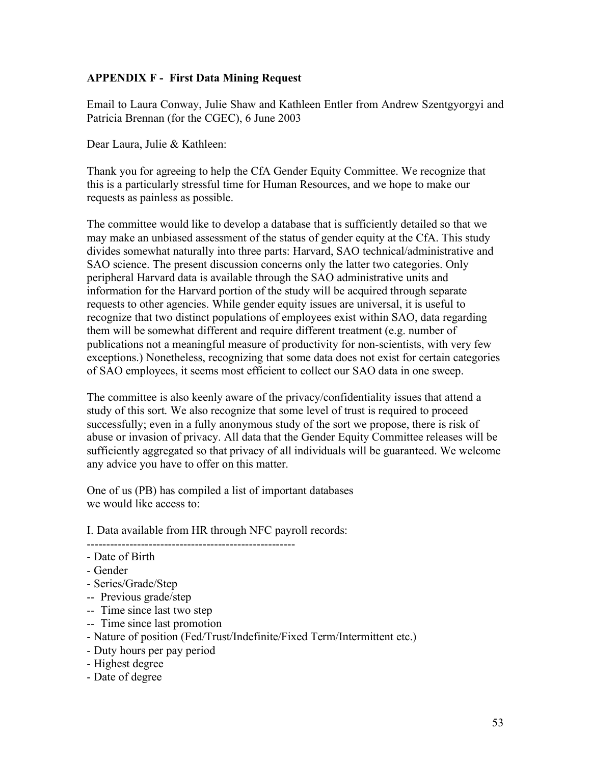**APPENDIX F - First Data Mining Request**

Email to Laura Conway, Julie Shaw and Kathleen Entler from Andrew Szentgyorgyi and Patricia Brennan (for the CGEC), 6 June 2003

Dear Laura, Julie & Kathleen:

Thank you for agreeing to help the CfA Gender Equity Committee. We recognize that this is a particularly stressful time for Human Resources, and we hope to make our requests as painless as possible.

The committee would like to develop a database that is sufficiently detailed so that we may make an unbiased assessment of the status of gender equity at the CfA. This study divides somewhat naturally into three parts: Harvard, SAO technical/administrative and SAO science. The present discussion concerns only the latter two categories. Only peripheral Harvard data is available through the SAO administrative units and information for the Harvard portion of the study will be acquired through separate requests to other agencies. While gender equity issues are universal, it is useful to recognize that two distinct populations of employees exist within SAO, data regarding them will be somewhat different and require different treatment (e.g. number of publications not a meaningful measure of productivity for non-scientists, with very few exceptions.) Nonetheless, recognizing that some data does not exist for certain categories of SAO employees, it seems most efficient to collect our SAO data in one sweep.

The committee is also keenly aware of the privacy/confidentiality issues that attend a study of this sort. We also recognize that some level of trust is required to proceed successfully; even in a fully anonymous study of the sort we propose, there is risk of abuse or invasion of privacy. All data that the Gender Equity Committee releases will be sufficiently aggregated so that privacy of all individuals will be guaranteed. We welcome any advice you have to offer on this matter.

One of us (PB) has compiled a list of important databases
we would like access to:

I. Data available from HR through NFC payroll records:

------------------------------------------------------

- Date of Birth
- Gender
- Series/Grade/Step
  - Previous grade/step
  - Time since last two step
  - Time since last promotion
- Nature of position (Fed/Trust/Indefinite/Fixed Term/Intermittent etc.)
- Duty hours per pay period
- Highest degree
- Date of degree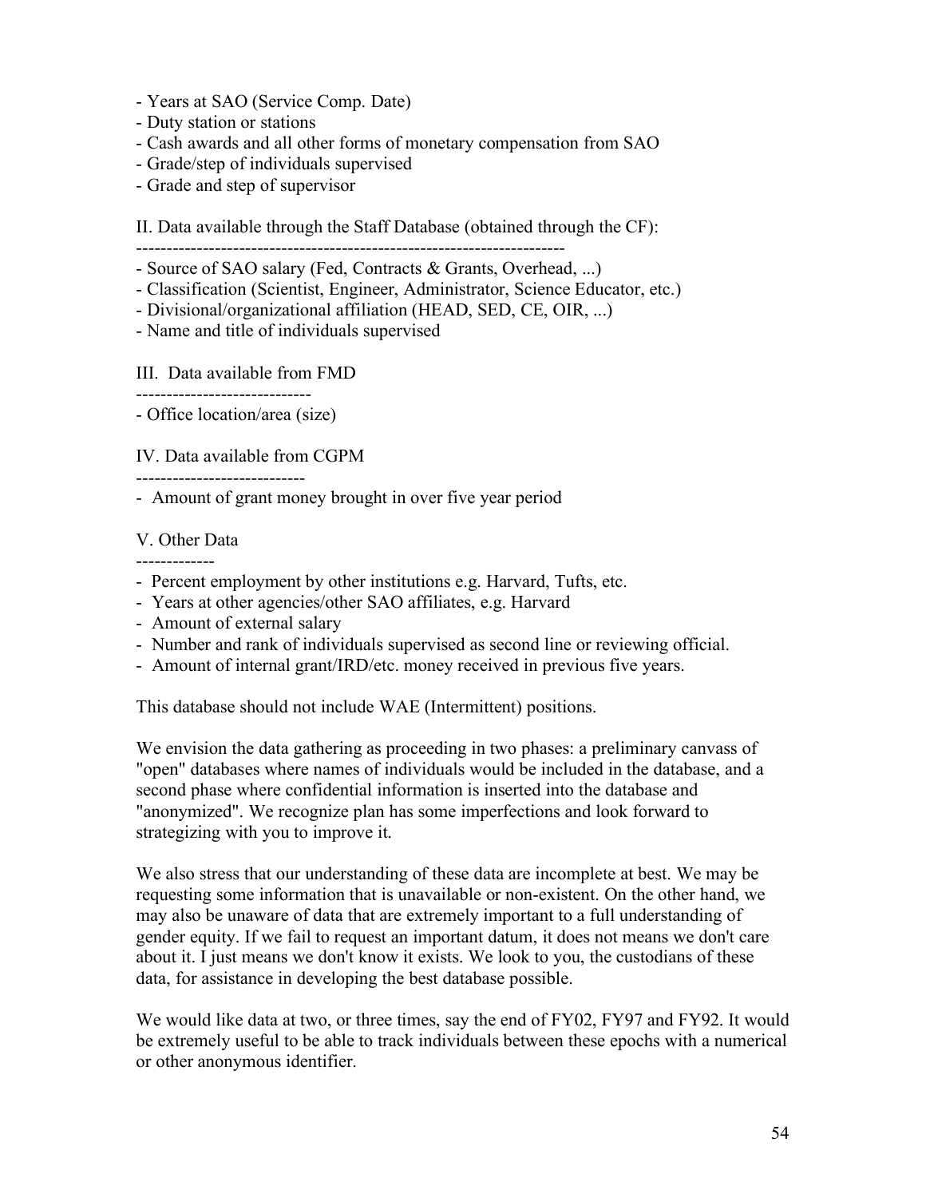- Years at SAO (Service Comp. Date)
- Duty station or stations
- Cash awards and all other forms of monetary compensation from SAO
- Grade/step of individuals supervised
- Grade and step of supervisor

II. Data available through the Staff Database (obtained through the CF):
-----------------------------------------------------------------------
- Source of SAO salary (Fed, Contracts & Grants, Overhead, ...)
- Classification (Scientist, Engineer, Administrator, Science Educator, etc.)
- Divisional/organizational affiliation (HEAD, SED, CE, OIR, ...)
- Name and title of individuals supervised

III. Data available from FMD
-----------------------------
- Office location/area (size)

IV. Data available from CGPM
----------------------------
- Amount of grant money brought in over five year period

V. Other Data
-------------
- Percent employment by other institutions e.g. Harvard, Tufts, etc.
- Years at other agencies/other SAO affiliates, e.g. Harvard
- Amount of external salary
- Number and rank of individuals supervised as second line or reviewing official.
- Amount of internal grant/IRD/etc. money received in previous five years.

This database should not include WAE (Intermittent) positions.

We envision the data gathering as proceeding in two phases: a preliminary canvass of "open" databases where names of individuals would be included in the database, and a second phase where confidential information is inserted into the database and "anonymized". We recognize plan has some imperfections and look forward to strategizing with you to improve it.

We also stress that our understanding of these data are incomplete at best. We may be requesting some information that is unavailable or non-existent. On the other hand, we may also be unaware of data that are extremely important to a full understanding of gender equity. If we fail to request an important datum, it does not means we don't care about it. I just means we don't know it exists. We look to you, the custodians of these data, for assistance in developing the best database possible.

We would like data at two, or three times, say the end of FY02, FY97 and FY92. It would be extremely useful to be able to track individuals between these epochs with a numerical or other anonymous identifier.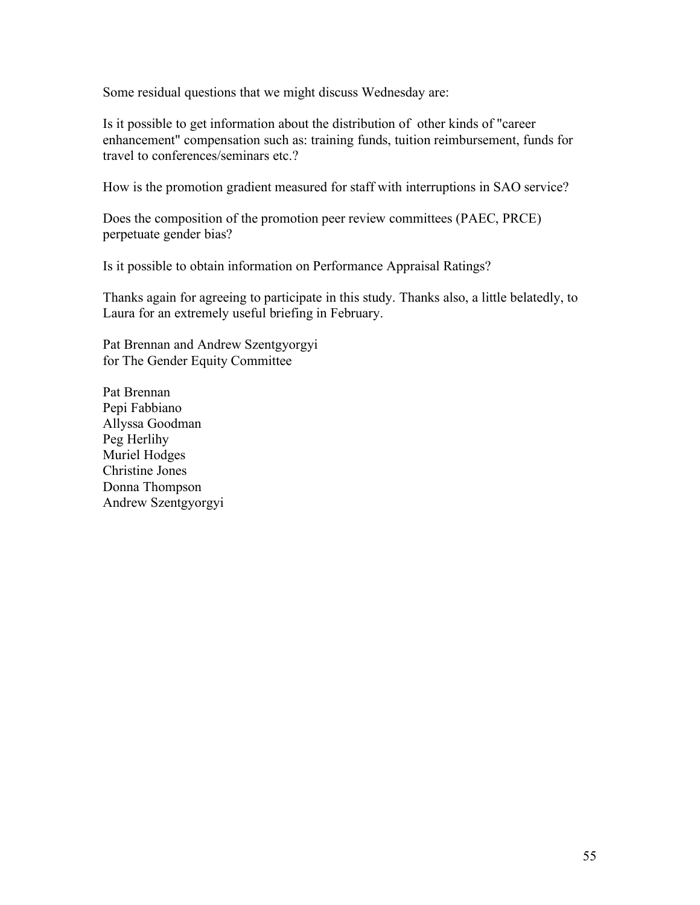Some residual questions that we might discuss Wednesday are:

Is it possible to get information about the distribution of other kinds of "career enhancement" compensation such as: training funds, tuition reimbursement, funds for travel to conferences/seminars etc.?

How is the promotion gradient measured for staff with interruptions in SAO service?

Does the composition of the promotion peer review committees (PAEC, PRCE) perpetuate gender bias?

Is it possible to obtain information on Performance Appraisal Ratings?

Thanks again for agreeing to participate in this study. Thanks also, a little belatedly, to Laura for an extremely useful briefing in February.

Pat Brennan and Andrew Szentgyorgyi  
for The Gender Equity Committee

Pat Brennan  
Pepi Fabbiano  
Allyssa Goodman  
Peg Herlihy  
Muriel Hodges  
Christine Jones  
Donna Thompson  
Andrew Szentgyorgyi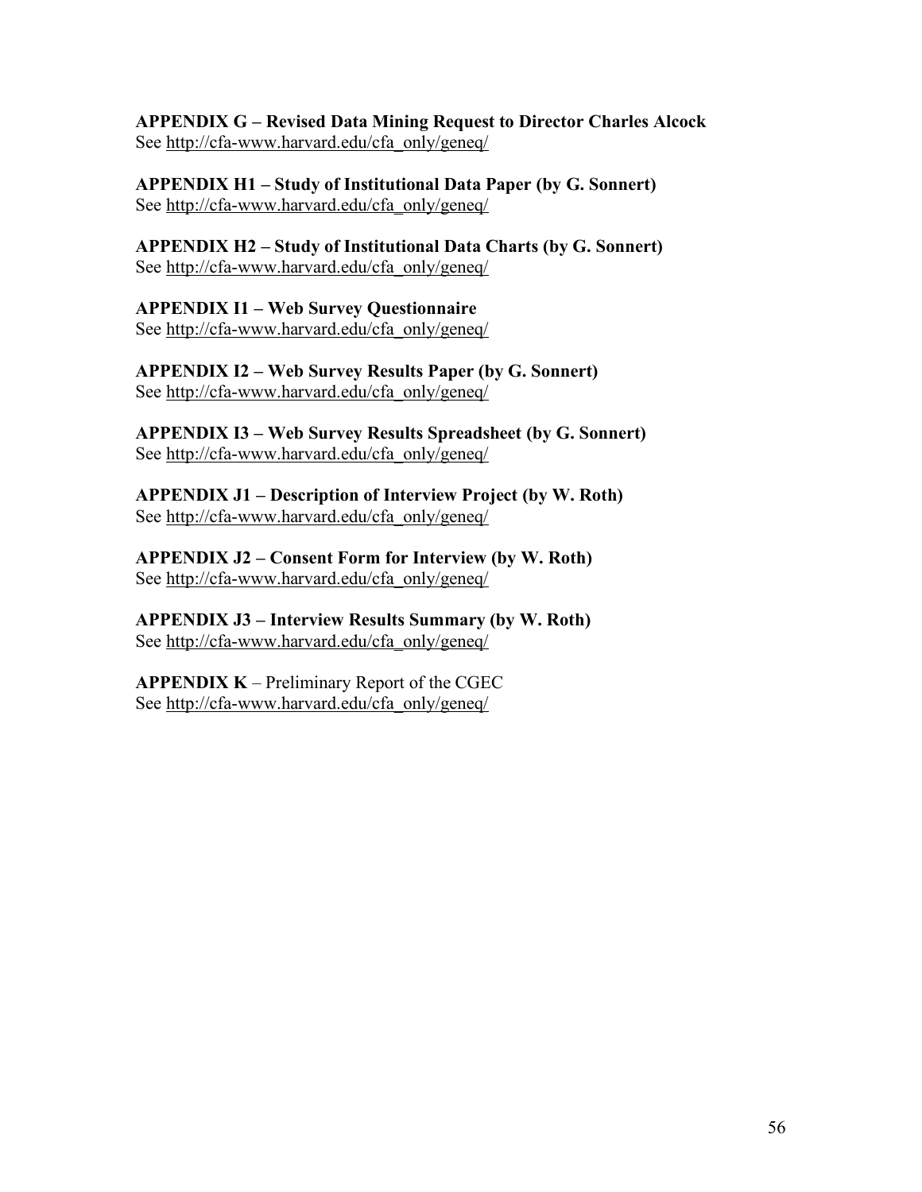**APPENDIX G – Revised Data Mining Request to Director Charles Alcock**
See http://cfa-www.harvard.edu/cfa_only/geneq/

**APPENDIX H1 – Study of Institutional Data Paper (by G. Sonnert)**
See http://cfa-www.harvard.edu/cfa_only/geneq/

**APPENDIX H2 – Study of Institutional Data Charts (by G. Sonnert)**
See http://cfa-www.harvard.edu/cfa_only/geneq/

**APPENDIX I1 – Web Survey Questionnaire**
See http://cfa-www.harvard.edu/cfa_only/geneq/

**APPENDIX I2 – Web Survey Results Paper (by G. Sonnert)**
See http://cfa-www.harvard.edu/cfa_only/geneq/

**APPENDIX I3 – Web Survey Results Spreadsheet (by G. Sonnert)**
See http://cfa-www.harvard.edu/cfa_only/geneq/

**APPENDIX J1 – Description of Interview Project (by W. Roth)**
See http://cfa-www.harvard.edu/cfa_only/geneq/

**APPENDIX J2 – Consent Form for Interview (by W. Roth)**
See http://cfa-www.harvard.edu/cfa_only/geneq/

**APPENDIX J3 – Interview Results Summary (by W. Roth)**
See http://cfa-www.harvard.edu/cfa_only/geneq/

**APPENDIX K** – Preliminary Report of the CGEC
See http://cfa-www.harvard.edu/cfa_only/geneq/